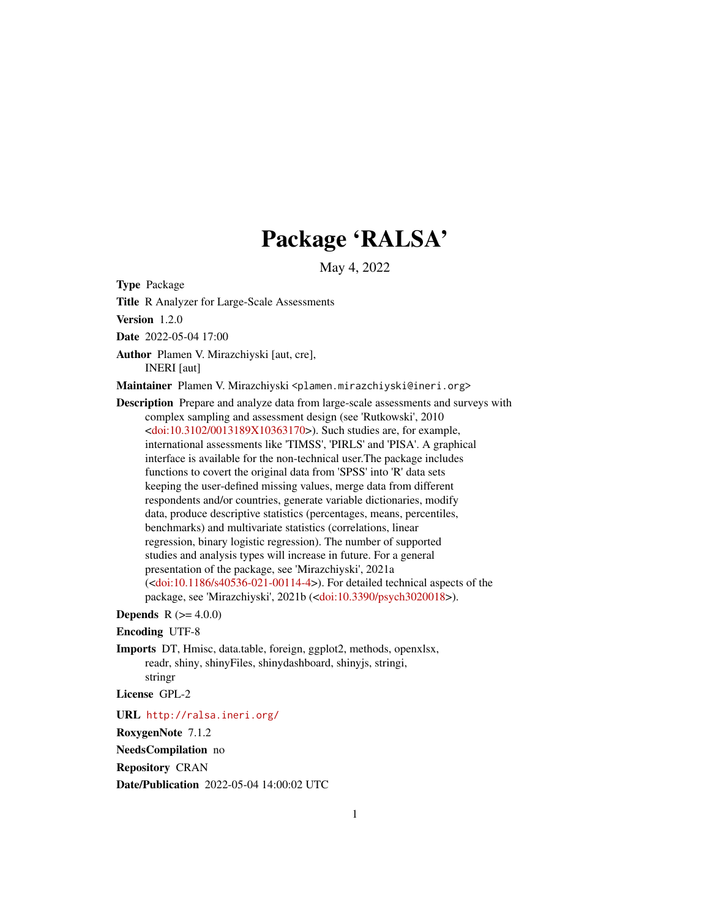# Package 'RALSA'

May 4, 2022

**Type** Package

**Title** R Analyzer for Large-Scale Assessments

**Version** 1.2.0

**Date** 2022-05-04 17:00

**Author** Plamen V. Mirazchiyski [aut, cre], INERI [aut]

**Maintainer** Plamen V. Mirazchiyski <plamen.mirazchiyski@ineri.org>

**Description** Prepare and analyze data from large-scale assessments and surveys with complex sampling and assessment design (see 'Rutkowski', 2010 <doi:10.3102/0013189X10363170>). Such studies are, for example, international assessments like 'TIMSS', 'PIRLS' and 'PISA'. A graphical interface is available for the non-technical user.The package includes functions to covert the original data from 'SPSS' into 'R' data sets keeping the user-defined missing values, merge data from different respondents and/or countries, generate variable dictionaries, modify data, produce descriptive statistics (percentages, means, percentiles, benchmarks) and multivariate statistics (correlations, linear regression, binary logistic regression). The number of supported studies and analysis types will increase in future. For a general presentation of the package, see 'Mirazchiyski', 2021a (<doi:10.1186/s40536-021-00114-4>). For detailed technical aspects of the package, see 'Mirazchiyski', 2021b (<doi:10.3390/psych3020018>).

**Depends** R (>= 4.0.0)

**Encoding** UTF-8

**Imports** DT, Hmisc, data.table, foreign, ggplot2, methods, openxlsx, readr, shiny, shinyFiles, shinydashboard, shinyjs, stringi, stringr

**License** GPL-2

**URL** http://ralsa.ineri.org/

**RoxygenNote** 7.1.2

**NeedsCompilation** no

**Repository** CRAN

**Date/Publication** 2022-05-04 14:00:02 UTC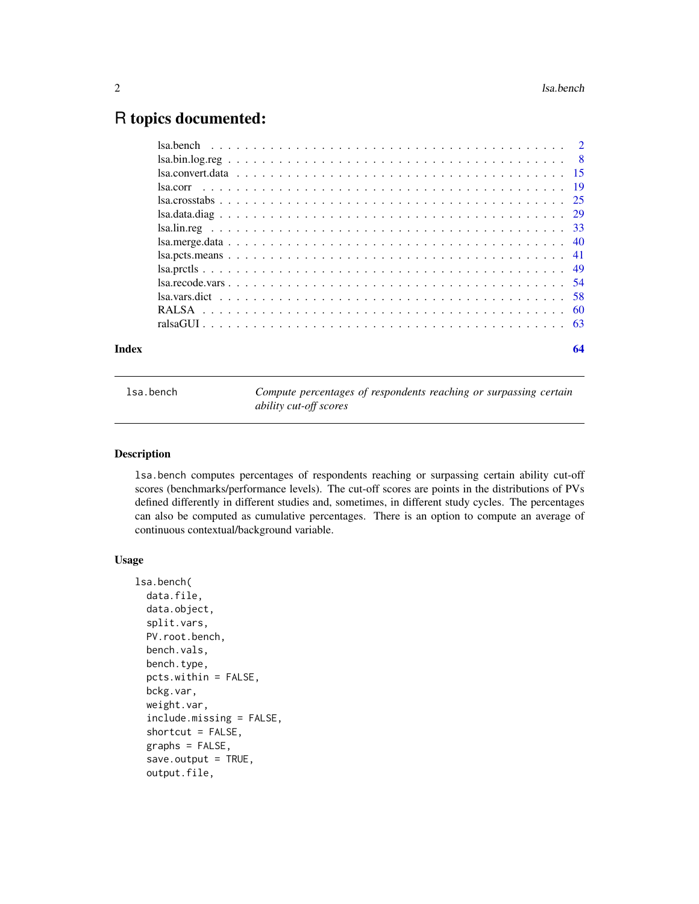# R topics documented:

| | |
|---|---|
| lsa.bench | 2 |
| lsa.bin.log.reg | 8 |
| lsa.convert.data | 15 |
| lsa.corr | 19 |
| lsa.crosstabs | 25 |
| lsa.data.diag | 29 |
| lsa.lin.reg | 33 |
| lsa.merge.data | 40 |
| lsa.pcts.means | 41 |
| lsa.prctls | 49 |
| lsa.recode.vars | 54 |
| lsa.vars.dict | 58 |
| RALSA | 60 |
| ralsaGUI | 63 |
| **Index** | **64** |

---

`lsa.bench` *Compute percentages of respondents reaching or surpassing certain ability cut-off scores*

---

### Description

`lsa.bench` computes percentages of respondents reaching or surpassing certain ability cut-off scores (benchmarks/performance levels). The cut-off scores are points in the distributions of PVs defined differently in different studies and, sometimes, in different study cycles. The percentages can also be computed as cumulative percentages. There is an option to compute an average of continuous contextual/background variable.

### Usage

```
lsa.bench(
  data.file,
  data.object,
  split.vars,
  PV.root.bench,
  bench.vals,
  bench.type,
  pcts.within = FALSE,
  bckg.var,
  weight.var,
  include.missing = FALSE,
  shortcut = FALSE,
  graphs = FALSE,
  save.output = TRUE,
  output.file,
```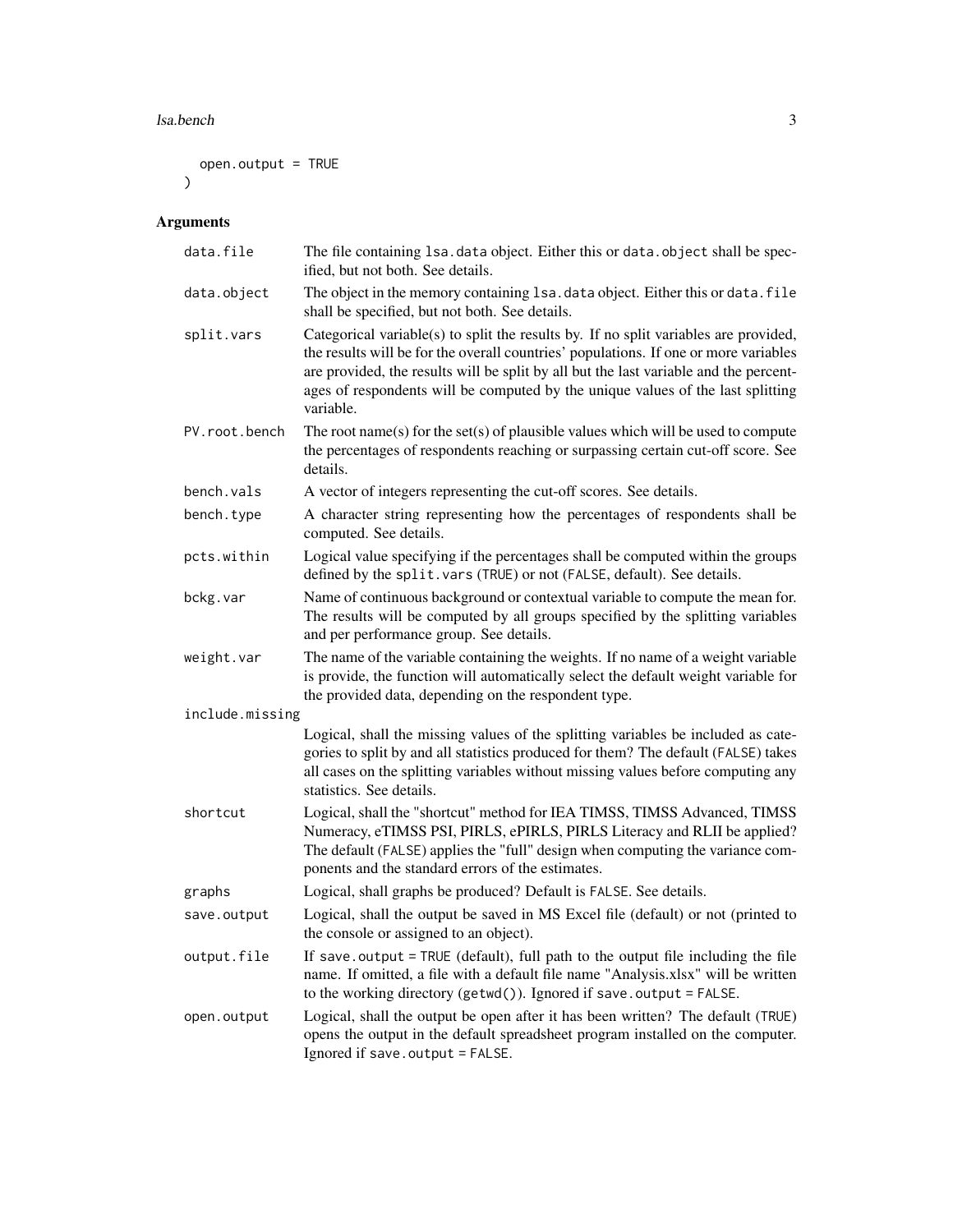```
  open.output = TRUE
)
```

## Arguments

| | |
|---|---|
| `data.file` | The file containing `lsa.data` object. Either this or `data.object` shall be specified, but not both. See details. |
| `data.object` | The object in the memory containing `lsa.data` object. Either this or `data.file` shall be specified, but not both. See details. |
| `split.vars` | Categorical variable(s) to split the results by. If no split variables are provided, the results will be for the overall countries' populations. If one or more variables are provided, the results will be split by all but the last variable and the percentages of respondents will be computed by the unique values of the last splitting variable. |
| `PV.root.bench` | The root name(s) for the set(s) of plausible values which will be used to compute the percentages of respondents reaching or surpassing certain cut-off score. See details. |
| `bench.vals` | A vector of integers representing the cut-off scores. See details. |
| `bench.type` | A character string representing how the percentages of respondents shall be computed. See details. |
| `pcts.within` | Logical value specifying if the percentages shall be computed within the groups defined by the `split.vars` (`TRUE`) or not (`FALSE`, default). See details. |
| `bckg.var` | Name of continuous background or contextual variable to compute the mean for. The results will be computed by all groups specified by the splitting variables and per performance group. See details. |
| `weight.var` | The name of the variable containing the weights. If no name of a weight variable is provide, the function will automatically select the default weight variable for the provided data, depending on the respondent type. |
| `include.missing` | Logical, shall the missing values of the splitting variables be included as categories to split by and all statistics produced for them? The default (`FALSE`) takes all cases on the splitting variables without missing values before computing any statistics. See details. |
| `shortcut` | Logical, shall the "shortcut" method for IEA TIMSS, TIMSS Advanced, TIMSS Numeracy, eTIMSS PSI, PIRLS, ePIRLS, PIRLS Literacy and RLII be applied? The default (`FALSE`) applies the "full" design when computing the variance components and the standard errors of the estimates. |
| `graphs` | Logical, shall graphs be produced? Default is `FALSE`. See details. |
| `save.output` | Logical, shall the output be saved in MS Excel file (default) or not (printed to the console or assigned to an object). |
| `output.file` | If `save.output = TRUE` (default), full path to the output file including the file name. If omitted, a file with a default file name "Analysis.xlsx" will be written to the working directory (`getwd()`). Ignored if `save.output = FALSE`. |
| `open.output` | Logical, shall the output be open after it has been written? The default (`TRUE`) opens the output in the default spreadsheet program installed on the computer. Ignored if `save.output = FALSE`. |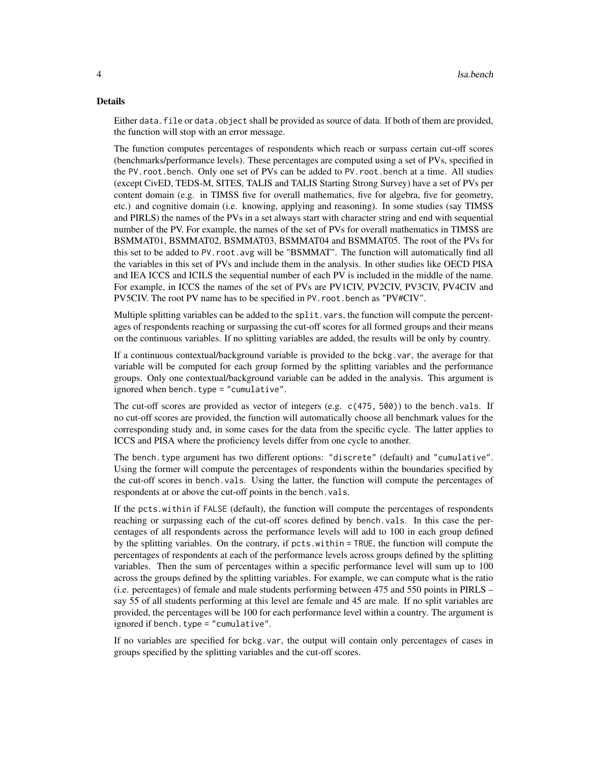## Details

Either `data.file` or `data.object` shall be provided as source of data. If both of them are provided, the function will stop with an error message.

The function computes percentages of respondents which reach or surpass certain cut-off scores (benchmarks/performance levels). These percentages are computed using a set of PVs, specified in the `PV.root.bench`. Only one set of PVs can be added to `PV.root.bench` at a time. All studies (except CivED, TEDS-M, SITES, TALIS and TALIS Starting Strong Survey) have a set of PVs per content domain (e.g. in TIMSS five for overall mathematics, five for algebra, five for geometry, etc.) and cognitive domain (i.e. knowing, applying and reasoning). In some studies (say TIMSS and PIRLS) the names of the PVs in a set always start with character string and end with sequential number of the PV. For example, the names of the set of PVs for overall mathematics in TIMSS are BSMMAT01, BSMMAT02, BSMMAT03, BSMMAT04 and BSMMAT05. The root of the PVs for this set to be added to `PV.root.avg` will be "BSMMAT". The function will automatically find all the variables in this set of PVs and include them in the analysis. In other studies like OECD PISA and IEA ICCS and ICILS the sequential number of each PV is included in the middle of the name. For example, in ICCS the names of the set of PVs are PV1CIV, PV2CIV, PV3CIV, PV4CIV and PV5CIV. The root PV name has to be specified in `PV.root.bench` as "PV#CIV".

Multiple splitting variables can be added to the `split.vars`, the function will compute the percentages of respondents reaching or surpassing the cut-off scores for all formed groups and their means on the continuous variables. If no splitting variables are added, the results will be only by country.

If a continuous contextual/background variable is provided to the `bckg.var`, the average for that variable will be computed for each group formed by the splitting variables and the performance groups. Only one contextual/background variable can be added in the analysis. This argument is ignored when `bench.type = "cumulative"`.

The cut-off scores are provided as vector of integers (e.g. `c(475, 500)`) to the `bench.vals`. If no cut-off scores are provided, the function will automatically choose all benchmark values for the corresponding study and, in some cases for the data from the specific cycle. The latter applies to ICCS and PISA where the proficiency levels differ from one cycle to another.

The `bench.type` argument has two different options: `"discrete"` (default) and `"cumulative"`. Using the former will compute the percentages of respondents within the boundaries specified by the cut-off scores in `bench.vals`. Using the latter, the function will compute the percentages of respondents at or above the cut-off points in the `bench.vals`.

If the `pcts.within` if `FALSE` (default), the function will compute the percentages of respondents reaching or surpassing each of the cut-off scores defined by `bench.vals`. In this case the percentages of all respondents across the performance levels will add to 100 in each group defined by the splitting variables. On the contrary, if `pcts.within = TRUE`, the function will compute the percentages of respondents at each of the performance levels across groups defined by the splitting variables. Then the sum of percentages within a specific performance level will sum up to 100 across the groups defined by the splitting variables. For example, we can compute what is the ratio (i.e. percentages) of female and male students performing between 475 and 550 points in PIRLS – say 55 of all students performing at this level are female and 45 are male. If no split variables are provided, the percentages will be 100 for each performance level within a country. The argument is ignored if `bench.type = "cumulative"`.

If no variables are specified for `bckg.var`, the output will contain only percentages of cases in groups specified by the splitting variables and the cut-off scores.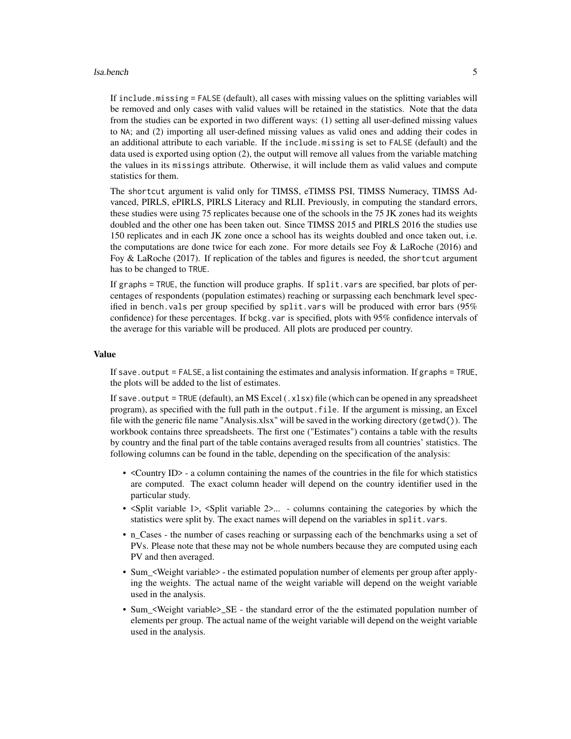If `include.missing = FALSE` (default), all cases with missing values on the splitting variables will be removed and only cases with valid values will be retained in the statistics. Note that the data from the studies can be exported in two different ways: (1) setting all user-defined missing values to `NA`; and (2) importing all user-defined missing values as valid ones and adding their codes in an additional attribute to each variable. If the `include.missing` is set to `FALSE` (default) and the data used is exported using option (2), the output will remove all values from the variable matching the values in its `missings` attribute. Otherwise, it will include them as valid values and compute statistics for them.

The `shortcut` argument is valid only for TIMSS, eTIMSS PSI, TIMSS Numeracy, TIMSS Advanced, PIRLS, ePIRLS, PIRLS Literacy and RLII. Previously, in computing the standard errors, these studies were using 75 replicates because one of the schools in the 75 JK zones had its weights doubled and the other one has been taken out. Since TIMSS 2015 and PIRLS 2016 the studies use 150 replicates and in each JK zone once a school has its weights doubled and once taken out, i.e. the computations are done twice for each zone. For more details see Foy & LaRoche (2016) and Foy & LaRoche (2017). If replication of the tables and figures is needed, the `shortcut` argument has to be changed to `TRUE`.

If `graphs = TRUE`, the function will produce graphs. If `split.vars` are specified, bar plots of percentages of respondents (population estimates) reaching or surpassing each benchmark level specified in `bench.vals` per group specified by `split.vars` will be produced with error bars (95% confidence) for these percentages. If `bckg.var` is specified, plots with 95% confidence intervals of the average for this variable will be produced. All plots are produced per country.

## Value

If `save.output = FALSE`, a list containing the estimates and analysis information. If `graphs = TRUE`, the plots will be added to the list of estimates.

If `save.output = TRUE` (default), an MS Excel (`.xlsx`) file (which can be opened in any spreadsheet program), as specified with the full path in the `output.file`. If the argument is missing, an Excel file with the generic file name "Analysis.xlsx" will be saved in the working directory (`getwd()`). The workbook contains three spreadsheets. The first one ("Estimates") contains a table with the results by country and the final part of the table contains averaged results from all countries' statistics. The following columns can be found in the table, depending on the specification of the analysis:

- <Country ID> - a column containing the names of the countries in the file for which statistics are computed. The exact column header will depend on the country identifier used in the particular study.
- <Split variable 1>, <Split variable 2>... - columns containing the categories by which the statistics were split by. The exact names will depend on the variables in `split.vars`.
- n_Cases - the number of cases reaching or surpassing each of the benchmarks using a set of PVs. Please note that these may not be whole numbers because they are computed using each PV and then averaged.
- Sum_<Weight variable> - the estimated population number of elements per group after applying the weights. The actual name of the weight variable will depend on the weight variable used in the analysis.
- Sum_<Weight variable>_SE - the standard error of the the estimated population number of elements per group. The actual name of the weight variable will depend on the weight variable used in the analysis.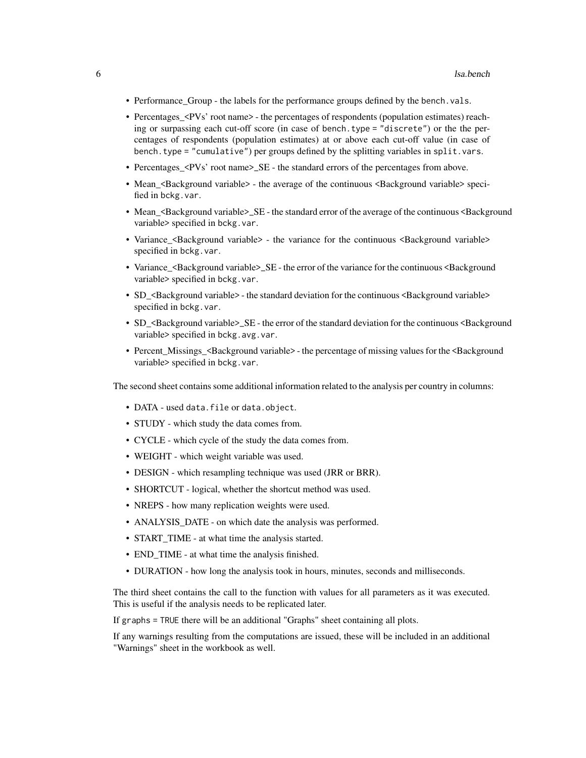- Performance_Group - the labels for the performance groups defined by the `bench.vals`.
- Percentages_<PVs' root name> - the percentages of respondents (population estimates) reaching or surpassing each cut-off score (in case of `bench.type = "discrete"`) or the the percentages of respondents (population estimates) at or above each cut-off value (in case of `bench.type = "cumulative"`) per groups defined by the splitting variables in `split.vars`.
- Percentages_<PVs' root name>_SE - the standard errors of the percentages from above.
- Mean_<Background variable> - the average of the continuous <Background variable> specified in `bckg.var`.
- Mean_<Background variable>_SE - the standard error of the average of the continuous <Background variable> specified in `bckg.var`.
- Variance_<Background variable> - the variance for the continuous <Background variable> specified in `bckg.var`.
- Variance_<Background variable>_SE - the error of the variance for the continuous <Background variable> specified in `bckg.var`.
- SD_<Background variable> - the standard deviation for the continuous <Background variable> specified in `bckg.var`.
- SD_<Background variable>_SE - the error of the standard deviation for the continuous <Background variable> specified in `bckg.avg.var`.
- Percent_Missings_<Background variable> - the percentage of missing values for the <Background variable> specified in `bckg.var`.

The second sheet contains some additional information related to the analysis per country in columns:

- DATA - used `data.file` or `data.object`.
- STUDY - which study the data comes from.
- CYCLE - which cycle of the study the data comes from.
- WEIGHT - which weight variable was used.
- DESIGN - which resampling technique was used (JRR or BRR).
- SHORTCUT - logical, whether the shortcut method was used.
- NREPS - how many replication weights were used.
- ANALYSIS_DATE - on which date the analysis was performed.
- START_TIME - at what time the analysis started.
- END_TIME - at what time the analysis finished.
- DURATION - how long the analysis took in hours, minutes, seconds and milliseconds.

The third sheet contains the call to the function with values for all parameters as it was executed. This is useful if the analysis needs to be replicated later.

If `graphs = TRUE` there will be an additional "Graphs" sheet containing all plots.

If any warnings resulting from the computations are issued, these will be included in an additional "Warnings" sheet in the workbook as well.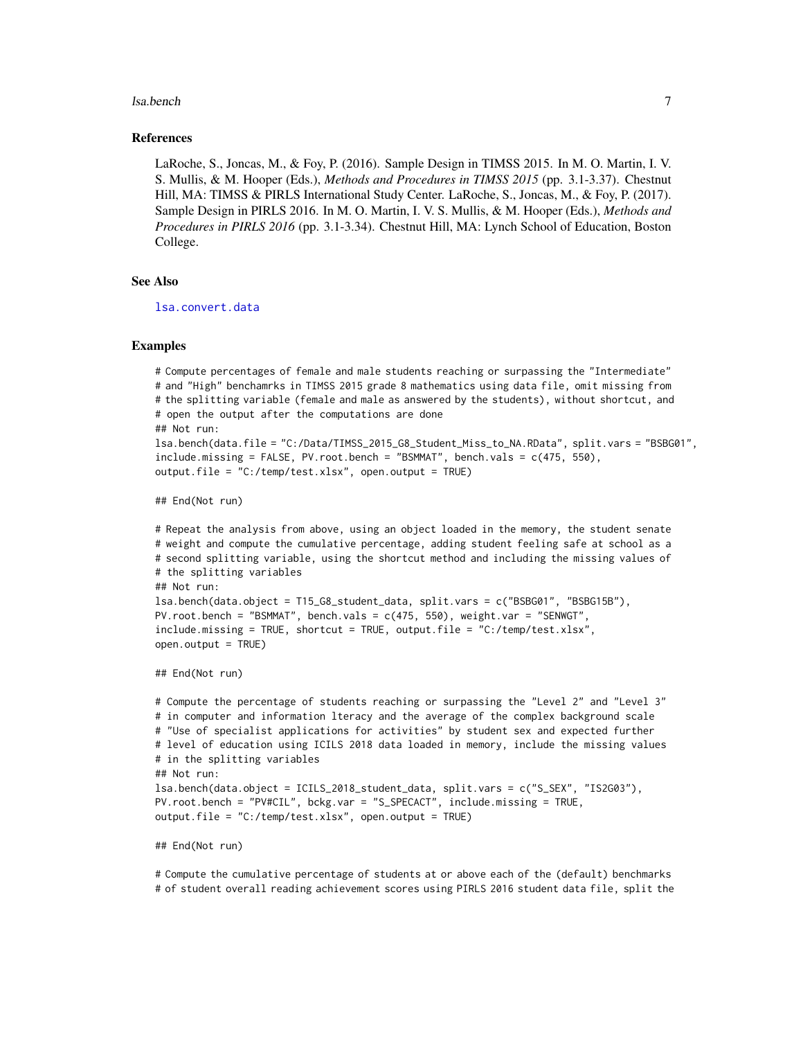## References

LaRoche, S., Joncas, M., & Foy, P. (2016). Sample Design in TIMSS 2015. In M. O. Martin, I. V. S. Mullis, & M. Hooper (Eds.), *Methods and Procedures in TIMSS 2015* (pp. 3.1-3.37). Chestnut Hill, MA: TIMSS & PIRLS International Study Center. LaRoche, S., Joncas, M., & Foy, P. (2017). Sample Design in PIRLS 2016. In M. O. Martin, I. V. S. Mullis, & M. Hooper (Eds.), *Methods and Procedures in PIRLS 2016* (pp. 3.1-3.34). Chestnut Hill, MA: Lynch School of Education, Boston College.

## See Also

lsa.convert.data

## Examples

```
# Compute percentages of female and male students reaching or surpassing the "Intermediate"
# and "High" benchamrks in TIMSS 2015 grade 8 mathematics using data file, omit missing from
# the splitting variable (female and male as answered by the students), without shortcut, and
# open the output after the computations are done
## Not run:
lsa.bench(data.file = "C:/Data/TIMSS_2015_G8_Student_Miss_to_NA.RData", split.vars = "BSBG01",
include.missing = FALSE, PV.root.bench = "BSMMAT", bench.vals = c(475, 550),
output.file = "C:/temp/test.xlsx", open.output = TRUE)

## End(Not run)

# Repeat the analysis from above, using an object loaded in the memory, the student senate
# weight and compute the cumulative percentage, adding student feeling safe at school as a
# second splitting variable, using the shortcut method and including the missing values of
# the splitting variables
## Not run:
lsa.bench(data.object = T15_G8_student_data, split.vars = c("BSBG01", "BSBG15B"),
PV.root.bench = "BSMMAT", bench.vals = c(475, 550), weight.var = "SENWGT",
include.missing = TRUE, shortcut = TRUE, output.file = "C:/temp/test.xlsx",
open.output = TRUE)

## End(Not run)

# Compute the percentage of students reaching or surpassing the "Level 2" and "Level 3"
# in computer and information lteracy and the average of the complex background scale
# "Use of specialist applications for activities" by student sex and expected further
# level of education using ICILS 2018 data loaded in memory, include the missing values
# in the splitting variables
## Not run:
lsa.bench(data.object = ICILS_2018_student_data, split.vars = c("S_SEX", "IS2G03"),
PV.root.bench = "PV#CIL", bckg.var = "S_SPECACT", include.missing = TRUE,
output.file = "C:/temp/test.xlsx", open.output = TRUE)

## End(Not run)

# Compute the cumulative percentage of students at or above each of the (default) benchmarks
# of student overall reading achievement scores using PIRLS 2016 student data file, split the
```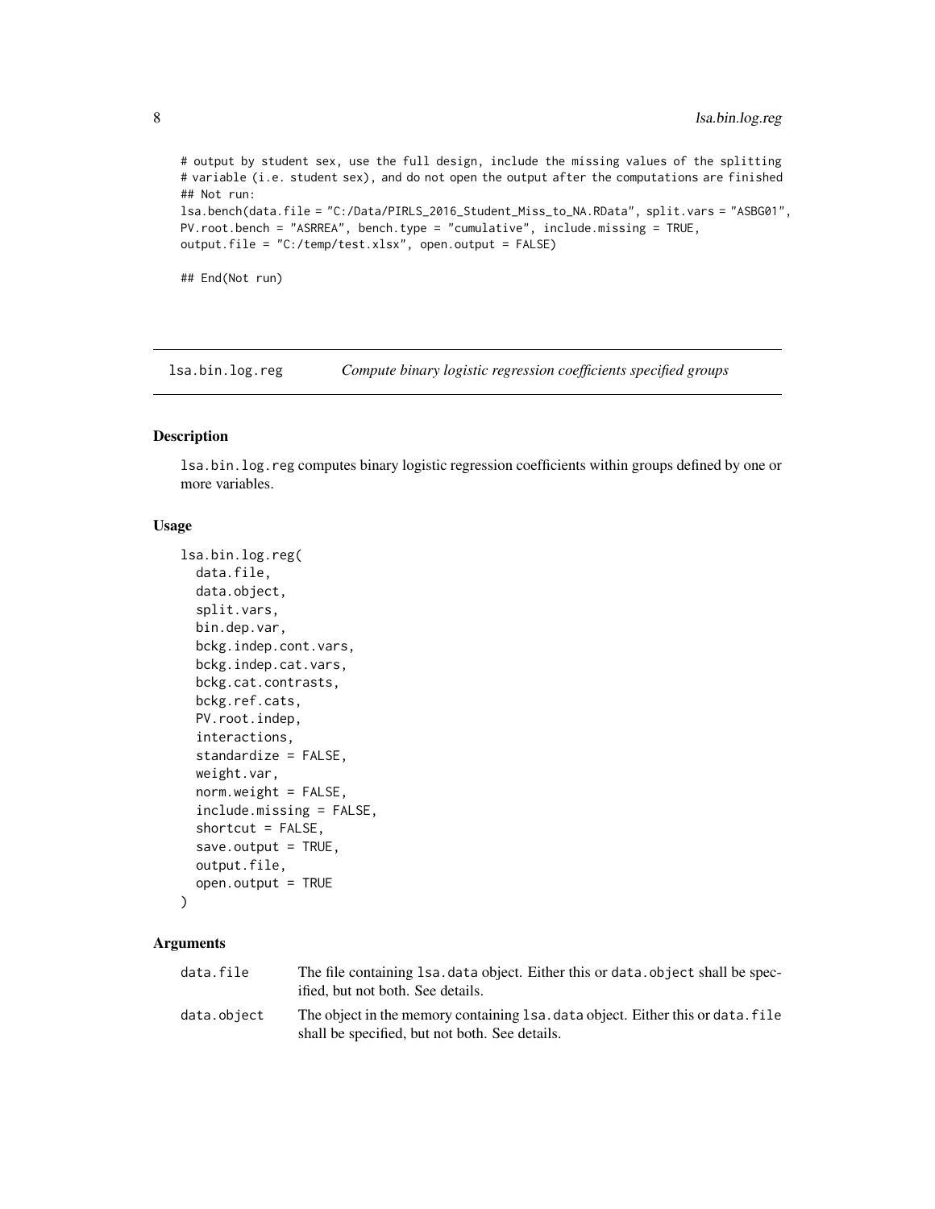```
# output by student sex, use the full design, include the missing values of the splitting
# variable (i.e. student sex), and do not open the output after the computations are finished
## Not run:
lsa.bench(data.file = "C:/Data/PIRLS_2016_Student_Miss_to_NA.RData", split.vars = "ASBG01",
PV.root.bench = "ASRREA", bench.type = "cumulative", include.missing = TRUE,
output.file = "C:/temp/test.xlsx", open.output = FALSE)

## End(Not run)
```

## lsa.bin.log.reg *Compute binary logistic regression coefficients specified groups*

### Description

lsa.bin.log.reg computes binary logistic regression coefficients within groups defined by one or more variables.

### Usage

```
lsa.bin.log.reg(
  data.file,
  data.object,
  split.vars,
  bin.dep.var,
  bckg.indep.cont.vars,
  bckg.indep.cat.vars,
  bckg.cat.contrasts,
  bckg.ref.cats,
  PV.root.indep,
  interactions,
  standardize = FALSE,
  weight.var,
  norm.weight = FALSE,
  include.missing = FALSE,
  shortcut = FALSE,
  save.output = TRUE,
  output.file,
  open.output = TRUE
)
```

### Arguments

| | |
|---|---|
| data.file | The file containing lsa.data object. Either this or data.object shall be specified, but not both. See details. |
| data.object | The object in the memory containing lsa.data object. Either this or data.file shall be specified, but not both. See details. |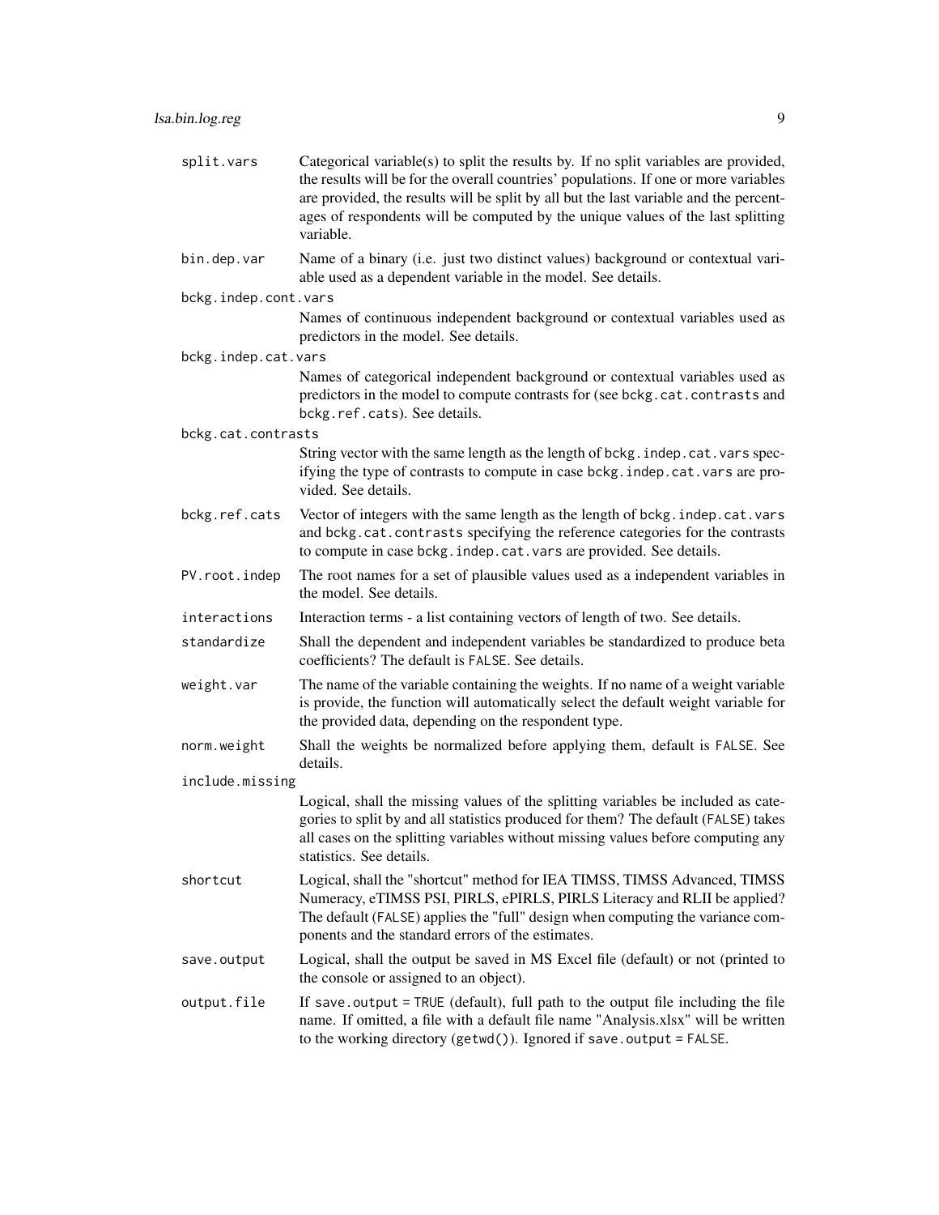`split.vars` Categorical variable(s) to split the results by. If no split variables are provided, the results will be for the overall countries' populations. If one or more variables are provided, the results will be split by all but the last variable and the percentages of respondents will be computed by the unique values of the last splitting variable.

`bin.dep.var` Name of a binary (i.e. just two distinct values) background or contextual variable used as a dependent variable in the model. See details.

`bckg.indep.cont.vars` Names of continuous independent background or contextual variables used as predictors in the model. See details.

`bckg.indep.cat.vars` Names of categorical independent background or contextual variables used as predictors in the model to compute contrasts for (see `bckg.cat.contrasts` and `bckg.ref.cats`). See details.

`bckg.cat.contrasts` String vector with the same length as the length of `bckg.indep.cat.vars` specifying the type of contrasts to compute in case `bckg.indep.cat.vars` are provided. See details.

`bckg.ref.cats` Vector of integers with the same length as the length of `bckg.indep.cat.vars` and `bckg.cat.contrasts` specifying the reference categories for the contrasts to compute in case `bckg.indep.cat.vars` are provided. See details.

`PV.root.indep` The root names for a set of plausible values used as a independent variables in the model. See details.

`interactions` Interaction terms - a list containing vectors of length of two. See details.

`standardize` Shall the dependent and independent variables be standardized to produce beta coefficients? The default is `FALSE`. See details.

`weight.var` The name of the variable containing the weights. If no name of a weight variable is provide, the function will automatically select the default weight variable for the provided data, depending on the respondent type.

`norm.weight` Shall the weights be normalized before applying them, default is `FALSE`. See details.

`include.missing` Logical, shall the missing values of the splitting variables be included as categories to split by and all statistics produced for them? The default (`FALSE`) takes all cases on the splitting variables without missing values before computing any statistics. See details.

`shortcut` Logical, shall the "shortcut" method for IEA TIMSS, TIMSS Advanced, TIMSS Numeracy, eTIMSS PSI, PIRLS, ePIRLS, PIRLS Literacy and RLII be applied? The default (`FALSE`) applies the "full" design when computing the variance components and the standard errors of the estimates.

`save.output` Logical, shall the output be saved in MS Excel file (default) or not (printed to the console or assigned to an object).

`output.file` If `save.output = TRUE` (default), full path to the output file including the file name. If omitted, a file with a default file name "Analysis.xlsx" will be written to the working directory (`getwd()`). Ignored if `save.output = FALSE`.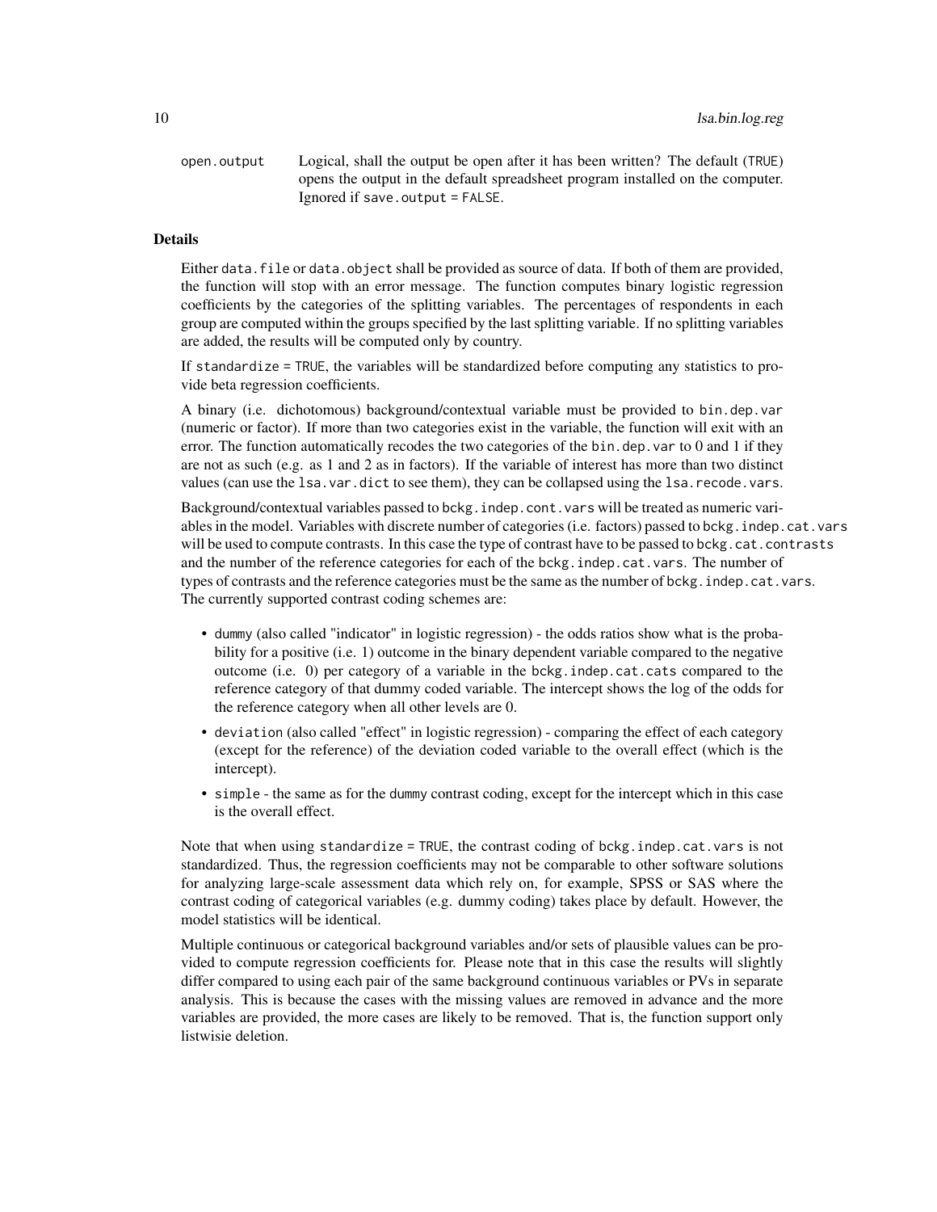open.output  Logical, shall the output be open after it has been written? The default (TRUE) opens the output in the default spreadsheet program installed on the computer. Ignored if save.output = FALSE.

## Details

Either data.file or data.object shall be provided as source of data. If both of them are provided, the function will stop with an error message. The function computes binary logistic regression coefficients by the categories of the splitting variables. The percentages of respondents in each group are computed within the groups specified by the last splitting variable. If no splitting variables are added, the results will be computed only by country.

If standardize = TRUE, the variables will be standardized before computing any statistics to provide beta regression coefficients.

A binary (i.e. dichotomous) background/contextual variable must be provided to bin.dep.var (numeric or factor). If more than two categories exist in the variable, the function will exit with an error. The function automatically recodes the two categories of the bin.dep.var to 0 and 1 if they are not as such (e.g. as 1 and 2 as in factors). If the variable of interest has more than two distinct values (can use the lsa.var.dict to see them), they can be collapsed using the lsa.recode.vars.

Background/contextual variables passed to bckg.indep.cont.vars will be treated as numeric variables in the model. Variables with discrete number of categories (i.e. factors) passed to bckg.indep.cat.vars will be used to compute contrasts. In this case the type of contrast have to be passed to bckg.cat.contrasts and the number of the reference categories for each of the bckg.indep.cat.vars. The number of types of contrasts and the reference categories must be the same as the number of bckg.indep.cat.vars. The currently supported contrast coding schemes are:

- dummy (also called "indicator" in logistic regression) - the odds ratios show what is the probability for a positive (i.e. 1) outcome in the binary dependent variable compared to the negative outcome (i.e. 0) per category of a variable in the bckg.indep.cat.cats compared to the reference category of that dummy coded variable. The intercept shows the log of the odds for the reference category when all other levels are 0.
- deviation (also called "effect" in logistic regression) - comparing the effect of each category (except for the reference) of the deviation coded variable to the overall effect (which is the intercept).
- simple - the same as for the dummy contrast coding, except for the intercept which in this case is the overall effect.

Note that when using standardize = TRUE, the contrast coding of bckg.indep.cat.vars is not standardized. Thus, the regression coefficients may not be comparable to other software solutions for analyzing large-scale assessment data which rely on, for example, SPSS or SAS where the contrast coding of categorical variables (e.g. dummy coding) takes place by default. However, the model statistics will be identical.

Multiple continuous or categorical background variables and/or sets of plausible values can be provided to compute regression coefficients for. Please note that in this case the results will slightly differ compared to using each pair of the same background continuous variables or PVs in separate analysis. This is because the cases with the missing values are removed in advance and the more variables are provided, the more cases are likely to be removed. That is, the function support only listwisie deletion.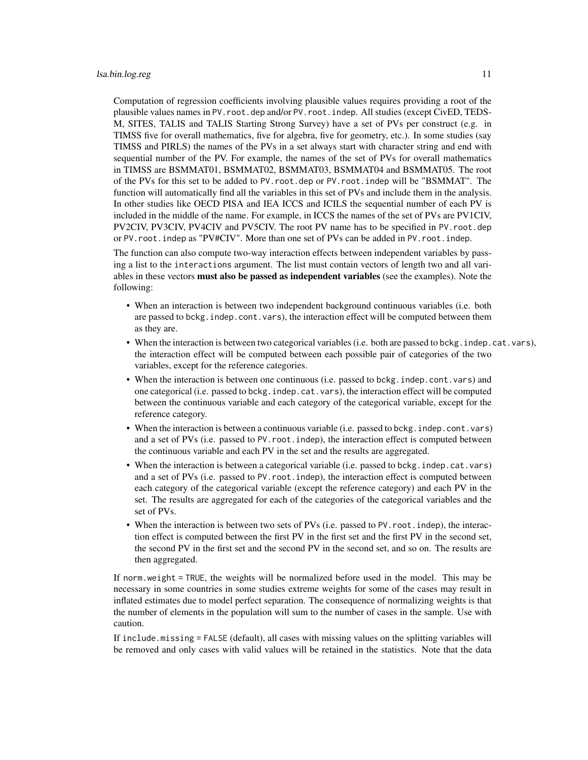Computation of regression coefficients involving plausible values requires providing a root of the plausible values names in `PV.root.dep` and/or `PV.root.indep`. All studies (except CivED, TEDS-M, SITES, TALIS and TALIS Starting Strong Survey) have a set of PVs per construct (e.g. in TIMSS five for overall mathematics, five for algebra, five for geometry, etc.). In some studies (say TIMSS and PIRLS) the names of the PVs in a set always start with character string and end with sequential number of the PV. For example, the names of the set of PVs for overall mathematics in TIMSS are BSMMAT01, BSMMAT02, BSMMAT03, BSMMAT04 and BSMMAT05. The root of the PVs for this set to be added to `PV.root.dep` or `PV.root.indep` will be "BSMMAT". The function will automatically find all the variables in this set of PVs and include them in the analysis. In other studies like OECD PISA and IEA ICCS and ICILS the sequential number of each PV is included in the middle of the name. For example, in ICCS the names of the set of PVs are PV1CIV, PV2CIV, PV3CIV, PV4CIV and PV5CIV. The root PV name has to be specified in `PV.root.dep` or `PV.root.indep` as "PV#CIV". More than one set of PVs can be added in `PV.root.indep`.

The function can also compute two-way interaction effects between independent variables by passing a list to the `interactions` argument. The list must contain vectors of length two and all variables in these vectors **must also be passed as independent variables** (see the examples). Note the following:

- When an interaction is between two independent background continuous variables (i.e. both are passed to `bckg.indep.cont.vars`), the interaction effect will be computed between them as they are.
- When the interaction is between two categorical variables (i.e. both are passed to `bckg.indep.cat.vars`), the interaction effect will be computed between each possible pair of categories of the two variables, except for the reference categories.
- When the interaction is between one continuous (i.e. passed to `bckg.indep.cont.vars`) and one categorical (i.e. passed to `bckg.indep.cat.vars`), the interaction effect will be computed between the continuous variable and each category of the categorical variable, except for the reference category.
- When the interaction is between a continuous variable (i.e. passed to `bckg.indep.cont.vars`) and a set of PVs (i.e. passed to `PV.root.indep`), the interaction effect is computed between the continuous variable and each PV in the set and the results are aggregated.
- When the interaction is between a categorical variable (i.e. passed to `bckg.indep.cat.vars`) and a set of PVs (i.e. passed to `PV.root.indep`), the interaction effect is computed between each category of the categorical variable (except the reference category) and each PV in the set. The results are aggregated for each of the categories of the categorical variables and the set of PVs.
- When the interaction is between two sets of PVs (i.e. passed to `PV.root.indep`), the interaction effect is computed between the first PV in the first set and the first PV in the second set, the second PV in the first set and the second PV in the second set, and so on. The results are then aggregated.

If `norm.weight = TRUE`, the weights will be normalized before used in the model. This may be necessary in some countries in some studies extreme weights for some of the cases may result in inflated estimates due to model perfect separation. The consequence of normalizing weights is that the number of elements in the population will sum to the number of cases in the sample. Use with caution.

If `include.missing = FALSE` (default), all cases with missing values on the splitting variables will be removed and only cases with valid values will be retained in the statistics. Note that the data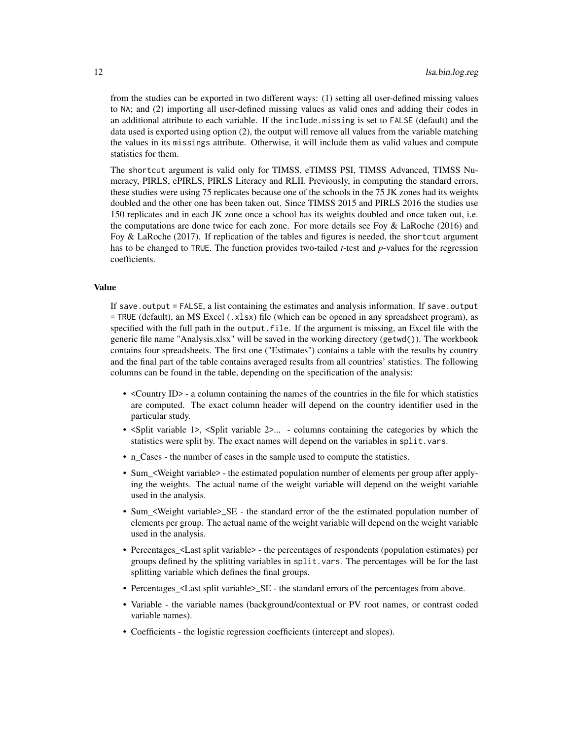from the studies can be exported in two different ways: (1) setting all user-defined missing values to NA; and (2) importing all user-defined missing values as valid ones and adding their codes in an additional attribute to each variable. If the include.missing is set to FALSE (default) and the data used is exported using option (2), the output will remove all values from the variable matching the values in its missings attribute. Otherwise, it will include them as valid values and compute statistics for them.

The shortcut argument is valid only for TIMSS, eTIMSS PSI, TIMSS Advanced, TIMSS Numeracy, PIRLS, ePIRLS, PIRLS Literacy and RLII. Previously, in computing the standard errors, these studies were using 75 replicates because one of the schools in the 75 JK zones had its weights doubled and the other one has been taken out. Since TIMSS 2015 and PIRLS 2016 the studies use 150 replicates and in each JK zone once a school has its weights doubled and once taken out, i.e. the computations are done twice for each zone. For more details see Foy & LaRoche (2016) and Foy & LaRoche (2017). If replication of the tables and figures is needed, the shortcut argument has to be changed to TRUE. The function provides two-tailed *t*-test and *p*-values for the regression coefficients.

### Value

If save.output = FALSE, a list containing the estimates and analysis information. If save.output = TRUE (default), an MS Excel (.xlsx) file (which can be opened in any spreadsheet program), as specified with the full path in the output.file. If the argument is missing, an Excel file with the generic file name "Analysis.xlsx" will be saved in the working directory (getwd()). The workbook contains four spreadsheets. The first one ("Estimates") contains a table with the results by country and the final part of the table contains averaged results from all countries' statistics. The following columns can be found in the table, depending on the specification of the analysis:

- <Country ID> - a column containing the names of the countries in the file for which statistics are computed. The exact column header will depend on the country identifier used in the particular study.
- <Split variable 1>, <Split variable 2>... - columns containing the categories by which the statistics were split by. The exact names will depend on the variables in split.vars.
- n_Cases - the number of cases in the sample used to compute the statistics.
- Sum_<Weight variable> - the estimated population number of elements per group after applying the weights. The actual name of the weight variable will depend on the weight variable used in the analysis.
- Sum_<Weight variable>_SE - the standard error of the the estimated population number of elements per group. The actual name of the weight variable will depend on the weight variable used in the analysis.
- Percentages_<Last split variable> - the percentages of respondents (population estimates) per groups defined by the splitting variables in split.vars. The percentages will be for the last splitting variable which defines the final groups.
- Percentages_<Last split variable>_SE - the standard errors of the percentages from above.
- Variable - the variable names (background/contextual or PV root names, or contrast coded variable names).
- Coefficients - the logistic regression coefficients (intercept and slopes).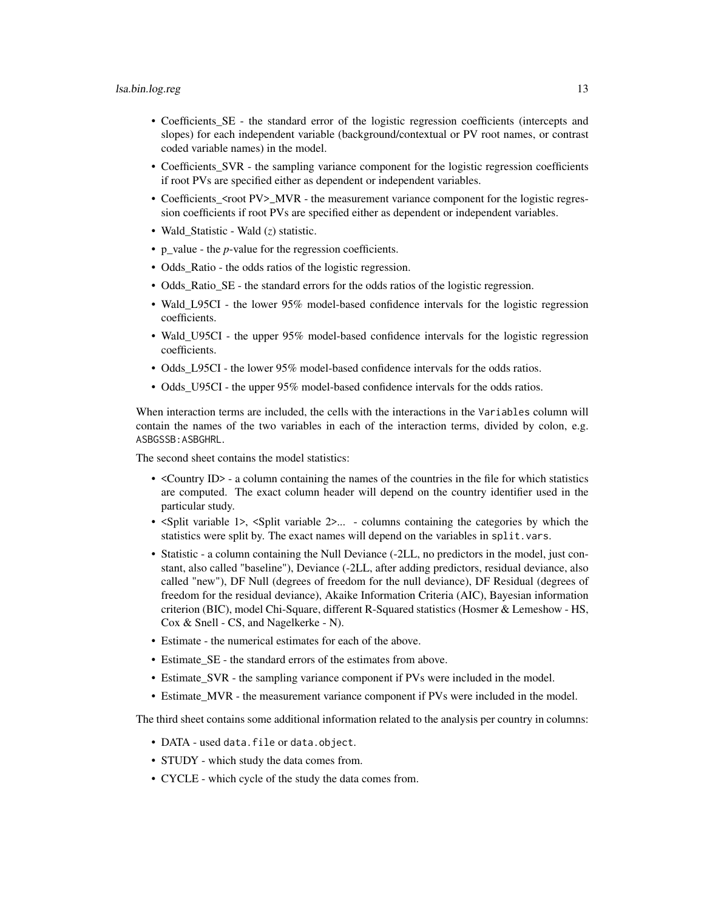- Coefficients_SE - the standard error of the logistic regression coefficients (intercepts and slopes) for each independent variable (background/contextual or PV root names, or contrast coded variable names) in the model.
- Coefficients_SVR - the sampling variance component for the logistic regression coefficients if root PVs are specified either as dependent or independent variables.
- Coefficients_<root PV>_MVR - the measurement variance component for the logistic regression coefficients if root PVs are specified either as dependent or independent variables.
- Wald_Statistic - Wald ($z$) statistic.
- p_value - the $p$-value for the regression coefficients.
- Odds_Ratio - the odds ratios of the logistic regression.
- Odds_Ratio_SE - the standard errors for the odds ratios of the logistic regression.
- Wald_L95CI - the lower 95% model-based confidence intervals for the logistic regression coefficients.
- Wald_U95CI - the upper 95% model-based confidence intervals for the logistic regression coefficients.
- Odds_L95CI - the lower 95% model-based confidence intervals for the odds ratios.
- Odds_U95CI - the upper 95% model-based confidence intervals for the odds ratios.

When interaction terms are included, the cells with the interactions in the `Variables` column will contain the names of the two variables in each of the interaction terms, divided by colon, e.g. `ASBGSSB:ASBGHRL`.

The second sheet contains the model statistics:

- <Country ID> - a column containing the names of the countries in the file for which statistics are computed. The exact column header will depend on the country identifier used in the particular study.
- <Split variable 1>, <Split variable 2>... - columns containing the categories by which the statistics were split by. The exact names will depend on the variables in `split.vars`.
- Statistic - a column containing the Null Deviance (-2LL, no predictors in the model, just constant, also called "baseline"), Deviance (-2LL, after adding predictors, residual deviance, also called "new"), DF Null (degrees of freedom for the null deviance), DF Residual (degrees of freedom for the residual deviance), Akaike Information Criteria (AIC), Bayesian information criterion (BIC), model Chi-Square, different R-Squared statistics (Hosmer & Lemeshow - HS, Cox & Snell - CS, and Nagelkerke - N).
- Estimate - the numerical estimates for each of the above.
- Estimate_SE - the standard errors of the estimates from above.
- Estimate_SVR - the sampling variance component if PVs were included in the model.
- Estimate_MVR - the measurement variance component if PVs were included in the model.

The third sheet contains some additional information related to the analysis per country in columns:

- DATA - used `data.file` or `data.object`.
- STUDY - which study the data comes from.
- CYCLE - which cycle of the study the data comes from.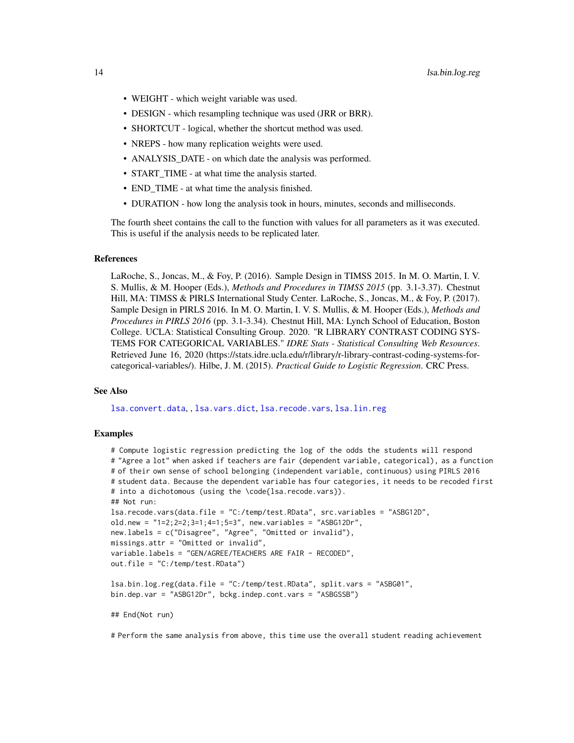- WEIGHT - which weight variable was used.
- DESIGN - which resampling technique was used (JRR or BRR).
- SHORTCUT - logical, whether the shortcut method was used.
- NREPS - how many replication weights were used.
- ANALYSIS_DATE - on which date the analysis was performed.
- START_TIME - at what time the analysis started.
- END_TIME - at what time the analysis finished.
- DURATION - how long the analysis took in hours, minutes, seconds and milliseconds.

The fourth sheet contains the call to the function with values for all parameters as it was executed. This is useful if the analysis needs to be replicated later.

## References

LaRoche, S., Joncas, M., & Foy, P. (2016). Sample Design in TIMSS 2015. In M. O. Martin, I. V. S. Mullis, & M. Hooper (Eds.), *Methods and Procedures in TIMSS 2015* (pp. 3.1-3.37). Chestnut Hill, MA: TIMSS & PIRLS International Study Center. LaRoche, S., Joncas, M., & Foy, P. (2017). Sample Design in PIRLS 2016. In M. O. Martin, I. V. S. Mullis, & M. Hooper (Eds.), *Methods and Procedures in PIRLS 2016* (pp. 3.1-3.34). Chestnut Hill, MA: Lynch School of Education, Boston College. UCLA: Statistical Consulting Group. 2020. "R LIBRARY CONTRAST CODING SYSTEMS FOR CATEGORICAL VARIABLES." *IDRE Stats - Statistical Consulting Web Resources*. Retrieved June 16, 2020 (https://stats.idre.ucla.edu/r/library/r-library-contrast-coding-systems-for-categorical-variables/). Hilbe, J. M. (2015). *Practical Guide to Logistic Regression*. CRC Press.

## See Also

lsa.convert.data, , lsa.vars.dict, lsa.recode.vars, lsa.lin.reg

## Examples

```
# Compute logistic regression predicting the log of the odds the students will respond
# "Agree a lot" when asked if teachers are fair (dependent variable, categorical), as a function
# of their own sense of school belonging (independent variable, continuous) using PIRLS 2016
# student data. Because the dependent variable has four categories, it needs to be recoded first
# into a dichotomous (using the \code{lsa.recode.vars}).
## Not run:
lsa.recode.vars(data.file = "C:/temp/test.RData", src.variables = "ASBG12D",
old.new = "1=2;2=2;3=1;4=1;5=3", new.variables = "ASBG12Dr",
new.labels = c("Disagree", "Agree", "Omitted or invalid"),
missings.attr = "Omitted or invalid",
variable.labels = "GEN/AGREE/TEACHERS ARE FAIR - RECODED",
out.file = "C:/temp/test.RData")

lsa.bin.log.reg(data.file = "C:/temp/test.RData", split.vars = "ASBG01",
bin.dep.var = "ASBG12Dr", bckg.indep.cont.vars = "ASBGSSB")

## End(Not run)

# Perform the same analysis from above, this time use the overall student reading achievement
```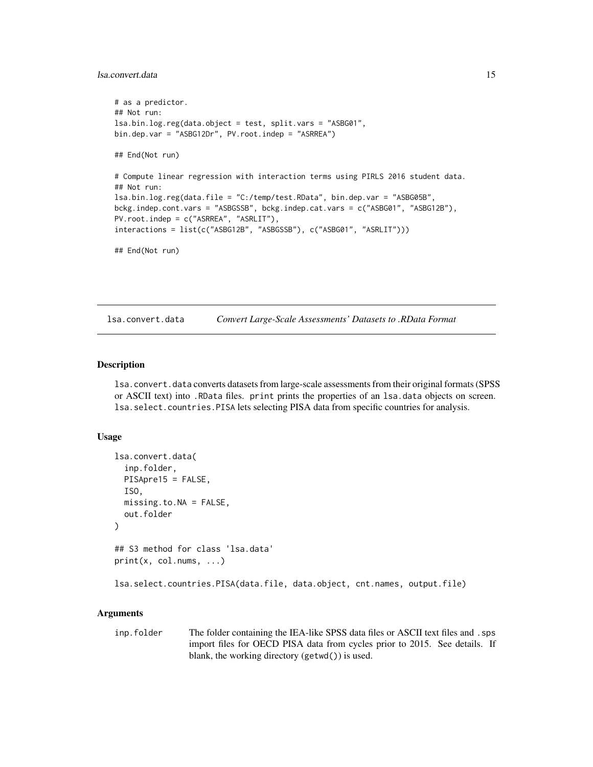```
# as a predictor.
## Not run:
lsa.bin.log.reg(data.object = test, split.vars = "ASBG01",
bin.dep.var = "ASBG12Dr", PV.root.indep = "ASRREA")

## End(Not run)

# Compute linear regression with interaction terms using PIRLS 2016 student data.
## Not run:
lsa.bin.log.reg(data.file = "C:/temp/test.RData", bin.dep.var = "ASBG05B",
bckg.indep.cont.vars = "ASBGSSB", bckg.indep.cat.vars = c("ASBG01", "ASBG12B"),
PV.root.indep = c("ASRREA", "ASRLIT"),
interactions = list(c("ASBG12B", "ASBGSSB"), c("ASBG01", "ASRLIT")))

## End(Not run)
```

## lsa.convert.data — *Convert Large-Scale Assessments' Datasets to .RData Format*

### Description

`lsa.convert.data` converts datasets from large-scale assessments from their original formats (SPSS or ASCII text) into `.RData` files. `print` prints the properties of an `lsa.data` objects on screen. `lsa.select.countries.PISA` lets selecting PISA data from specific countries for analysis.

### Usage

```
lsa.convert.data(
  inp.folder,
  PISApre15 = FALSE,
  ISO,
  missing.to.NA = FALSE,
  out.folder
)

## S3 method for class 'lsa.data'
print(x, col.nums, ...)

lsa.select.countries.PISA(data.file, data.object, cnt.names, output.file)
```

### Arguments

`inp.folder` The folder containing the IEA-like SPSS data files or ASCII text files and `.sps` import files for OECD PISA data from cycles prior to 2015. See details. If blank, the working directory (`getwd()`) is used.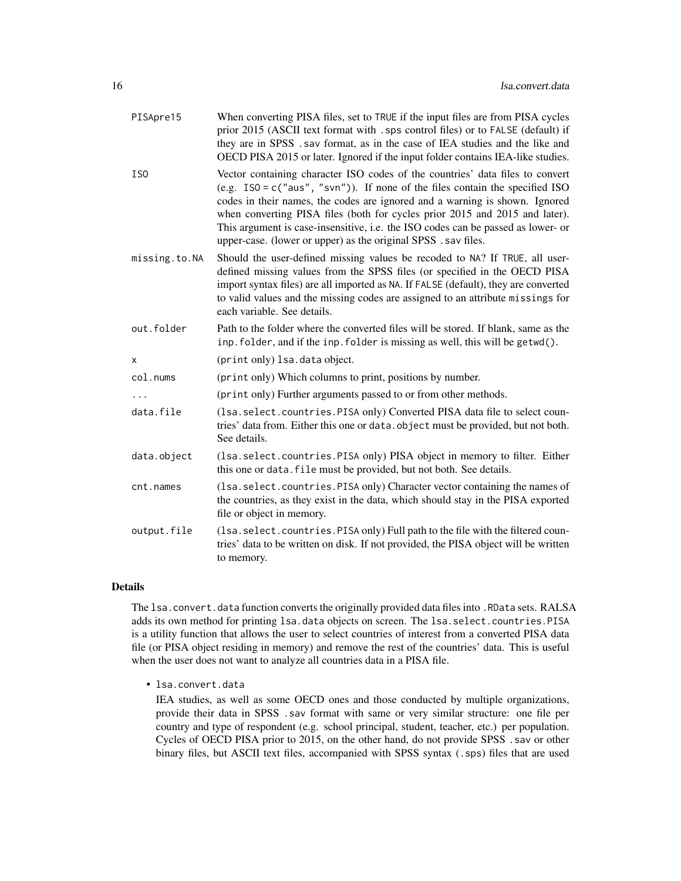| | |
|---|---|
| `PISApre15` | When converting PISA files, set to `TRUE` if the input files are from PISA cycles prior 2015 (ASCII text format with `.sps` control files) or to `FALSE` (default) if they are in SPSS `.sav` format, as in the case of IEA studies and the like and OECD PISA 2015 or later. Ignored if the input folder contains IEA-like studies. |
| `ISO` | Vector containing character ISO codes of the countries' data files to convert (e.g. `ISO = c("aus", "svn")`). If none of the files contain the specified ISO codes in their names, the codes are ignored and a warning is shown. Ignored when converting PISA files (both for cycles prior 2015 and 2015 and later). This argument is case-insensitive, i.e. the ISO codes can be passed as lower- or upper-case. (lower or upper) as the original SPSS `.sav` files. |
| `missing.to.NA` | Should the user-defined missing values be recoded to `NA`? If `TRUE`, all user-defined missing values from the SPSS files (or specified in the OECD PISA import syntax files) are all imported as `NA`. If `FALSE` (default), they are converted to valid values and the missing codes are assigned to an attribute `missings` for each variable. See details. |
| `out.folder` | Path to the folder where the converted files will be stored. If blank, same as the `inp.folder`, and if the `inp.folder` is missing as well, this will be `getwd()`. |
| `x` | (`print` only) `lsa.data` object. |
| `col.nums` | (`print` only) Which columns to print, positions by number. |
| `...` | (`print` only) Further arguments passed to or from other methods. |
| `data.file` | (`lsa.select.countries.PISA` only) Converted PISA data file to select countries' data from. Either this one or `data.object` must be provided, but not both. See details. |
| `data.object` | (`lsa.select.countries.PISA` only) PISA object in memory to filter. Either this one or `data.file` must be provided, but not both. See details. |
| `cnt.names` | (`lsa.select.countries.PISA` only) Character vector containing the names of the countries, as they exist in the data, which should stay in the PISA exported file or object in memory. |
| `output.file` | (`lsa.select.countries.PISA` only) Full path to the file with the filtered countries' data to be written on disk. If not provided, the PISA object will be written to memory. |

## Details

The `lsa.convert.data` function converts the originally provided data files into `.RData` sets. RALSA adds its own method for printing `lsa.data` objects on screen. The `lsa.select.countries.PISA` is a utility function that allows the user to select countries of interest from a converted PISA data file (or PISA object residing in memory) and remove the rest of the countries' data. This is useful when the user does not want to analyze all countries data in a PISA file.

- `lsa.convert.data`

  IEA studies, as well as some OECD ones and those conducted by multiple organizations, provide their data in SPSS `.sav` format with same or very similar structure: one file per country and type of respondent (e.g. school principal, student, teacher, etc.) per population. Cycles of OECD PISA prior to 2015, on the other hand, do not provide SPSS `.sav` or other binary files, but ASCII text files, accompanied with SPSS syntax (`.sps`) files that are used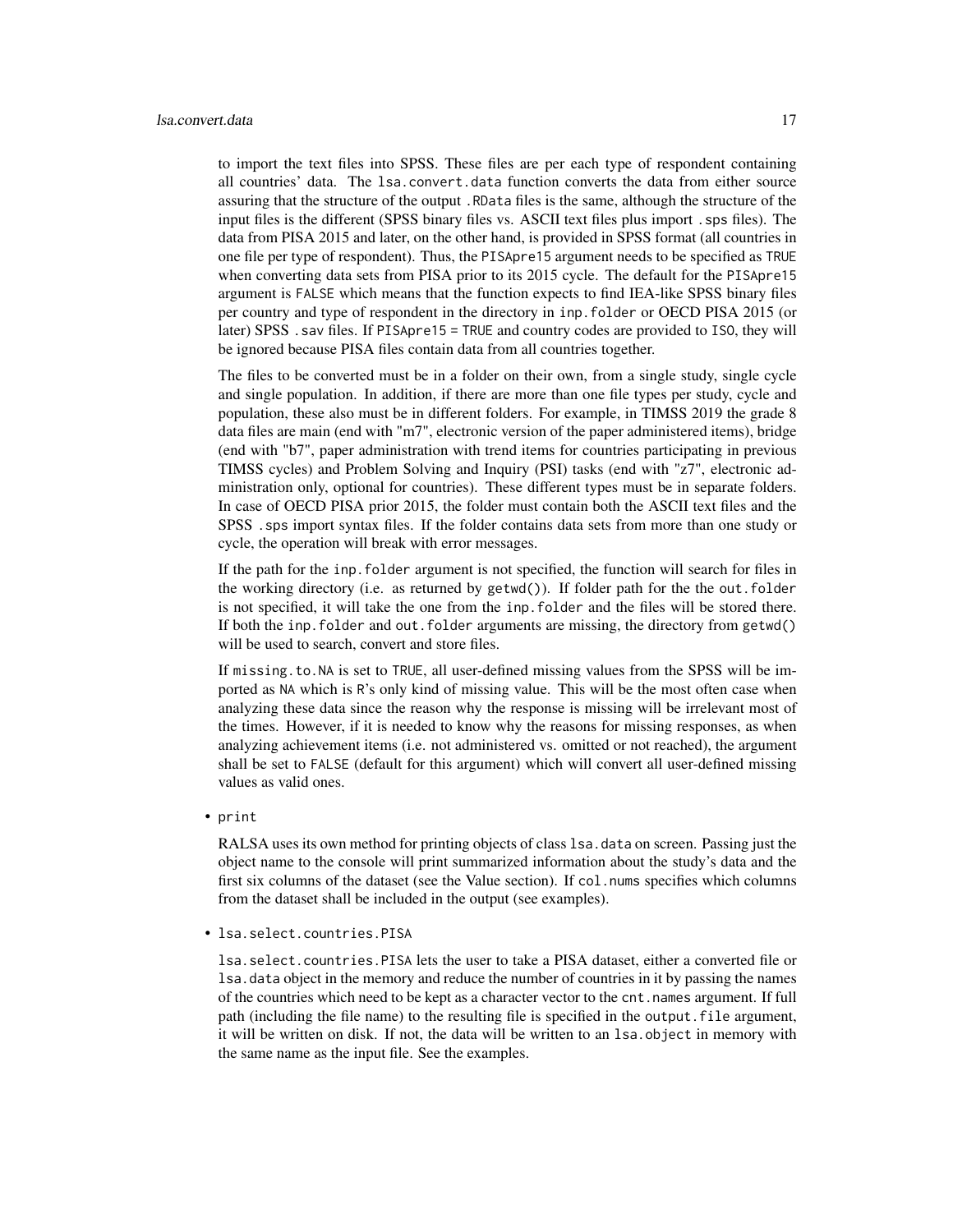to import the text files into SPSS. These files are per each type of respondent containing all countries' data. The `lsa.convert.data` function converts the data from either source assuring that the structure of the output `.RData` files is the same, although the structure of the input files is the different (SPSS binary files vs. ASCII text files plus import `.sps` files). The data from PISA 2015 and later, on the other hand, is provided in SPSS format (all countries in one file per type of respondent). Thus, the `PISApre15` argument needs to be specified as `TRUE` when converting data sets from PISA prior to its 2015 cycle. The default for the `PISApre15` argument is `FALSE` which means that the function expects to find IEA-like SPSS binary files per country and type of respondent in the directory in `inp.folder` or OECD PISA 2015 (or later) SPSS `.sav` files. If `PISApre15 = TRUE` and country codes are provided to `ISO`, they will be ignored because PISA files contain data from all countries together.

The files to be converted must be in a folder on their own, from a single study, single cycle and single population. In addition, if there are more than one file types per study, cycle and population, these also must be in different folders. For example, in TIMSS 2019 the grade 8 data files are main (end with "m7", electronic version of the paper administered items), bridge (end with "b7", paper administration with trend items for countries participating in previous TIMSS cycles) and Problem Solving and Inquiry (PSI) tasks (end with "z7", electronic administration only, optional for countries). These different types must be in separate folders. In case of OECD PISA prior 2015, the folder must contain both the ASCII text files and the SPSS `.sps` import syntax files. If the folder contains data sets from more than one study or cycle, the operation will break with error messages.

If the path for the `inp.folder` argument is not specified, the function will search for files in the working directory (i.e. as returned by `getwd()`). If folder path for the the `out.folder` is not specified, it will take the one from the `inp.folder` and the files will be stored there. If both the `inp.folder` and `out.folder` arguments are missing, the directory from `getwd()` will be used to search, convert and store files.

If `missing.to.NA` is set to `TRUE`, all user-defined missing values from the SPSS will be imported as `NA` which is `R`'s only kind of missing value. This will be the most often case when analyzing these data since the reason why the response is missing will be irrelevant most of the times. However, if it is needed to know why the reasons for missing responses, as when analyzing achievement items (i.e. not administered vs. omitted or not reached), the argument shall be set to `FALSE` (default for this argument) which will convert all user-defined missing values as valid ones.

- `print`

  RALSA uses its own method for printing objects of class `lsa.data` on screen. Passing just the object name to the console will print summarized information about the study's data and the first six columns of the dataset (see the Value section). If `col.nums` specifies which columns from the dataset shall be included in the output (see examples).

- `lsa.select.countries.PISA`

  `lsa.select.countries.PISA` lets the user to take a PISA dataset, either a converted file or `lsa.data` object in the memory and reduce the number of countries in it by passing the names of the countries which need to be kept as a character vector to the `cnt.names` argument. If full path (including the file name) to the resulting file is specified in the `output.file` argument, it will be written on disk. If not, the data will be written to an `lsa.object` in memory with the same name as the input file. See the examples.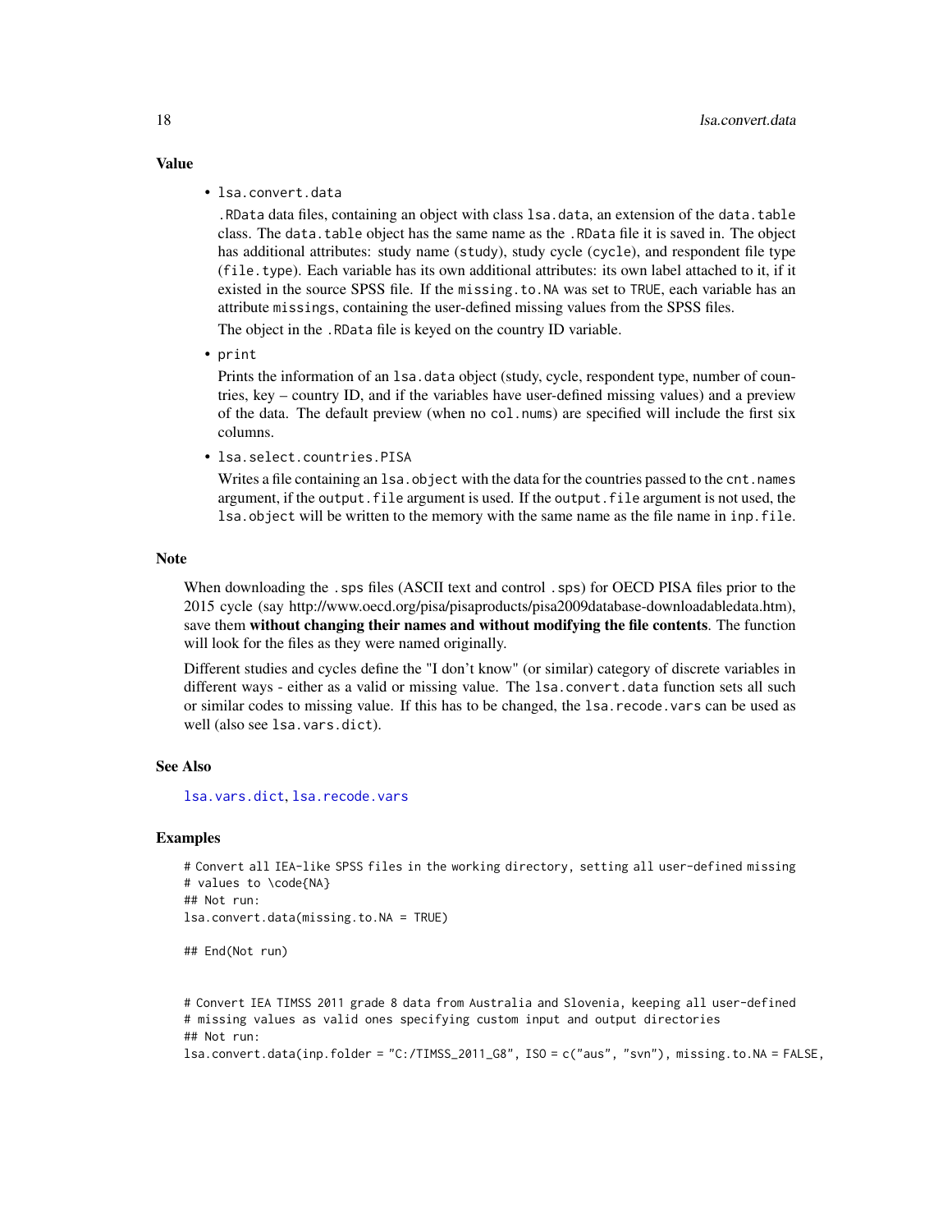## Value

- `lsa.convert.data`

  `.RData` data files, containing an object with class `lsa.data`, an extension of the `data.table` class. The `data.table` object has the same name as the `.RData` file it is saved in. The object has additional attributes: study name (`study`), study cycle (`cycle`), and respondent file type (`file.type`). Each variable has its own additional attributes: its own label attached to it, if it existed in the source SPSS file. If the `missing.to.NA` was set to `TRUE`, each variable has an attribute `missings`, containing the user-defined missing values from the SPSS files.

  The object in the `.RData` file is keyed on the country ID variable.

- `print`

  Prints the information of an `lsa.data` object (study, cycle, respondent type, number of countries, key – country ID, and if the variables have user-defined missing values) and a preview of the data. The default preview (when no `col.nums`) are specified will include the first six columns.

- `lsa.select.countries.PISA`

  Writes a file containing an `lsa.object` with the data for the countries passed to the `cnt.names` argument, if the `output.file` argument is used. If the `output.file` argument is not used, the `lsa.object` will be written to the memory with the same name as the file name in `inp.file`.

## Note

When downloading the `.sps` files (ASCII text and control `.sps`) for OECD PISA files prior to the 2015 cycle (say http://www.oecd.org/pisa/pisaproducts/pisa2009database-downloadabledata.htm), save them **without changing their names and without modifying the file contents**. The function will look for the files as they were named originally.

Different studies and cycles define the "I don't know" (or similar) category of discrete variables in different ways - either as a valid or missing value. The `lsa.convert.data` function sets all such or similar codes to missing value. If this has to be changed, the `lsa.recode.vars` can be used as well (also see `lsa.vars.dict`).

## See Also

`lsa.vars.dict`, `lsa.recode.vars`

## Examples

```
# Convert all IEA-like SPSS files in the working directory, setting all user-defined missing
# values to \code{NA}
## Not run:
lsa.convert.data(missing.to.NA = TRUE)

## End(Not run)


# Convert IEA TIMSS 2011 grade 8 data from Australia and Slovenia, keeping all user-defined
# missing values as valid ones specifying custom input and output directories
## Not run:
lsa.convert.data(inp.folder = "C:/TIMSS_2011_G8", ISO = c("aus", "svn"), missing.to.NA = FALSE,
```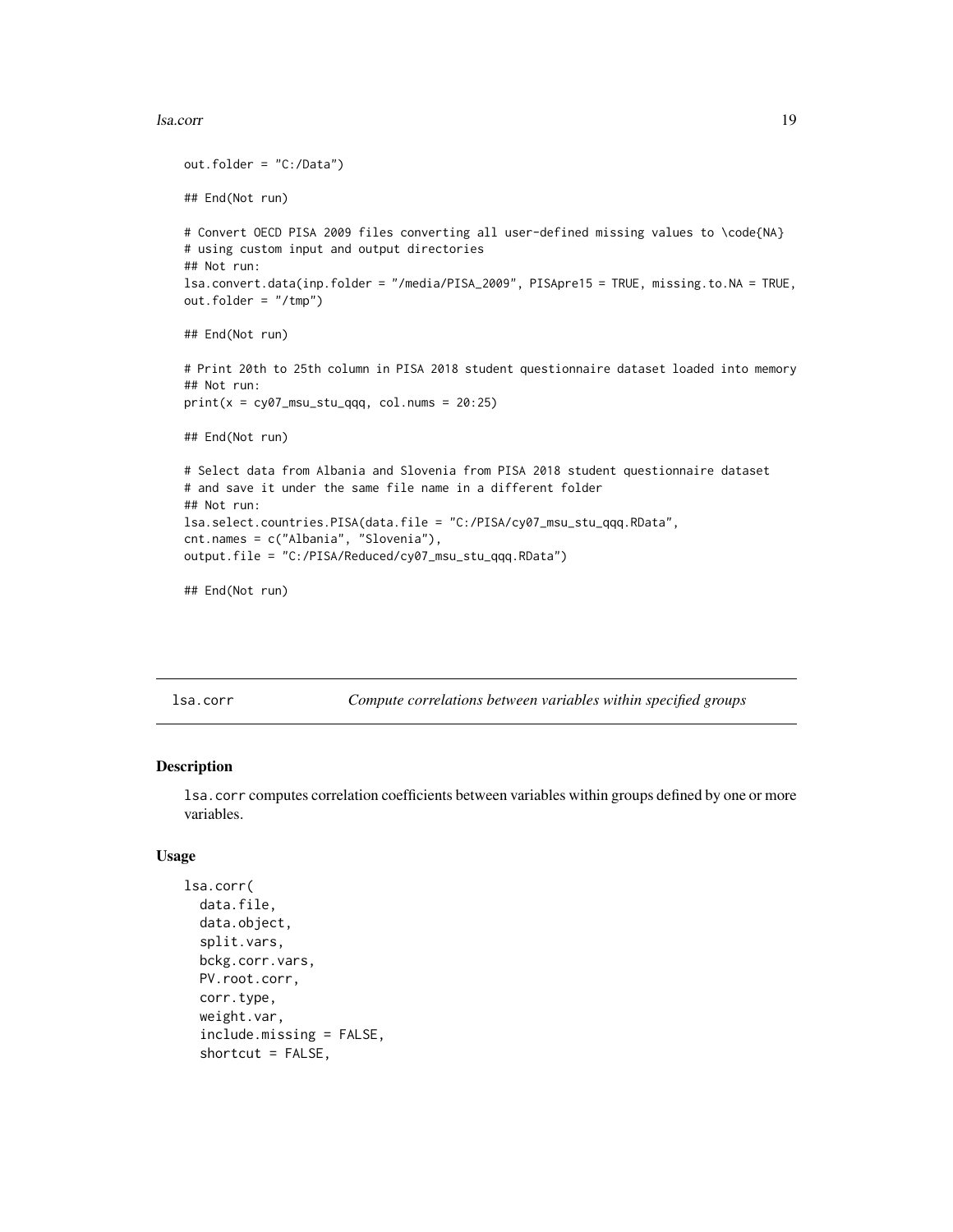```
out.folder = "C:/Data")

## End(Not run)

# Convert OECD PISA 2009 files converting all user-defined missing values to \code{NA}
# using custom input and output directories
## Not run:
lsa.convert.data(inp.folder = "/media/PISA_2009", PISApre15 = TRUE, missing.to.NA = TRUE,
out.folder = "/tmp")

## End(Not run)

# Print 20th to 25th column in PISA 2018 student questionnaire dataset loaded into memory
## Not run:
print(x = cy07_msu_stu_qqq, col.nums = 20:25)

## End(Not run)

# Select data from Albania and Slovenia from PISA 2018 student questionnaire dataset
# and save it under the same file name in a different folder
## Not run:
lsa.select.countries.PISA(data.file = "C:/PISA/cy07_msu_stu_qqq.RData",
cnt.names = c("Albania", "Slovenia"),
output.file = "C:/PISA/Reduced/cy07_msu_stu_qqq.RData")

## End(Not run)
```

---

# lsa.corr — *Compute correlations between variables within specified groups*

---

## Description

`lsa.corr` computes correlation coefficients between variables within groups defined by one or more variables.

## Usage

```
lsa.corr(
  data.file,
  data.object,
  split.vars,
  bckg.corr.vars,
  PV.root.corr,
  corr.type,
  weight.var,
  include.missing = FALSE,
  shortcut = FALSE,
```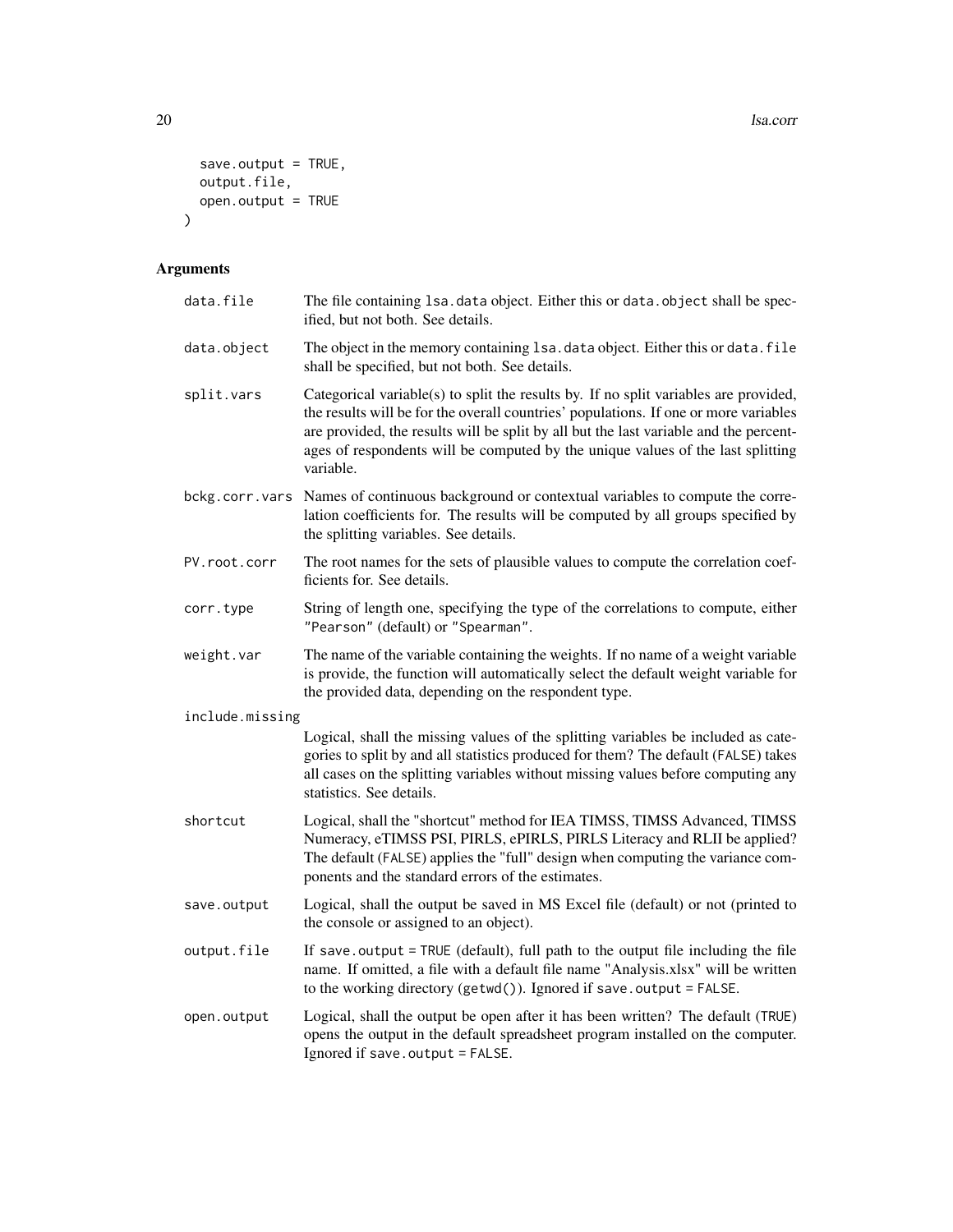```
  save.output = TRUE,
  output.file,
  open.output = TRUE
)
```

## Arguments

| Argument | Description |
|---|---|
| `data.file` | The file containing `lsa.data` object. Either this or `data.object` shall be specified, but not both. See details. |
| `data.object` | The object in the memory containing `lsa.data` object. Either this or `data.file` shall be specified, but not both. See details. |
| `split.vars` | Categorical variable(s) to split the results by. If no split variables are provided, the results will be for the overall countries' populations. If one or more variables are provided, the results will be split by all but the last variable and the percentages of respondents will be computed by the unique values of the last splitting variable. |
| `bckg.corr.vars` | Names of continuous background or contextual variables to compute the correlation coefficients for. The results will be computed by all groups specified by the splitting variables. See details. |
| `PV.root.corr` | The root names for the sets of plausible values to compute the correlation coefficients for. See details. |
| `corr.type` | String of length one, specifying the type of the correlations to compute, either `"Pearson"` (default) or `"Spearman"`. |
| `weight.var` | The name of the variable containing the weights. If no name of a weight variable is provide, the function will automatically select the default weight variable for the provided data, depending on the respondent type. |
| `include.missing` | Logical, shall the missing values of the splitting variables be included as categories to split by and all statistics produced for them? The default (`FALSE`) takes all cases on the splitting variables without missing values before computing any statistics. See details. |
| `shortcut` | Logical, shall the "shortcut" method for IEA TIMSS, TIMSS Advanced, TIMSS Numeracy, eTIMSS PSI, PIRLS, ePIRLS, PIRLS Literacy and RLII be applied? The default (`FALSE`) applies the "full" design when computing the variance components and the standard errors of the estimates. |
| `save.output` | Logical, shall the output be saved in MS Excel file (default) or not (printed to the console or assigned to an object). |
| `output.file` | If `save.output = TRUE` (default), full path to the output file including the file name. If omitted, a file with a default file name "Analysis.xlsx" will be written to the working directory (`getwd()`). Ignored if `save.output = FALSE`. |
| `open.output` | Logical, shall the output be open after it has been written? The default (`TRUE`) opens the output in the default spreadsheet program installed on the computer. Ignored if `save.output = FALSE`. |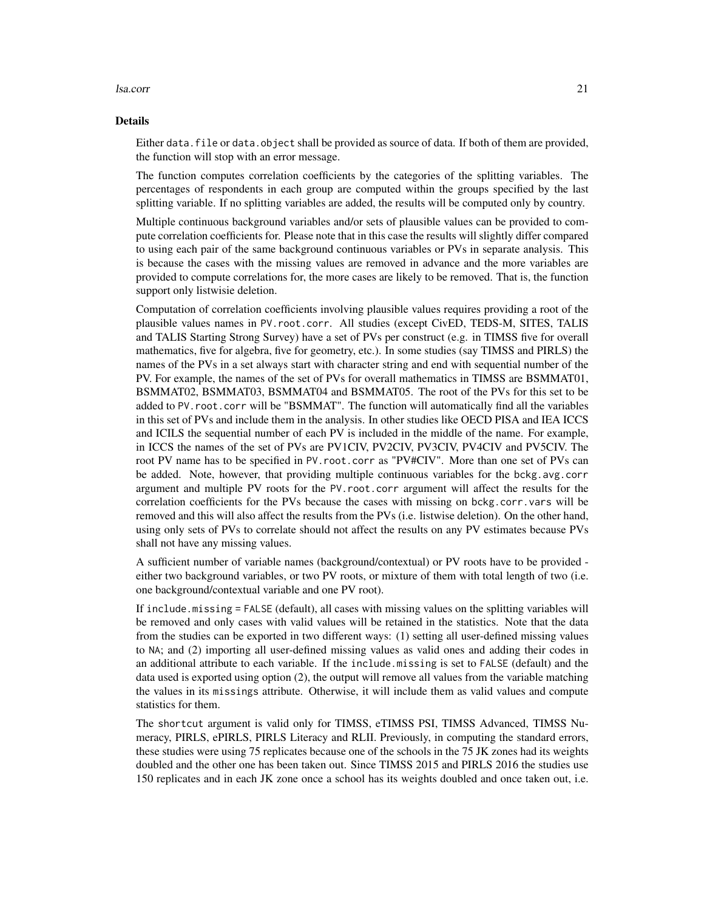### Details

Either `data.file` or `data.object` shall be provided as source of data. If both of them are provided, the function will stop with an error message.

The function computes correlation coefficients by the categories of the splitting variables. The percentages of respondents in each group are computed within the groups specified by the last splitting variable. If no splitting variables are added, the results will be computed only by country.

Multiple continuous background variables and/or sets of plausible values can be provided to compute correlation coefficients for. Please note that in this case the results will slightly differ compared to using each pair of the same background continuous variables or PVs in separate analysis. This is because the cases with the missing values are removed in advance and the more variables are provided to compute correlations for, the more cases are likely to be removed. That is, the function support only listwisie deletion.

Computation of correlation coefficients involving plausible values requires providing a root of the plausible values names in `PV.root.corr`. All studies (except CivED, TEDS-M, SITES, TALIS and TALIS Starting Strong Survey) have a set of PVs per construct (e.g. in TIMSS five for overall mathematics, five for algebra, five for geometry, etc.). In some studies (say TIMSS and PIRLS) the names of the PVs in a set always start with character string and end with sequential number of the PV. For example, the names of the set of PVs for overall mathematics in TIMSS are BSMMAT01, BSMMAT02, BSMMAT03, BSMMAT04 and BSMMAT05. The root of the PVs for this set to be added to `PV.root.corr` will be "BSMMAT". The function will automatically find all the variables in this set of PVs and include them in the analysis. In other studies like OECD PISA and IEA ICCS and ICILS the sequential number of each PV is included in the middle of the name. For example, in ICCS the names of the set of PVs are PV1CIV, PV2CIV, PV3CIV, PV4CIV and PV5CIV. The root PV name has to be specified in `PV.root.corr` as "PV#CIV". More than one set of PVs can be added. Note, however, that providing multiple continuous variables for the `bckg.avg.corr` argument and multiple PV roots for the `PV.root.corr` argument will affect the results for the correlation coefficients for the PVs because the cases with missing on `bckg.corr.vars` will be removed and this will also affect the results from the PVs (i.e. listwise deletion). On the other hand, using only sets of PVs to correlate should not affect the results on any PV estimates because PVs shall not have any missing values.

A sufficient number of variable names (background/contextual) or PV roots have to be provided - either two background variables, or two PV roots, or mixture of them with total length of two (i.e. one background/contextual variable and one PV root).

If `include.missing = FALSE` (default), all cases with missing values on the splitting variables will be removed and only cases with valid values will be retained in the statistics. Note that the data from the studies can be exported in two different ways: (1) setting all user-defined missing values to `NA`; and (2) importing all user-defined missing values as valid ones and adding their codes in an additional attribute to each variable. If the `include.missing` is set to `FALSE` (default) and the data used is exported using option (2), the output will remove all values from the variable matching the values in its `missings` attribute. Otherwise, it will include them as valid values and compute statistics for them.

The `shortcut` argument is valid only for TIMSS, eTIMSS PSI, TIMSS Advanced, TIMSS Numeracy, PIRLS, ePIRLS, PIRLS Literacy and RLII. Previously, in computing the standard errors, these studies were using 75 replicates because one of the schools in the 75 JK zones had its weights doubled and the other one has been taken out. Since TIMSS 2015 and PIRLS 2016 the studies use 150 replicates and in each JK zone once a school has its weights doubled and once taken out, i.e.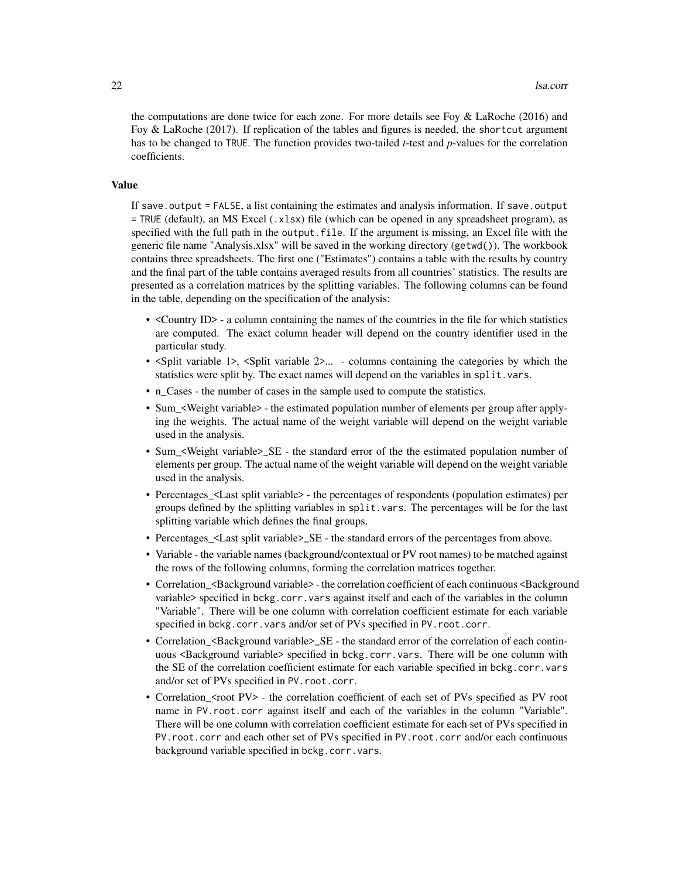the computations are done twice for each zone. For more details see Foy & LaRoche (2016) and Foy & LaRoche (2017). If replication of the tables and figures is needed, the `shortcut` argument has to be changed to `TRUE`. The function provides two-tailed *t*-test and *p*-values for the correlation coefficients.

### Value

If `save.output = FALSE`, a list containing the estimates and analysis information. If `save.output = TRUE` (default), an MS Excel (`.xlsx`) file (which can be opened in any spreadsheet program), as specified with the full path in the `output.file`. If the argument is missing, an Excel file with the generic file name "Analysis.xlsx" will be saved in the working directory (`getwd()`). The workbook contains three spreadsheets. The first one ("Estimates") contains a table with the results by country and the final part of the table contains averaged results from all countries' statistics. The results are presented as a correlation matrices by the splitting variables. The following columns can be found in the table, depending on the specification of the analysis:

- <Country ID> - a column containing the names of the countries in the file for which statistics are computed. The exact column header will depend on the country identifier used in the particular study.
- <Split variable 1>, <Split variable 2>... - columns containing the categories by which the statistics were split by. The exact names will depend on the variables in `split.vars`.
- n_Cases - the number of cases in the sample used to compute the statistics.
- Sum_<Weight variable> - the estimated population number of elements per group after applying the weights. The actual name of the weight variable will depend on the weight variable used in the analysis.
- Sum_<Weight variable>_SE - the standard error of the the estimated population number of elements per group. The actual name of the weight variable will depend on the weight variable used in the analysis.
- Percentages_<Last split variable> - the percentages of respondents (population estimates) per groups defined by the splitting variables in `split.vars`. The percentages will be for the last splitting variable which defines the final groups.
- Percentages_<Last split variable>_SE - the standard errors of the percentages from above.
- Variable - the variable names (background/contextual or PV root names) to be matched against the rows of the following columns, forming the correlation matrices together.
- Correlation_<Background variable> - the correlation coefficient of each continuous <Background variable> specified in `bckg.corr.vars` against itself and each of the variables in the column "Variable". There will be one column with correlation coefficient estimate for each variable specified in `bckg.corr.vars` and/or set of PVs specified in `PV.root.corr`.
- Correlation_<Background variable>_SE - the standard error of the correlation of each continuous <Background variable> specified in `bckg.corr.vars`. There will be one column with the SE of the correlation coefficient estimate for each variable specified in `bckg.corr.vars` and/or set of PVs specified in `PV.root.corr`.
- Correlation_<root PV> - the correlation coefficient of each set of PVs specified as PV root name in `PV.root.corr` against itself and each of the variables in the column "Variable". There will be one column with correlation coefficient estimate for each set of PVs specified in `PV.root.corr` and each other set of PVs specified in `PV.root.corr` and/or each continuous background variable specified in `bckg.corr.vars`.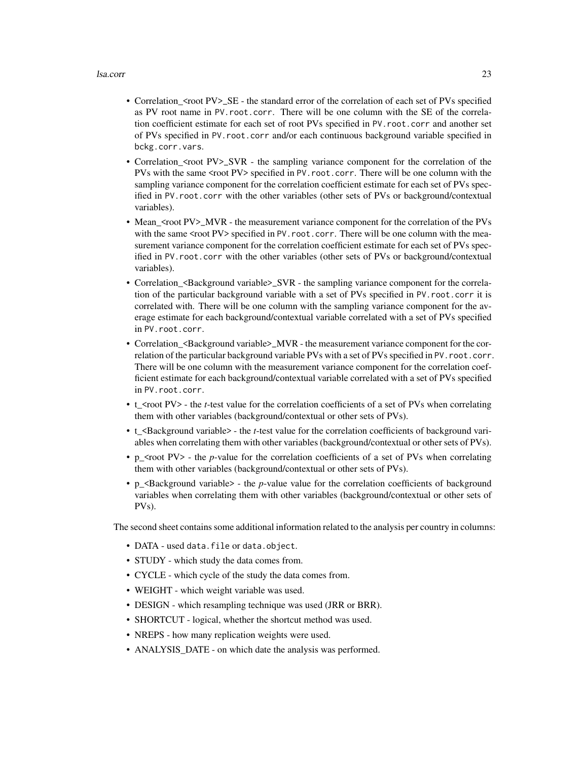- Correlation_<root PV>_SE - the standard error of the correlation of each set of PVs specified as PV root name in `PV.root.corr`. There will be one column with the SE of the correlation coefficient estimate for each set of root PVs specified in `PV.root.corr` and another set of PVs specified in `PV.root.corr` and/or each continuous background variable specified in `bckg.corr.vars`.
- Correlation_<root PV>_SVR - the sampling variance component for the correlation of the PVs with the same <root PV> specified in `PV.root.corr`. There will be one column with the sampling variance component for the correlation coefficient estimate for each set of PVs specified in `PV.root.corr` with the other variables (other sets of PVs or background/contextual variables).
- Mean_<root PV>_MVR - the measurement variance component for the correlation of the PVs with the same <root PV> specified in `PV.root.corr`. There will be one column with the measurement variance component for the correlation coefficient estimate for each set of PVs specified in `PV.root.corr` with the other variables (other sets of PVs or background/contextual variables).
- Correlation_<Background variable>_SVR - the sampling variance component for the correlation of the particular background variable with a set of PVs specified in `PV.root.corr` it is correlated with. There will be one column with the sampling variance component for the average estimate for each background/contextual variable correlated with a set of PVs specified in `PV.root.corr`.
- Correlation_<Background variable>_MVR - the measurement variance component for the correlation of the particular background variable PVs with a set of PVs specified in `PV.root.corr`. There will be one column with the measurement variance component for the correlation coefficient estimate for each background/contextual variable correlated with a set of PVs specified in `PV.root.corr`.
- t_<root PV> - the *t*-test value for the correlation coefficients of a set of PVs when correlating them with other variables (background/contextual or other sets of PVs).
- t_<Background variable> - the *t*-test value for the correlation coefficients of background variables when correlating them with other variables (background/contextual or other sets of PVs).
- p_<root PV> - the *p*-value for the correlation coefficients of a set of PVs when correlating them with other variables (background/contextual or other sets of PVs).
- p_<Background variable> - the *p*-value value for the correlation coefficients of background variables when correlating them with other variables (background/contextual or other sets of PVs).

The second sheet contains some additional information related to the analysis per country in columns:

- DATA - used `data.file` or `data.object`.
- STUDY - which study the data comes from.
- CYCLE - which cycle of the study the data comes from.
- WEIGHT - which weight variable was used.
- DESIGN - which resampling technique was used (JRR or BRR).
- SHORTCUT - logical, whether the shortcut method was used.
- NREPS - how many replication weights were used.
- ANALYSIS_DATE - on which date the analysis was performed.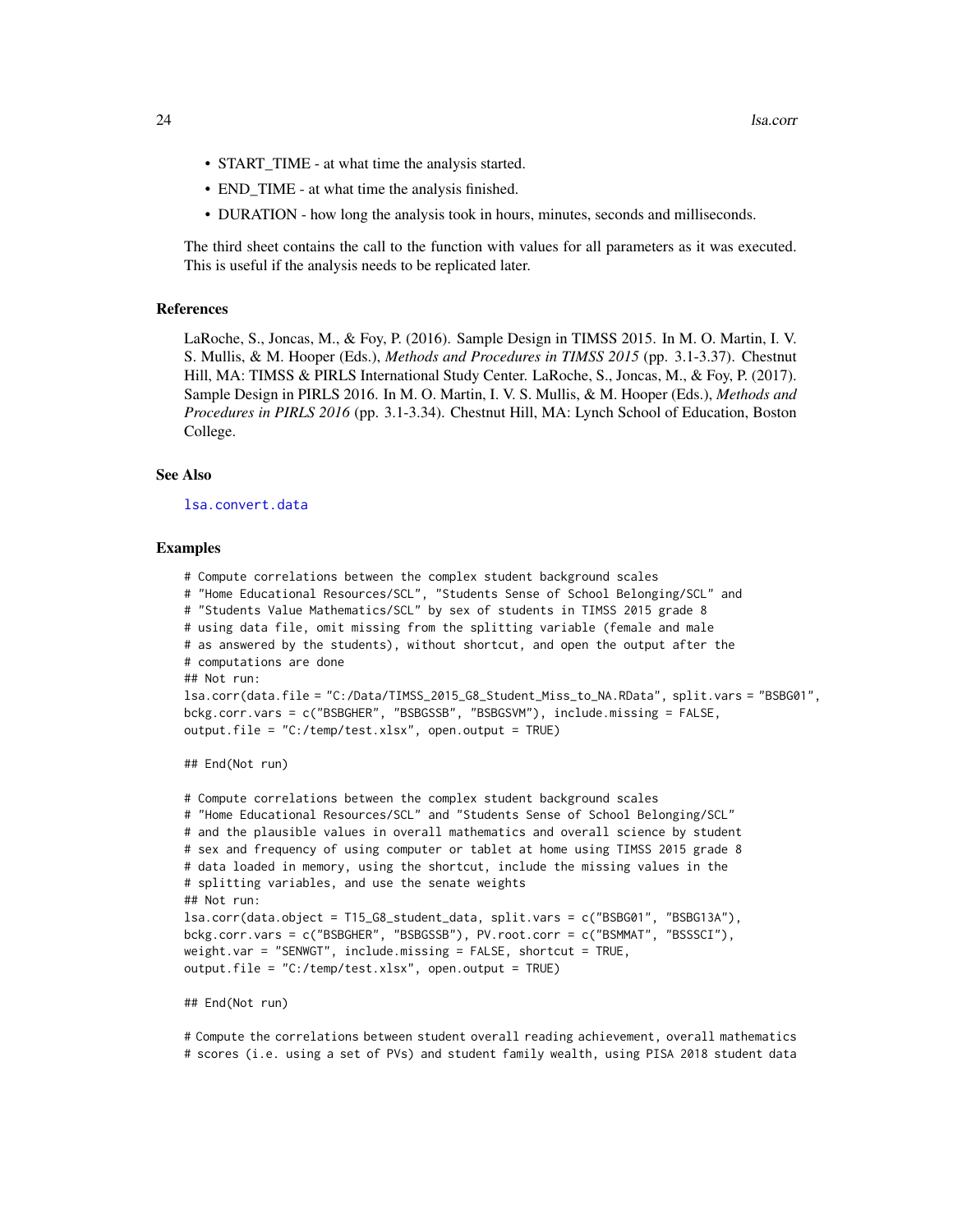- START_TIME - at what time the analysis started.
- END_TIME - at what time the analysis finished.
- DURATION - how long the analysis took in hours, minutes, seconds and milliseconds.

The third sheet contains the call to the function with values for all parameters as it was executed. This is useful if the analysis needs to be replicated later.

## References

LaRoche, S., Joncas, M., & Foy, P. (2016). Sample Design in TIMSS 2015. In M. O. Martin, I. V. S. Mullis, & M. Hooper (Eds.), *Methods and Procedures in TIMSS 2015* (pp. 3.1-3.37). Chestnut Hill, MA: TIMSS & PIRLS International Study Center. LaRoche, S., Joncas, M., & Foy, P. (2017). Sample Design in PIRLS 2016. In M. O. Martin, I. V. S. Mullis, & M. Hooper (Eds.), *Methods and Procedures in PIRLS 2016* (pp. 3.1-3.34). Chestnut Hill, MA: Lynch School of Education, Boston College.

## See Also

lsa.convert.data

## Examples

```
# Compute correlations between the complex student background scales
# "Home Educational Resources/SCL", "Students Sense of School Belonging/SCL" and
# "Students Value Mathematics/SCL" by sex of students in TIMSS 2015 grade 8
# using data file, omit missing from the splitting variable (female and male
# as answered by the students), without shortcut, and open the output after the
# computations are done
## Not run:
lsa.corr(data.file = "C:/Data/TIMSS_2015_G8_Student_Miss_to_NA.RData", split.vars = "BSBG01",
bckg.corr.vars = c("BSBGHER", "BSBGSSB", "BSBGSVM"), include.missing = FALSE,
output.file = "C:/temp/test.xlsx", open.output = TRUE)

## End(Not run)

# Compute correlations between the complex student background scales
# "Home Educational Resources/SCL" and "Students Sense of School Belonging/SCL"
# and the plausible values in overall mathematics and overall science by student
# sex and frequency of using computer or tablet at home using TIMSS 2015 grade 8
# data loaded in memory, using the shortcut, include the missing values in the
# splitting variables, and use the senate weights
## Not run:
lsa.corr(data.object = T15_G8_student_data, split.vars = c("BSBG01", "BSBG13A"),
bckg.corr.vars = c("BSBGHER", "BSBGSSB"), PV.root.corr = c("BSMMAT", "BSSSCI"),
weight.var = "SENWGT", include.missing = FALSE, shortcut = TRUE,
output.file = "C:/temp/test.xlsx", open.output = TRUE)

## End(Not run)

# Compute the correlations between student overall reading achievement, overall mathematics
# scores (i.e. using a set of PVs) and student family wealth, using PISA 2018 student data
```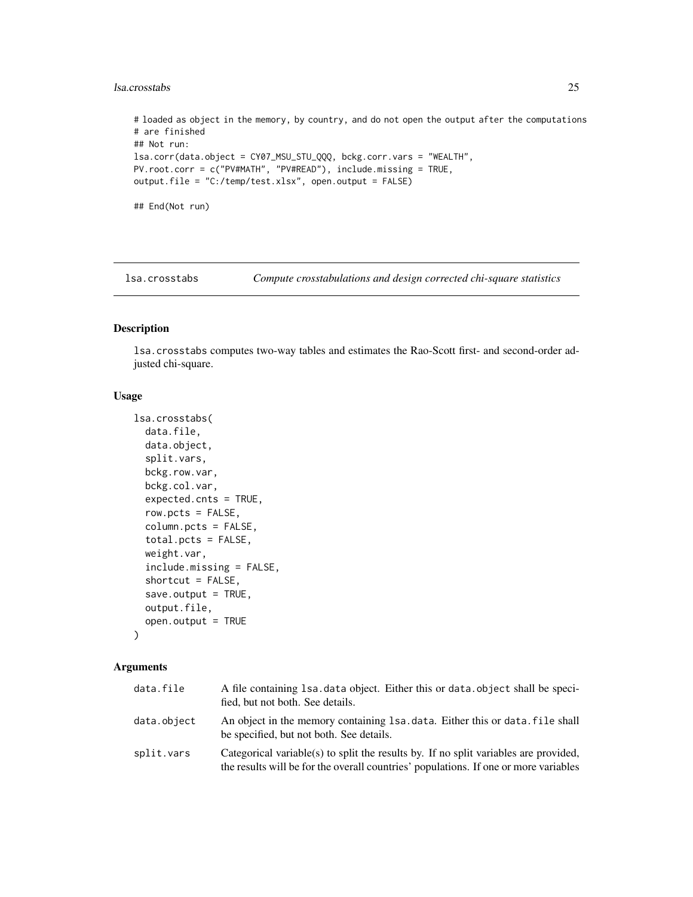```
# loaded as object in the memory, by country, and do not open the output after the computations
# are finished
## Not run:
lsa.corr(data.object = CY07_MSU_STU_QQQ, bckg.corr.vars = "WEALTH",
PV.root.corr = c("PV#MATH", "PV#READ"), include.missing = TRUE,
output.file = "C:/temp/test.xlsx", open.output = FALSE)

## End(Not run)
```

## lsa.crosstabs — *Compute crosstabulations and design corrected chi-square statistics*

### Description

lsa.crosstabs computes two-way tables and estimates the Rao-Scott first- and second-order adjusted chi-square.

### Usage

```
lsa.crosstabs(
  data.file,
  data.object,
  split.vars,
  bckg.row.var,
  bckg.col.var,
  expected.cnts = TRUE,
  row.pcts = FALSE,
  column.pcts = FALSE,
  total.pcts = FALSE,
  weight.var,
  include.missing = FALSE,
  shortcut = FALSE,
  save.output = TRUE,
  output.file,
  open.output = TRUE
)
```

### Arguments

| | |
|---|---|
| data.file | A file containing lsa.data object. Either this or data.object shall be specified, but not both. See details. |
| data.object | An object in the memory containing lsa.data. Either this or data.file shall be specified, but not both. See details. |
| split.vars | Categorical variable(s) to split the results by. If no split variables are provided, the results will be for the overall countries' populations. If one or more variables |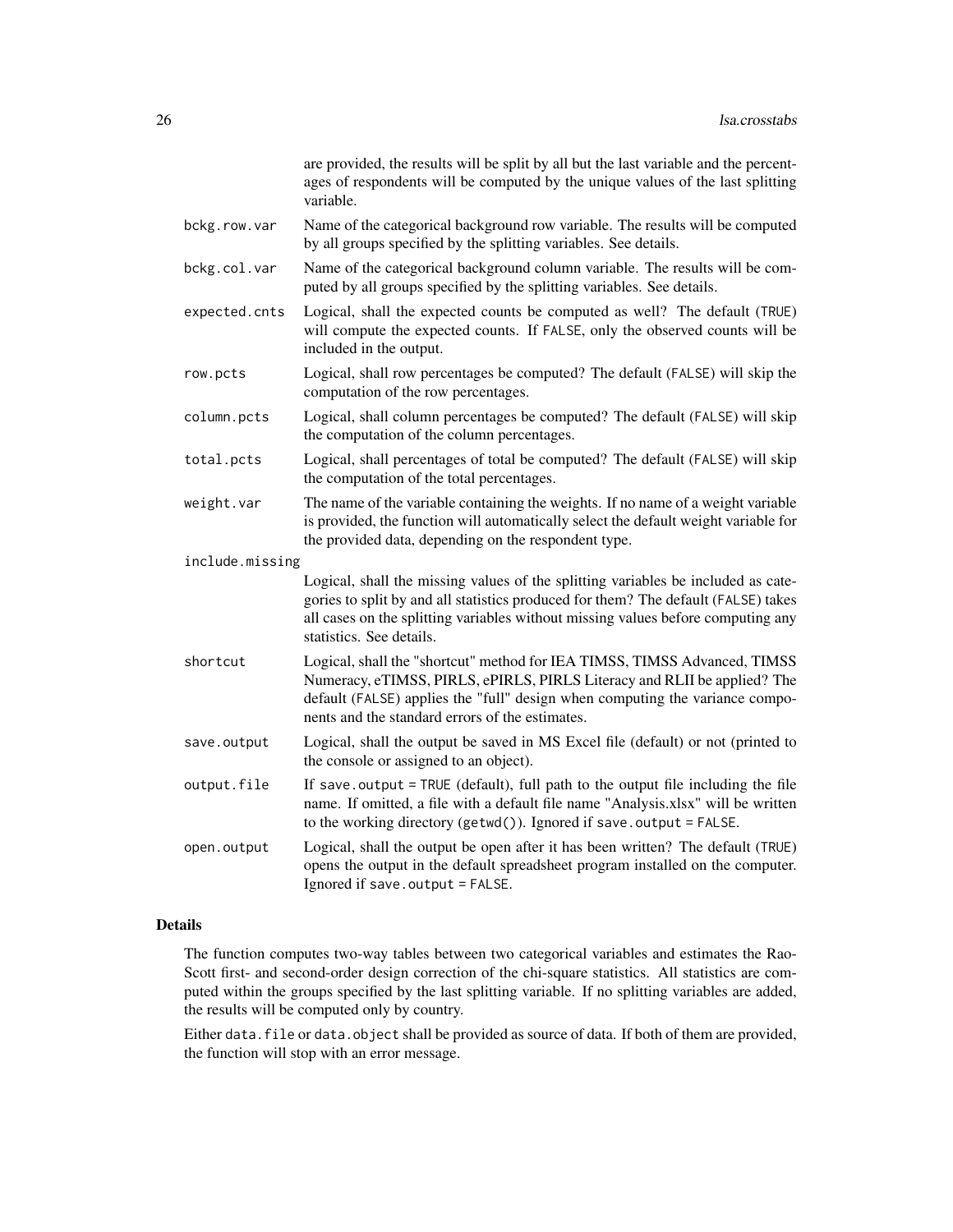are provided, the results will be split by all but the last variable and the percentages of respondents will be computed by the unique values of the last splitting variable.

`bckg.row.var`
: Name of the categorical background row variable. The results will be computed by all groups specified by the splitting variables. See details.

`bckg.col.var`
: Name of the categorical background column variable. The results will be computed by all groups specified by the splitting variables. See details.

`expected.cnts`
: Logical, shall the expected counts be computed as well? The default (`TRUE`) will compute the expected counts. If `FALSE`, only the observed counts will be included in the output.

`row.pcts`
: Logical, shall row percentages be computed? The default (`FALSE`) will skip the computation of the row percentages.

`column.pcts`
: Logical, shall column percentages be computed? The default (`FALSE`) will skip the computation of the column percentages.

`total.pcts`
: Logical, shall percentages of total be computed? The default (`FALSE`) will skip the computation of the total percentages.

`weight.var`
: The name of the variable containing the weights. If no name of a weight variable is provided, the function will automatically select the default weight variable for the provided data, depending on the respondent type.

`include.missing`
: Logical, shall the missing values of the splitting variables be included as categories to split by and all statistics produced for them? The default (`FALSE`) takes all cases on the splitting variables without missing values before computing any statistics. See details.

`shortcut`
: Logical, shall the "shortcut" method for IEA TIMSS, TIMSS Advanced, TIMSS Numeracy, eTIMSS, PIRLS, ePIRLS, PIRLS Literacy and RLII be applied? The default (`FALSE`) applies the "full" design when computing the variance components and the standard errors of the estimates.

`save.output`
: Logical, shall the output be saved in MS Excel file (default) or not (printed to the console or assigned to an object).

`output.file`
: If `save.output = TRUE` (default), full path to the output file including the file name. If omitted, a file with a default file name "Analysis.xlsx" will be written to the working directory (`getwd()`). Ignored if `save.output = FALSE`.

`open.output`
: Logical, shall the output be open after it has been written? The default (`TRUE`) opens the output in the default spreadsheet program installed on the computer. Ignored if `save.output = FALSE`.

## Details

The function computes two-way tables between two categorical variables and estimates the Rao-Scott first- and second-order design correction of the chi-square statistics. All statistics are computed within the groups specified by the last splitting variable. If no splitting variables are added, the results will be computed only by country.

Either `data.file` or `data.object` shall be provided as source of data. If both of them are provided, the function will stop with an error message.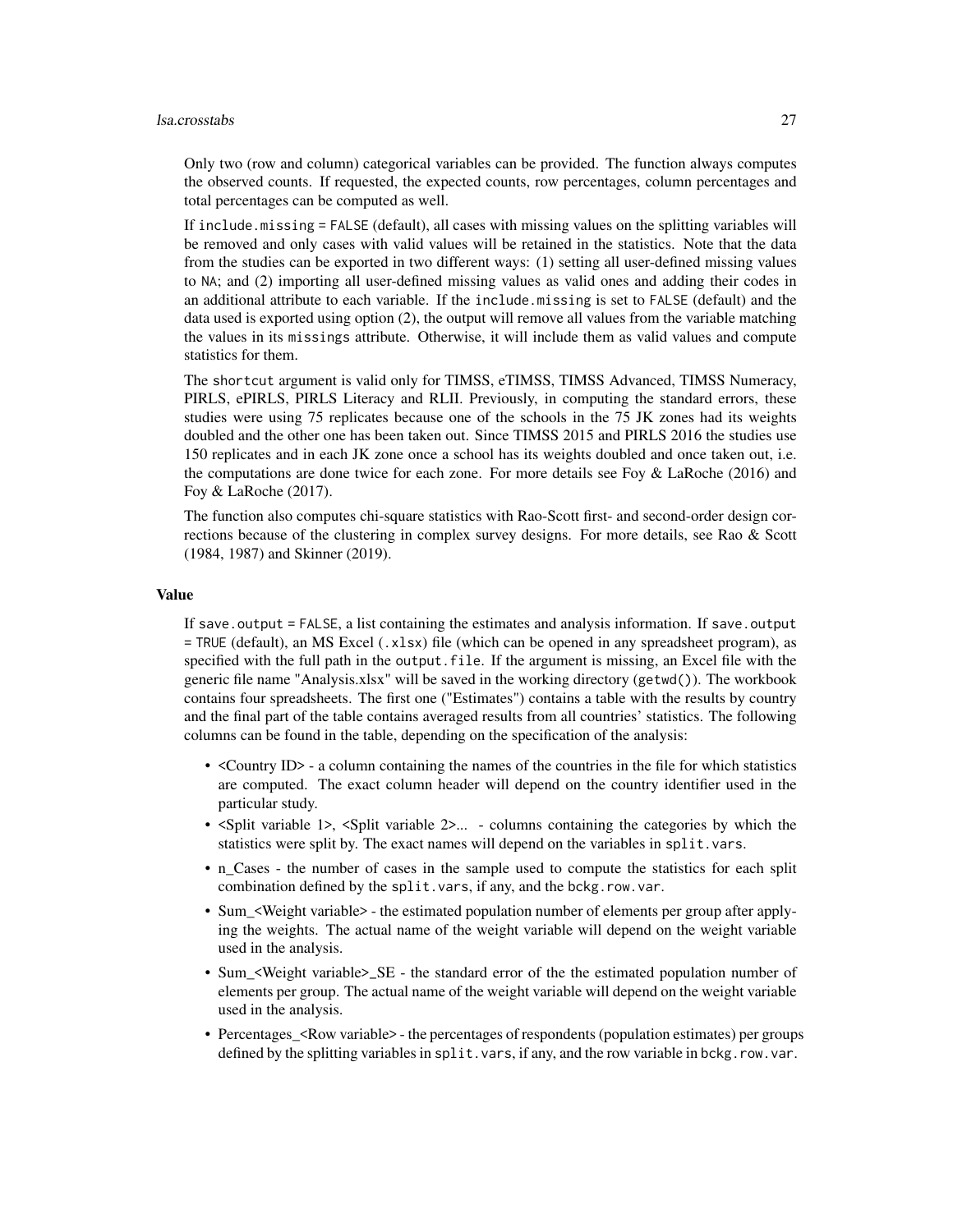Only two (row and column) categorical variables can be provided. The function always computes the observed counts. If requested, the expected counts, row percentages, column percentages and total percentages can be computed as well.

If `include.missing = FALSE` (default), all cases with missing values on the splitting variables will be removed and only cases with valid values will be retained in the statistics. Note that the data from the studies can be exported in two different ways: (1) setting all user-defined missing values to `NA`; and (2) importing all user-defined missing values as valid ones and adding their codes in an additional attribute to each variable. If the `include.missing` is set to `FALSE` (default) and the data used is exported using option (2), the output will remove all values from the variable matching the values in its `missings` attribute. Otherwise, it will include them as valid values and compute statistics for them.

The `shortcut` argument is valid only for TIMSS, eTIMSS, TIMSS Advanced, TIMSS Numeracy, PIRLS, ePIRLS, PIRLS Literacy and RLII. Previously, in computing the standard errors, these studies were using 75 replicates because one of the schools in the 75 JK zones had its weights doubled and the other one has been taken out. Since TIMSS 2015 and PIRLS 2016 the studies use 150 replicates and in each JK zone once a school has its weights doubled and once taken out, i.e. the computations are done twice for each zone. For more details see Foy & LaRoche (2016) and Foy & LaRoche (2017).

The function also computes chi-square statistics with Rao-Scott first- and second-order design corrections because of the clustering in complex survey designs. For more details, see Rao & Scott (1984, 1987) and Skinner (2019).

### Value

If `save.output = FALSE`, a list containing the estimates and analysis information. If `save.output = TRUE` (default), an MS Excel (`.xlsx`) file (which can be opened in any spreadsheet program), as specified with the full path in the `output.file`. If the argument is missing, an Excel file with the generic file name "Analysis.xlsx" will be saved in the working directory (`getwd()`). The workbook contains four spreadsheets. The first one ("Estimates") contains a table with the results by country and the final part of the table contains averaged results from all countries' statistics. The following columns can be found in the table, depending on the specification of the analysis:

- <Country ID> - a column containing the names of the countries in the file for which statistics are computed. The exact column header will depend on the country identifier used in the particular study.
- <Split variable 1>, <Split variable 2>... - columns containing the categories by which the statistics were split by. The exact names will depend on the variables in `split.vars`.
- n_Cases - the number of cases in the sample used to compute the statistics for each split combination defined by the `split.vars`, if any, and the `bckg.row.var`.
- Sum_<Weight variable> - the estimated population number of elements per group after applying the weights. The actual name of the weight variable will depend on the weight variable used in the analysis.
- Sum_<Weight variable>_SE - the standard error of the the estimated population number of elements per group. The actual name of the weight variable will depend on the weight variable used in the analysis.
- Percentages_<Row variable> - the percentages of respondents (population estimates) per groups defined by the splitting variables in `split.vars`, if any, and the row variable in `bckg.row.var`.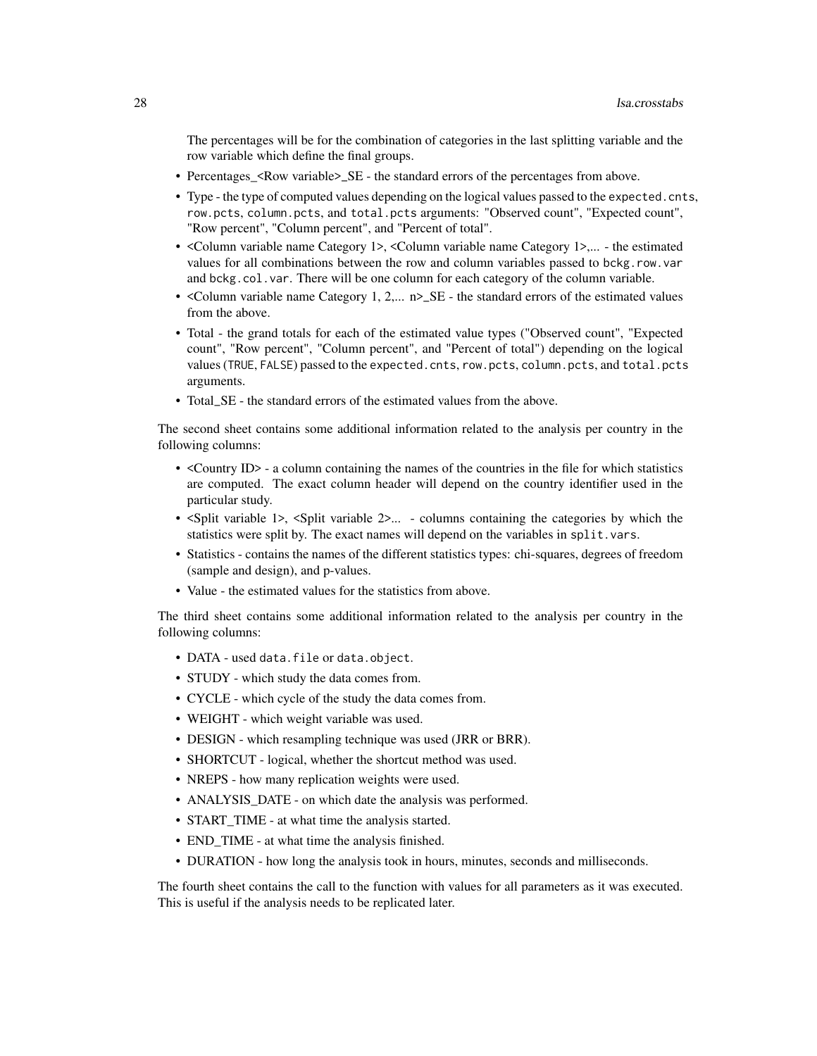The percentages will be for the combination of categories in the last splitting variable and the row variable which define the final groups.

- Percentages_<Row variable>_SE - the standard errors of the percentages from above.
- Type - the type of computed values depending on the logical values passed to the `expected.cnts`, `row.pcts`, `column.pcts`, and `total.pcts` arguments: "Observed count", "Expected count", "Row percent", "Column percent", and "Percent of total".
- <Column variable name Category 1>, <Column variable name Category 1>,... - the estimated values for all combinations between the row and column variables passed to `bckg.row.var` and `bckg.col.var`. There will be one column for each category of the column variable.
- <Column variable name Category 1, 2,... n>_SE - the standard errors of the estimated values from the above.
- Total - the grand totals for each of the estimated value types ("Observed count", "Expected count", "Row percent", "Column percent", and "Percent of total") depending on the logical values (`TRUE`, `FALSE`) passed to the `expected.cnts`, `row.pcts`, `column.pcts`, and `total.pcts` arguments.
- Total_SE - the standard errors of the estimated values from the above.

The second sheet contains some additional information related to the analysis per country in the following columns:

- <Country ID> - a column containing the names of the countries in the file for which statistics are computed. The exact column header will depend on the country identifier used in the particular study.
- <Split variable 1>, <Split variable 2>... - columns containing the categories by which the statistics were split by. The exact names will depend on the variables in `split.vars`.
- Statistics - contains the names of the different statistics types: chi-squares, degrees of freedom (sample and design), and p-values.
- Value - the estimated values for the statistics from above.

The third sheet contains some additional information related to the analysis per country in the following columns:

- DATA - used `data.file` or `data.object`.
- STUDY - which study the data comes from.
- CYCLE - which cycle of the study the data comes from.
- WEIGHT - which weight variable was used.
- DESIGN - which resampling technique was used (JRR or BRR).
- SHORTCUT - logical, whether the shortcut method was used.
- NREPS - how many replication weights were used.
- ANALYSIS_DATE - on which date the analysis was performed.
- START_TIME - at what time the analysis started.
- END_TIME - at what time the analysis finished.
- DURATION - how long the analysis took in hours, minutes, seconds and milliseconds.

The fourth sheet contains the call to the function with values for all parameters as it was executed. This is useful if the analysis needs to be replicated later.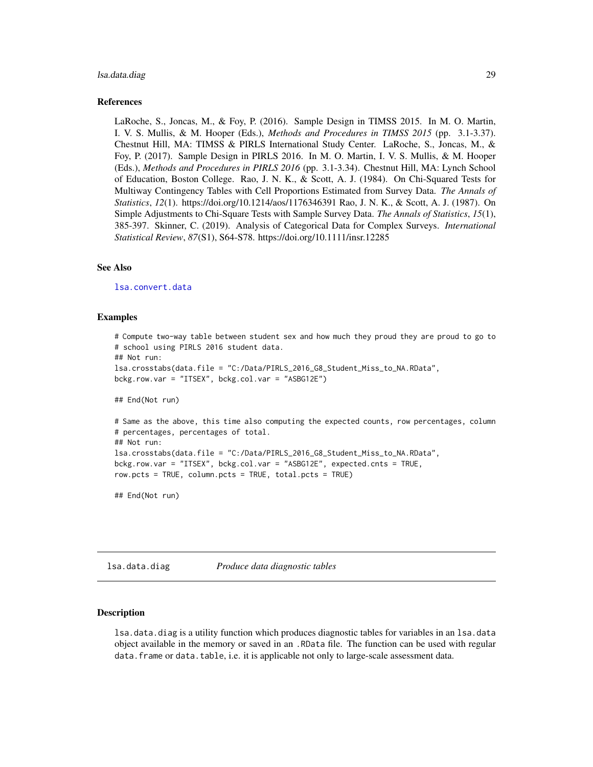### References

LaRoche, S., Joncas, M., & Foy, P. (2016). Sample Design in TIMSS 2015. In M. O. Martin, I. V. S. Mullis, & M. Hooper (Eds.), *Methods and Procedures in TIMSS 2015* (pp. 3.1-3.37). Chestnut Hill, MA: TIMSS & PIRLS International Study Center. LaRoche, S., Joncas, M., & Foy, P. (2017). Sample Design in PIRLS 2016. In M. O. Martin, I. V. S. Mullis, & M. Hooper (Eds.), *Methods and Procedures in PIRLS 2016* (pp. 3.1-3.34). Chestnut Hill, MA: Lynch School of Education, Boston College. Rao, J. N. K., & Scott, A. J. (1984). On Chi-Squared Tests for Multiway Contingency Tables with Cell Proportions Estimated from Survey Data. *The Annals of Statistics*, *12*(1). https://doi.org/10.1214/aos/1176346391 Rao, J. N. K., & Scott, A. J. (1987). On Simple Adjustments to Chi-Square Tests with Sample Survey Data. *The Annals of Statistics*, *15*(1), 385-397. Skinner, C. (2019). Analysis of Categorical Data for Complex Surveys. *International Statistical Review*, *87*(S1), S64-S78. https://doi.org/10.1111/insr.12285

### See Also

`lsa.convert.data`

### Examples

```
# Compute two-way table between student sex and how much they proud they are proud to go to
# school using PIRLS 2016 student data.
## Not run:
lsa.crosstabs(data.file = "C:/Data/PIRLS_2016_G8_Student_Miss_to_NA.RData",
bckg.row.var = "ITSEX", bckg.col.var = "ASBG12E")

## End(Not run)

# Same as the above, this time also computing the expected counts, row percentages, column
# percentages, percentages of total.
## Not run:
lsa.crosstabs(data.file = "C:/Data/PIRLS_2016_G8_Student_Miss_to_NA.RData",
bckg.row.var = "ITSEX", bckg.col.var = "ASBG12E", expected.cnts = TRUE,
row.pcts = TRUE, column.pcts = TRUE, total.pcts = TRUE)

## End(Not run)
```

---

## `lsa.data.diag` *Produce data diagnostic tables*

### Description

`lsa.data.diag` is a utility function which produces diagnostic tables for variables in an `lsa.data` object available in the memory or saved in an `.RData` file. The function can be used with regular `data.frame` or `data.table`, i.e. it is applicable not only to large-scale assessment data.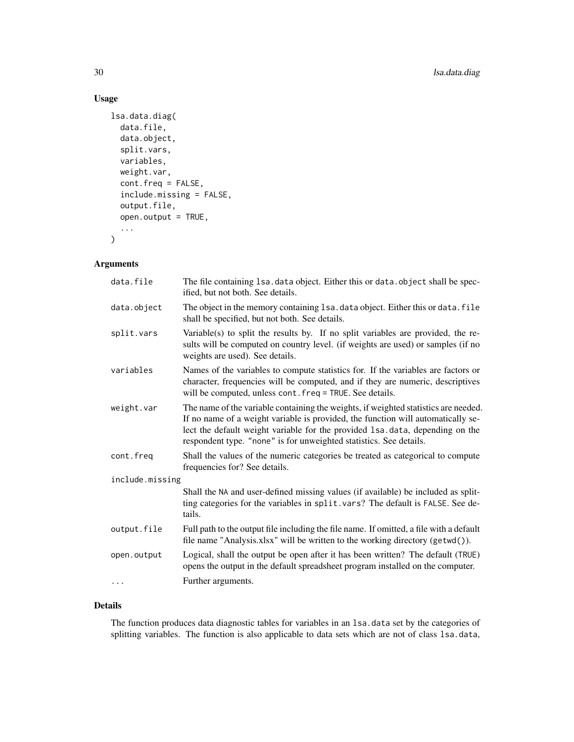## Usage

```
lsa.data.diag(
  data.file,
  data.object,
  split.vars,
  variables,
  weight.var,
  cont.freq = FALSE,
  include.missing = FALSE,
  output.file,
  open.output = TRUE,
  ...
)
```

## Arguments

| Argument | Description |
| --- | --- |
| `data.file` | The file containing `lsa.data` object. Either this or `data.object` shall be specified, but not both. See details. |
| `data.object` | The object in the memory containing `lsa.data` object. Either this or `data.file` shall be specified, but not both. See details. |
| `split.vars` | Variable(s) to split the results by. If no split variables are provided, the results will be computed on country level. (if weights are used) or samples (if no weights are used). See details. |
| `variables` | Names of the variables to compute statistics for. If the variables are factors or character, frequencies will be computed, and if they are numeric, descriptives will be computed, unless `cont.freq = TRUE`. See details. |
| `weight.var` | The name of the variable containing the weights, if weighted statistics are needed. If no name of a weight variable is provided, the function will automatically select the default weight variable for the provided `lsa.data`, depending on the respondent type. `"none"` is for unweighted statistics. See details. |
| `cont.freq` | Shall the values of the numeric categories be treated as categorical to compute frequencies for? See details. |
| `include.missing` | Shall the `NA` and user-defined missing values (if available) be included as splitting categories for the variables in `split.vars`? The default is `FALSE`. See details. |
| `output.file` | Full path to the output file including the file name. If omitted, a file with a default file name "Analysis.xlsx" will be written to the working directory (`getwd()`). |
| `open.output` | Logical, shall the output be open after it has been written? The default (`TRUE`) opens the output in the default spreadsheet program installed on the computer. |
| `...` | Further arguments. |

## Details

The function produces data diagnostic tables for variables in an `lsa.data` set by the categories of splitting variables. The function is also applicable to data sets which are not of class `lsa.data`,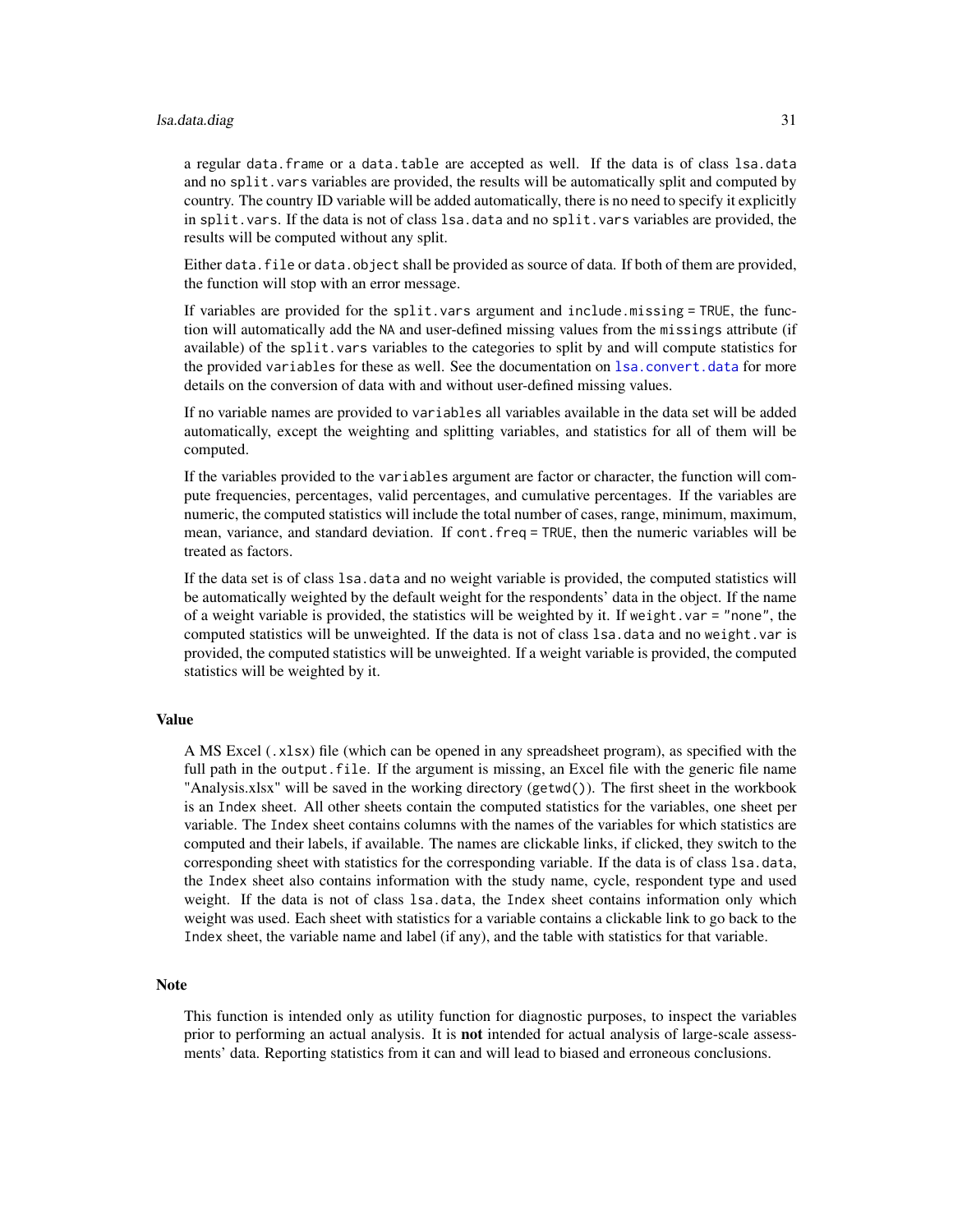a regular data.frame or a data.table are accepted as well. If the data is of class lsa.data and no split.vars variables are provided, the results will be automatically split and computed by country. The country ID variable will be added automatically, there is no need to specify it explicitly in split.vars. If the data is not of class lsa.data and no split.vars variables are provided, the results will be computed without any split.

Either data.file or data.object shall be provided as source of data. If both of them are provided, the function will stop with an error message.

If variables are provided for the split.vars argument and include.missing = TRUE, the function will automatically add the NA and user-defined missing values from the missings attribute (if available) of the split.vars variables to the categories to split by and will compute statistics for the provided variables for these as well. See the documentation on lsa.convert.data for more details on the conversion of data with and without user-defined missing values.

If no variable names are provided to variables all variables available in the data set will be added automatically, except the weighting and splitting variables, and statistics for all of them will be computed.

If the variables provided to the variables argument are factor or character, the function will compute frequencies, percentages, valid percentages, and cumulative percentages. If the variables are numeric, the computed statistics will include the total number of cases, range, minimum, maximum, mean, variance, and standard deviation. If cont.freq = TRUE, then the numeric variables will be treated as factors.

If the data set is of class lsa.data and no weight variable is provided, the computed statistics will be automatically weighted by the default weight for the respondents' data in the object. If the name of a weight variable is provided, the statistics will be weighted by it. If weight.var = "none", the computed statistics will be unweighted. If the data is not of class lsa.data and no weight.var is provided, the computed statistics will be unweighted. If a weight variable is provided, the computed statistics will be weighted by it.

## Value

A MS Excel (.xlsx) file (which can be opened in any spreadsheet program), as specified with the full path in the output.file. If the argument is missing, an Excel file with the generic file name "Analysis.xlsx" will be saved in the working directory (getwd()). The first sheet in the workbook is an Index sheet. All other sheets contain the computed statistics for the variables, one sheet per variable. The Index sheet contains columns with the names of the variables for which statistics are computed and their labels, if available. The names are clickable links, if clicked, they switch to the corresponding sheet with statistics for the corresponding variable. If the data is of class lsa.data, the Index sheet also contains information with the study name, cycle, respondent type and used weight. If the data is not of class lsa.data, the Index sheet contains information only which weight was used. Each sheet with statistics for a variable contains a clickable link to go back to the Index sheet, the variable name and label (if any), and the table with statistics for that variable.

## Note

This function is intended only as utility function for diagnostic purposes, to inspect the variables prior to performing an actual analysis. It is **not** intended for actual analysis of large-scale assessments' data. Reporting statistics from it can and will lead to biased and erroneous conclusions.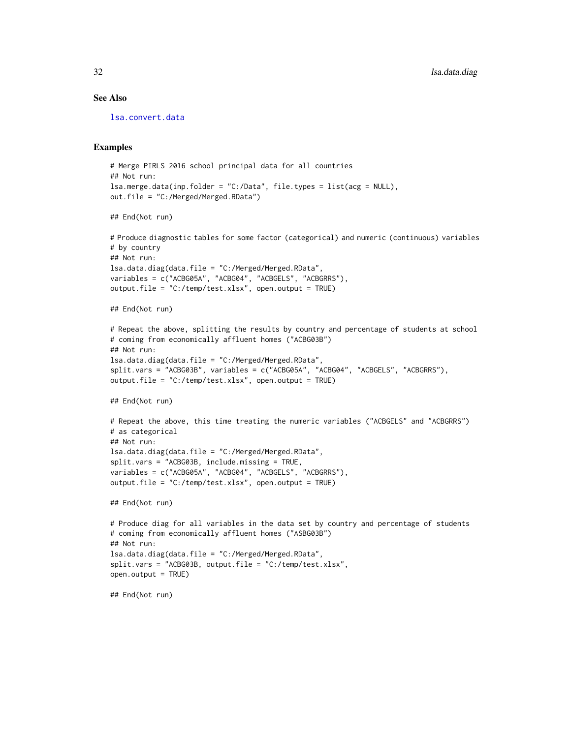### See Also

lsa.convert.data

### Examples

```
# Merge PIRLS 2016 school principal data for all countries
## Not run:
lsa.merge.data(inp.folder = "C:/Data", file.types = list(acg = NULL),
out.file = "C:/Merged/Merged.RData")

## End(Not run)

# Produce diagnostic tables for some factor (categorical) and numeric (continuous) variables
# by country
## Not run:
lsa.data.diag(data.file = "C:/Merged/Merged.RData",
variables = c("ACBG05A", "ACBG04", "ACBGELS", "ACBGRRS"),
output.file = "C:/temp/test.xlsx", open.output = TRUE)

## End(Not run)

# Repeat the above, splitting the results by country and percentage of students at school
# coming from economically affluent homes ("ACBG03B")
## Not run:
lsa.data.diag(data.file = "C:/Merged/Merged.RData",
split.vars = "ACBG03B", variables = c("ACBG05A", "ACBG04", "ACBGELS", "ACBGRRS"),
output.file = "C:/temp/test.xlsx", open.output = TRUE)

## End(Not run)

# Repeat the above, this time treating the numeric variables ("ACBGELS" and "ACBGRRS")
# as categorical
## Not run:
lsa.data.diag(data.file = "C:/Merged/Merged.RData",
split.vars = "ACBG03B, include.missing = TRUE,
variables = c("ACBG05A", "ACBG04", "ACBGELS", "ACBGRRS"),
output.file = "C:/temp/test.xlsx", open.output = TRUE)

## End(Not run)

# Produce diag for all variables in the data set by country and percentage of students
# coming from economically affluent homes ("ASBG03B")
## Not run:
lsa.data.diag(data.file = "C:/Merged/Merged.RData",
split.vars = "ACBG03B, output.file = "C:/temp/test.xlsx",
open.output = TRUE)

## End(Not run)
```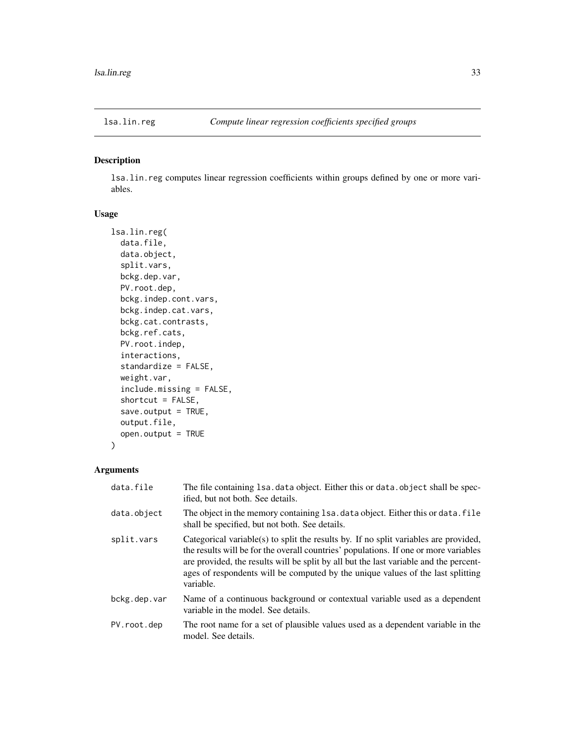# lsa.lin.reg — *Compute linear regression coefficients specified groups*

## Description

lsa.lin.reg computes linear regression coefficients within groups defined by one or more variables.

## Usage

```
lsa.lin.reg(
  data.file,
  data.object,
  split.vars,
  bckg.dep.var,
  PV.root.dep,
  bckg.indep.cont.vars,
  bckg.indep.cat.vars,
  bckg.cat.contrasts,
  bckg.ref.cats,
  PV.root.indep,
  interactions,
  standardize = FALSE,
  weight.var,
  include.missing = FALSE,
  shortcut = FALSE,
  save.output = TRUE,
  output.file,
  open.output = TRUE
)
```

## Arguments

| | |
|---|---|
| data.file | The file containing lsa.data object. Either this or data.object shall be specified, but not both. See details. |
| data.object | The object in the memory containing lsa.data object. Either this or data.file shall be specified, but not both. See details. |
| split.vars | Categorical variable(s) to split the results by. If no split variables are provided, the results will be for the overall countries' populations. If one or more variables are provided, the results will be split by all but the last variable and the percentages of respondents will be computed by the unique values of the last splitting variable. |
| bckg.dep.var | Name of a continuous background or contextual variable used as a dependent variable in the model. See details. |
| PV.root.dep | The root name for a set of plausible values used as a dependent variable in the model. See details. |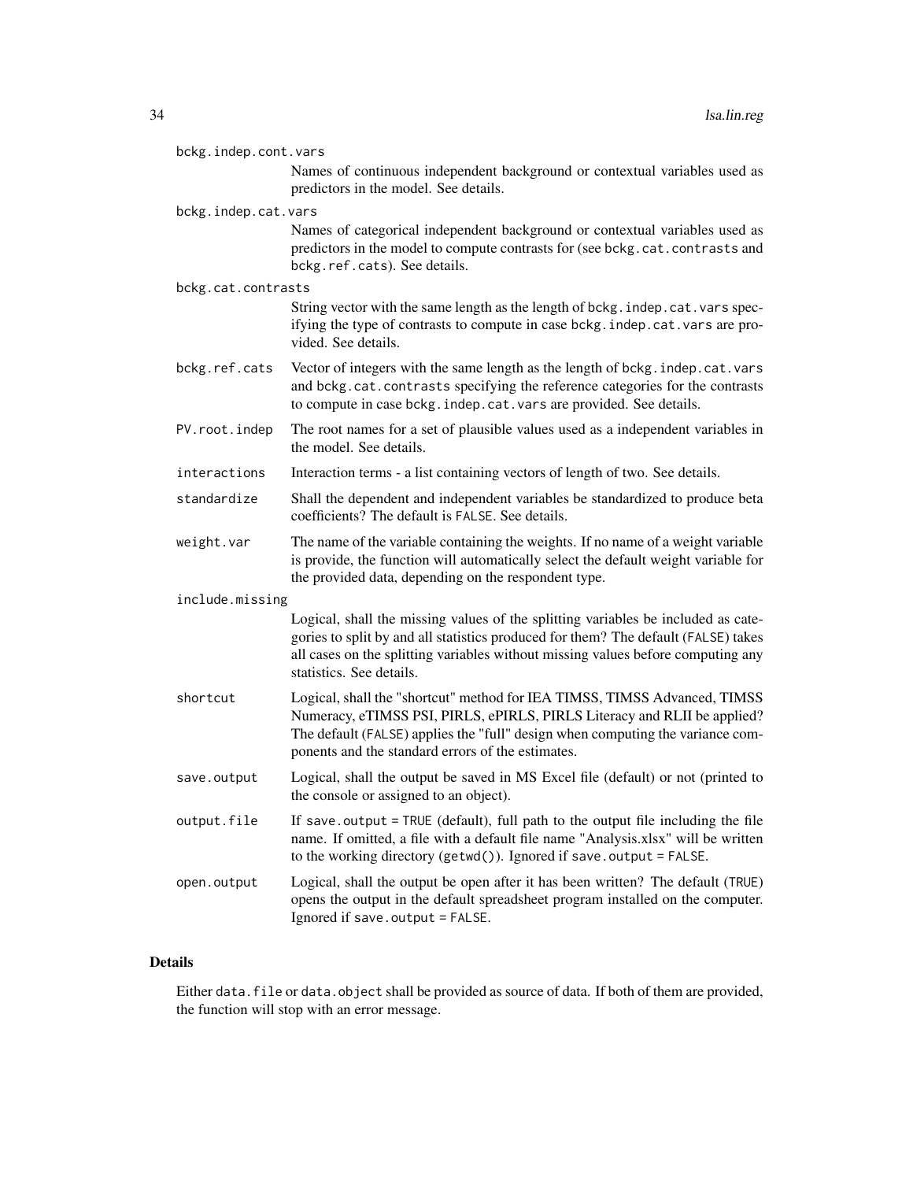`bckg.indep.cont.vars`
: Names of continuous independent background or contextual variables used as predictors in the model. See details.

`bckg.indep.cat.vars`
: Names of categorical independent background or contextual variables used as predictors in the model to compute contrasts for (see `bckg.cat.contrasts` and `bckg.ref.cats`). See details.

`bckg.cat.contrasts`
: String vector with the same length as the length of `bckg.indep.cat.vars` specifying the type of contrasts to compute in case `bckg.indep.cat.vars` are provided. See details.

`bckg.ref.cats`
: Vector of integers with the same length as the length of `bckg.indep.cat.vars` and `bckg.cat.contrasts` specifying the reference categories for the contrasts to compute in case `bckg.indep.cat.vars` are provided. See details.

`PV.root.indep`
: The root names for a set of plausible values used as a independent variables in the model. See details.

`interactions`
: Interaction terms - a list containing vectors of length of two. See details.

`standardize`
: Shall the dependent and independent variables be standardized to produce beta coefficients? The default is `FALSE`. See details.

`weight.var`
: The name of the variable containing the weights. If no name of a weight variable is provide, the function will automatically select the default weight variable for the provided data, depending on the respondent type.

`include.missing`
: Logical, shall the missing values of the splitting variables be included as categories to split by and all statistics produced for them? The default (`FALSE`) takes all cases on the splitting variables without missing values before computing any statistics. See details.

`shortcut`
: Logical, shall the "shortcut" method for IEA TIMSS, TIMSS Advanced, TIMSS Numeracy, eTIMSS PSI, PIRLS, ePIRLS, PIRLS Literacy and RLII be applied? The default (`FALSE`) applies the "full" design when computing the variance components and the standard errors of the estimates.

`save.output`
: Logical, shall the output be saved in MS Excel file (default) or not (printed to the console or assigned to an object).

`output.file`
: If `save.output = TRUE` (default), full path to the output file including the file name. If omitted, a file with a default file name "Analysis.xlsx" will be written to the working directory (`getwd()`). Ignored if `save.output = FALSE`.

`open.output`
: Logical, shall the output be open after it has been written? The default (`TRUE`) opens the output in the default spreadsheet program installed on the computer. Ignored if `save.output = FALSE`.

## Details

Either `data.file` or `data.object` shall be provided as source of data. If both of them are provided, the function will stop with an error message.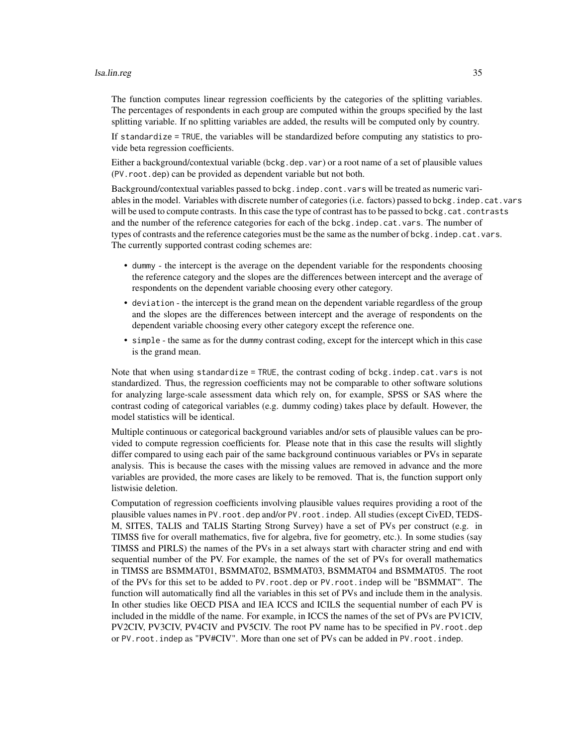The function computes linear regression coefficients by the categories of the splitting variables. The percentages of respondents in each group are computed within the groups specified by the last splitting variable. If no splitting variables are added, the results will be computed only by country.

If `standardize = TRUE`, the variables will be standardized before computing any statistics to provide beta regression coefficients.

Either a background/contextual variable (`bckg.dep.var`) or a root name of a set of plausible values (`PV.root.dep`) can be provided as dependent variable but not both.

Background/contextual variables passed to `bckg.indep.cont.vars` will be treated as numeric variables in the model. Variables with discrete number of categories (i.e. factors) passed to `bckg.indep.cat.vars` will be used to compute contrasts. In this case the type of contrast has to be passed to `bckg.cat.contrasts` and the number of the reference categories for each of the `bckg.indep.cat.vars`. The number of types of contrasts and the reference categories must be the same as the number of `bckg.indep.cat.vars`. The currently supported contrast coding schemes are:

- `dummy` - the intercept is the average on the dependent variable for the respondents choosing the reference category and the slopes are the differences between intercept and the average of respondents on the dependent variable choosing every other category.
- `deviation` - the intercept is the grand mean on the dependent variable regardless of the group and the slopes are the differences between intercept and the average of respondents on the dependent variable choosing every other category except the reference one.
- `simple` - the same as for the `dummy` contrast coding, except for the intercept which in this case is the grand mean.

Note that when using `standardize = TRUE`, the contrast coding of `bckg.indep.cat.vars` is not standardized. Thus, the regression coefficients may not be comparable to other software solutions for analyzing large-scale assessment data which rely on, for example, SPSS or SAS where the contrast coding of categorical variables (e.g. dummy coding) takes place by default. However, the model statistics will be identical.

Multiple continuous or categorical background variables and/or sets of plausible values can be provided to compute regression coefficients for. Please note that in this case the results will slightly differ compared to using each pair of the same background continuous variables or PVs in separate analysis. This is because the cases with the missing values are removed in advance and the more variables are provided, the more cases are likely to be removed. That is, the function support only listwisie deletion.

Computation of regression coefficients involving plausible values requires providing a root of the plausible values names in `PV.root.dep` and/or `PV.root.indep`. All studies (except CivED, TEDS-M, SITES, TALIS and TALIS Starting Strong Survey) have a set of PVs per construct (e.g. in TIMSS five for overall mathematics, five for algebra, five for geometry, etc.). In some studies (say TIMSS and PIRLS) the names of the PVs in a set always start with character string and end with sequential number of the PV. For example, the names of the set of PVs for overall mathematics in TIMSS are BSMMAT01, BSMMAT02, BSMMAT03, BSMMAT04 and BSMMAT05. The root of the PVs for this set to be added to `PV.root.dep` or `PV.root.indep` will be "BSMMAT". The function will automatically find all the variables in this set of PVs and include them in the analysis. In other studies like OECD PISA and IEA ICCS and ICILS the sequential number of each PV is included in the middle of the name. For example, in ICCS the names of the set of PVs are PV1CIV, PV2CIV, PV3CIV, PV4CIV and PV5CIV. The root PV name has to be specified in `PV.root.dep` or `PV.root.indep` as "PV#CIV". More than one set of PVs can be added in `PV.root.indep`.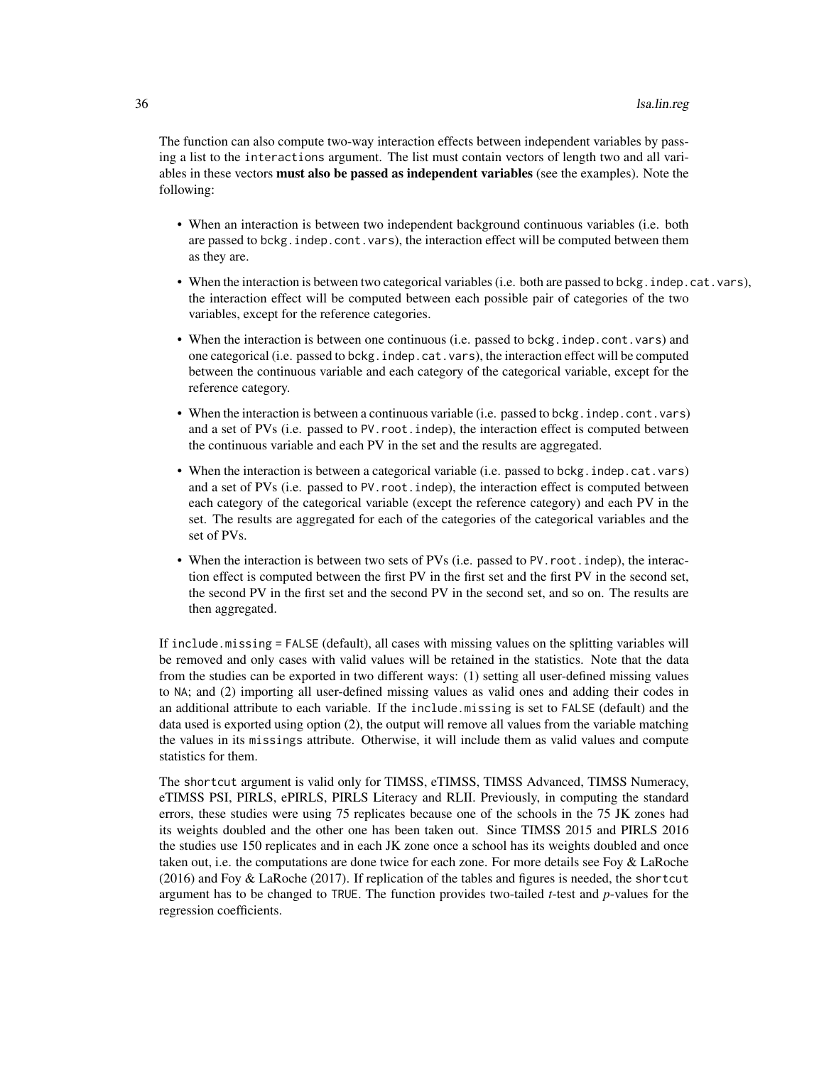The function can also compute two-way interaction effects between independent variables by passing a list to the `interactions` argument. The list must contain vectors of length two and all variables in these vectors **must also be passed as independent variables** (see the examples). Note the following:

- When an interaction is between two independent background continuous variables (i.e. both are passed to `bckg.indep.cont.vars`), the interaction effect will be computed between them as they are.
- When the interaction is between two categorical variables (i.e. both are passed to `bckg.indep.cat.vars`), the interaction effect will be computed between each possible pair of categories of the two variables, except for the reference categories.
- When the interaction is between one continuous (i.e. passed to `bckg.indep.cont.vars`) and one categorical (i.e. passed to `bckg.indep.cat.vars`), the interaction effect will be computed between the continuous variable and each category of the categorical variable, except for the reference category.
- When the interaction is between a continuous variable (i.e. passed to `bckg.indep.cont.vars`) and a set of PVs (i.e. passed to `PV.root.indep`), the interaction effect is computed between the continuous variable and each PV in the set and the results are aggregated.
- When the interaction is between a categorical variable (i.e. passed to `bckg.indep.cat.vars`) and a set of PVs (i.e. passed to `PV.root.indep`), the interaction effect is computed between each category of the categorical variable (except the reference category) and each PV in the set. The results are aggregated for each of the categories of the categorical variables and the set of PVs.
- When the interaction is between two sets of PVs (i.e. passed to `PV.root.indep`), the interaction effect is computed between the first PV in the first set and the first PV in the second set, the second PV in the first set and the second PV in the second set, and so on. The results are then aggregated.

If `include.missing = FALSE` (default), all cases with missing values on the splitting variables will be removed and only cases with valid values will be retained in the statistics. Note that the data from the studies can be exported in two different ways: (1) setting all user-defined missing values to `NA`; and (2) importing all user-defined missing values as valid ones and adding their codes in an additional attribute to each variable. If the `include.missing` is set to `FALSE` (default) and the data used is exported using option (2), the output will remove all values from the variable matching the values in its `missings` attribute. Otherwise, it will include them as valid values and compute statistics for them.

The `shortcut` argument is valid only for TIMSS, eTIMSS, TIMSS Advanced, TIMSS Numeracy, eTIMSS PSI, PIRLS, ePIRLS, PIRLS Literacy and RLII. Previously, in computing the standard errors, these studies were using 75 replicates because one of the schools in the 75 JK zones had its weights doubled and the other one has been taken out. Since TIMSS 2015 and PIRLS 2016 the studies use 150 replicates and in each JK zone once a school has its weights doubled and once taken out, i.e. the computations are done twice for each zone. For more details see Foy & LaRoche (2016) and Foy & LaRoche (2017). If replication of the tables and figures is needed, the `shortcut` argument has to be changed to `TRUE`. The function provides two-tailed *t*-test and *p*-values for the regression coefficients.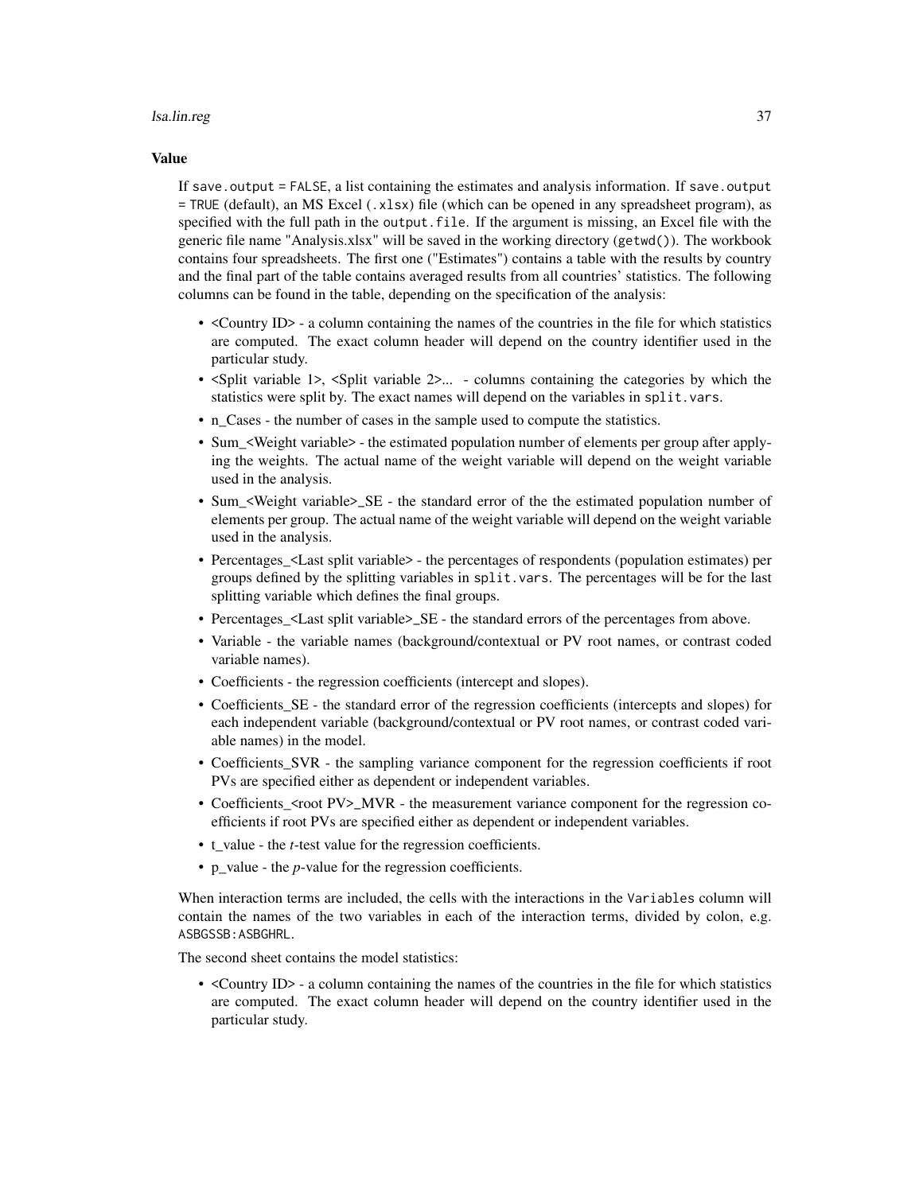### Value

If `save.output = FALSE`, a list containing the estimates and analysis information. If `save.output = TRUE` (default), an MS Excel (`.xlsx`) file (which can be opened in any spreadsheet program), as specified with the full path in the `output.file`. If the argument is missing, an Excel file with the generic file name "Analysis.xlsx" will be saved in the working directory (`getwd()`). The workbook contains four spreadsheets. The first one ("Estimates") contains a table with the results by country and the final part of the table contains averaged results from all countries' statistics. The following columns can be found in the table, depending on the specification of the analysis:

- <Country ID> - a column containing the names of the countries in the file for which statistics are computed. The exact column header will depend on the country identifier used in the particular study.
- <Split variable 1>, <Split variable 2>... - columns containing the categories by which the statistics were split by. The exact names will depend on the variables in `split.vars`.
- n_Cases - the number of cases in the sample used to compute the statistics.
- Sum_<Weight variable> - the estimated population number of elements per group after applying the weights. The actual name of the weight variable will depend on the weight variable used in the analysis.
- Sum_<Weight variable>_SE - the standard error of the the estimated population number of elements per group. The actual name of the weight variable will depend on the weight variable used in the analysis.
- Percentages_<Last split variable> - the percentages of respondents (population estimates) per groups defined by the splitting variables in `split.vars`. The percentages will be for the last splitting variable which defines the final groups.
- Percentages_<Last split variable>_SE - the standard errors of the percentages from above.
- Variable - the variable names (background/contextual or PV root names, or contrast coded variable names).
- Coefficients - the regression coefficients (intercept and slopes).
- Coefficients_SE - the standard error of the regression coefficients (intercepts and slopes) for each independent variable (background/contextual or PV root names, or contrast coded variable names) in the model.
- Coefficients_SVR - the sampling variance component for the regression coefficients if root PVs are specified either as dependent or independent variables.
- Coefficients_<root PV>_MVR - the measurement variance component for the regression coefficients if root PVs are specified either as dependent or independent variables.
- t_value - the *t*-test value for the regression coefficients.
- p_value - the *p*-value for the regression coefficients.

When interaction terms are included, the cells with the interactions in the `Variables` column will contain the names of the two variables in each of the interaction terms, divided by colon, e.g. `ASBGSSB:ASBGHRL`.

The second sheet contains the model statistics:

- <Country ID> - a column containing the names of the countries in the file for which statistics are computed. The exact column header will depend on the country identifier used in the particular study.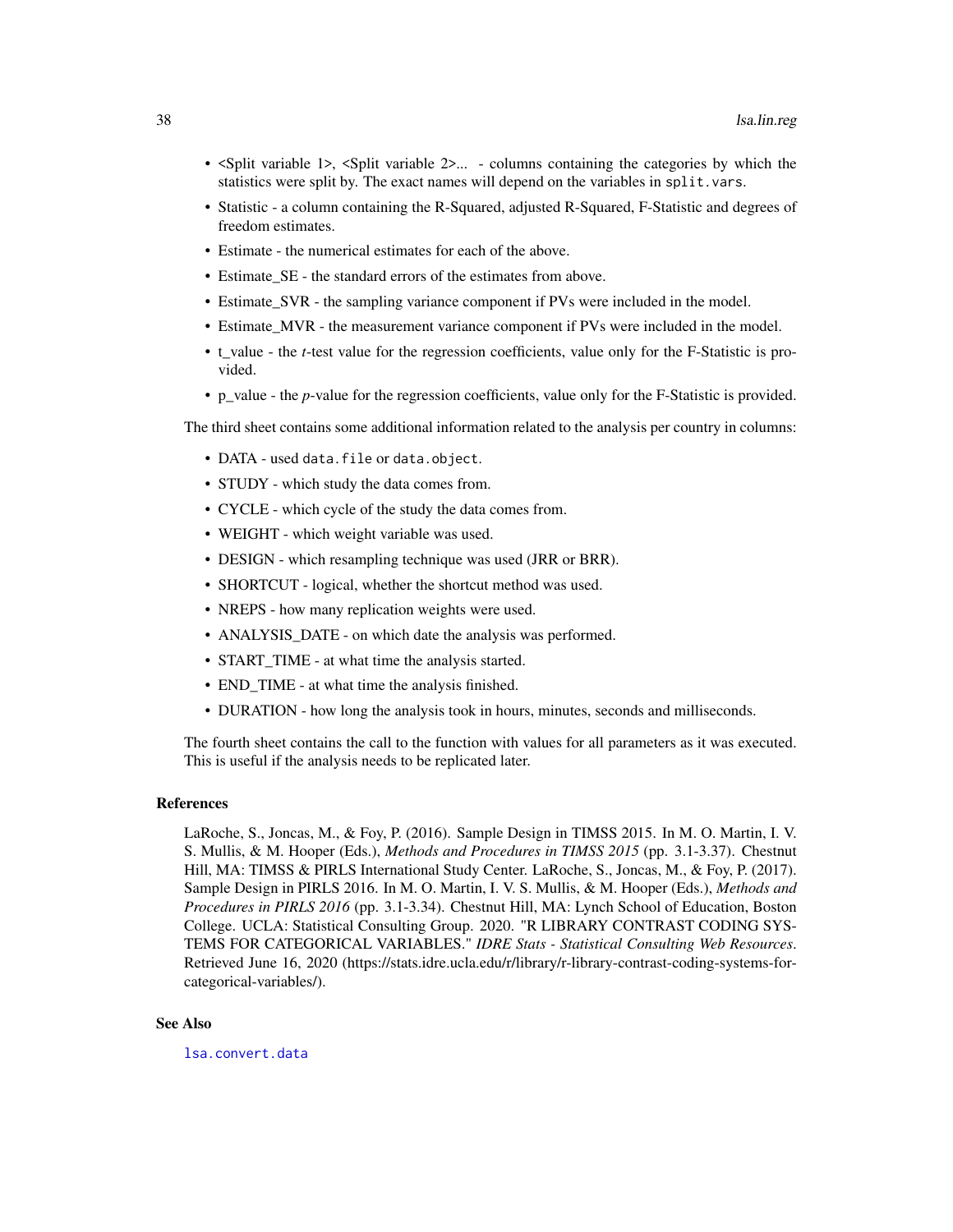- <Split variable 1>, <Split variable 2>... - columns containing the categories by which the statistics were split by. The exact names will depend on the variables in `split.vars`.
- Statistic - a column containing the R-Squared, adjusted R-Squared, F-Statistic and degrees of freedom estimates.
- Estimate - the numerical estimates for each of the above.
- Estimate_SE - the standard errors of the estimates from above.
- Estimate_SVR - the sampling variance component if PVs were included in the model.
- Estimate_MVR - the measurement variance component if PVs were included in the model.
- t_value - the *t*-test value for the regression coefficients, value only for the F-Statistic is provided.
- p_value - the *p*-value for the regression coefficients, value only for the F-Statistic is provided.

The third sheet contains some additional information related to the analysis per country in columns:

- DATA - used `data.file` or `data.object`.
- STUDY - which study the data comes from.
- CYCLE - which cycle of the study the data comes from.
- WEIGHT - which weight variable was used.
- DESIGN - which resampling technique was used (JRR or BRR).
- SHORTCUT - logical, whether the shortcut method was used.
- NREPS - how many replication weights were used.
- ANALYSIS_DATE - on which date the analysis was performed.
- START_TIME - at what time the analysis started.
- END_TIME - at what time the analysis finished.
- DURATION - how long the analysis took in hours, minutes, seconds and milliseconds.

The fourth sheet contains the call to the function with values for all parameters as it was executed. This is useful if the analysis needs to be replicated later.

### References

LaRoche, S., Joncas, M., & Foy, P. (2016). Sample Design in TIMSS 2015. In M. O. Martin, I. V. S. Mullis, & M. Hooper (Eds.), *Methods and Procedures in TIMSS 2015* (pp. 3.1-3.37). Chestnut Hill, MA: TIMSS & PIRLS International Study Center. LaRoche, S., Joncas, M., & Foy, P. (2017). Sample Design in PIRLS 2016. In M. O. Martin, I. V. S. Mullis, & M. Hooper (Eds.), *Methods and Procedures in PIRLS 2016* (pp. 3.1-3.34). Chestnut Hill, MA: Lynch School of Education, Boston College. UCLA: Statistical Consulting Group. 2020. "R LIBRARY CONTRAST CODING SYSTEMS FOR CATEGORICAL VARIABLES." *IDRE Stats - Statistical Consulting Web Resources*. Retrieved June 16, 2020 (https://stats.idre.ucla.edu/r/library/r-library-contrast-coding-systems-for-categorical-variables/).

### See Also

`lsa.convert.data`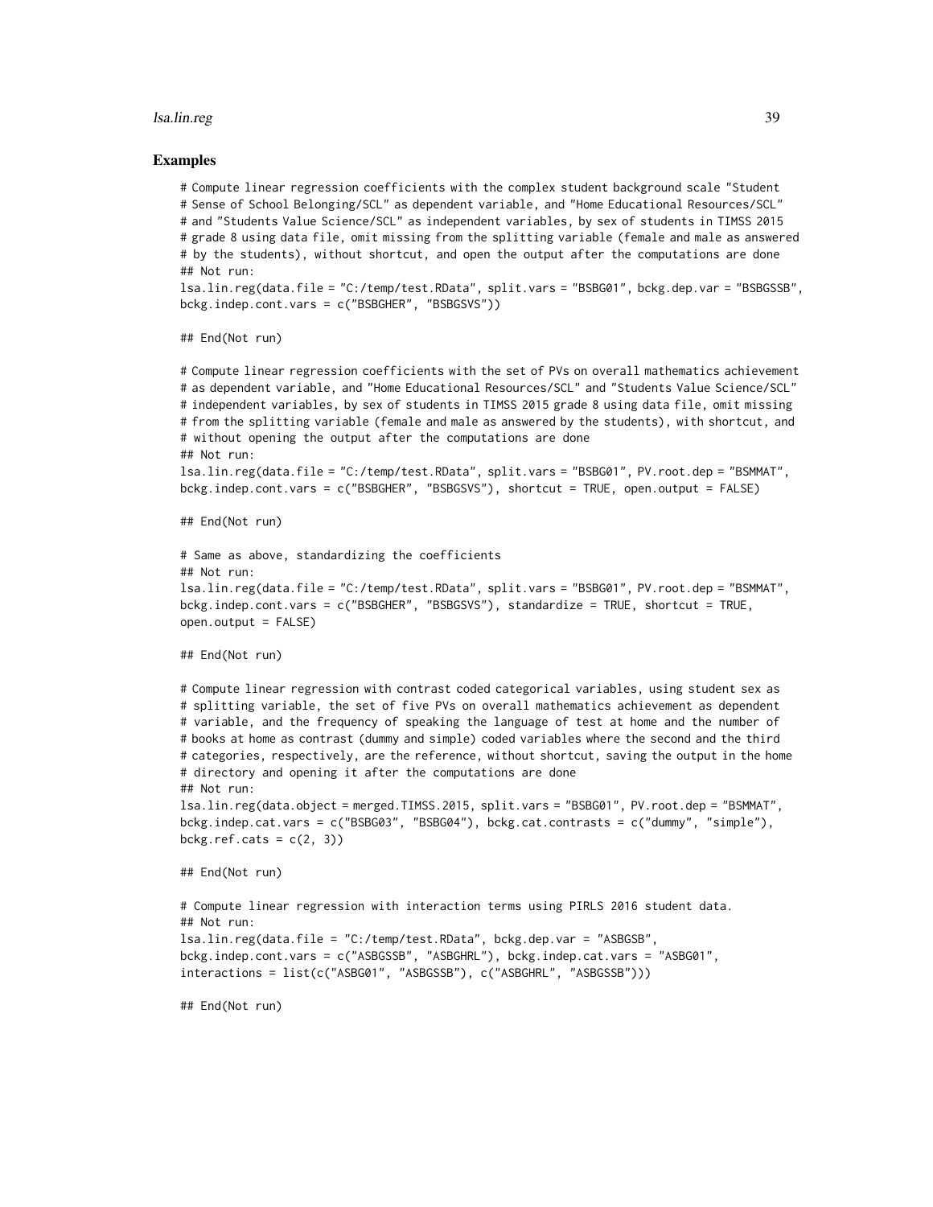### Examples

```
# Compute linear regression coefficients with the complex student background scale "Student
# Sense of School Belonging/SCL" as dependent variable, and "Home Educational Resources/SCL"
# and "Students Value Science/SCL" as independent variables, by sex of students in TIMSS 2015
# grade 8 using data file, omit missing from the splitting variable (female and male as answered
# by the students), without shortcut, and open the output after the computations are done
## Not run:
lsa.lin.reg(data.file = "C:/temp/test.RData", split.vars = "BSBG01", bckg.dep.var = "BSBGSSB",
bckg.indep.cont.vars = c("BSBGHER", "BSBGSVS"))

## End(Not run)

# Compute linear regression coefficients with the set of PVs on overall mathematics achievement
# as dependent variable, and "Home Educational Resources/SCL" and "Students Value Science/SCL"
# independent variables, by sex of students in TIMSS 2015 grade 8 using data file, omit missing
# from the splitting variable (female and male as answered by the students), with shortcut, and
# without opening the output after the computations are done
## Not run:
lsa.lin.reg(data.file = "C:/temp/test.RData", split.vars = "BSBG01", PV.root.dep = "BSMMAT",
bckg.indep.cont.vars = c("BSBGHER", "BSBGSVS"), shortcut = TRUE, open.output = FALSE)

## End(Not run)

# Same as above, standardizing the coefficients
## Not run:
lsa.lin.reg(data.file = "C:/temp/test.RData", split.vars = "BSBG01", PV.root.dep = "BSMMAT",
bckg.indep.cont.vars = c("BSBGHER", "BSBGSVS"), standardize = TRUE, shortcut = TRUE,
open.output = FALSE)

## End(Not run)

# Compute linear regression with contrast coded categorical variables, using student sex as
# splitting variable, the set of five PVs on overall mathematics achievement as dependent
# variable, and the frequency of speaking the language of test at home and the number of
# books at home as contrast (dummy and simple) coded variables where the second and the third
# categories, respectively, are the reference, without shortcut, saving the output in the home
# directory and opening it after the computations are done
## Not run:
lsa.lin.reg(data.object = merged.TIMSS.2015, split.vars = "BSBG01", PV.root.dep = "BSMMAT",
bckg.indep.cat.vars = c("BSBG03", "BSBG04"), bckg.cat.contrasts = c("dummy", "simple"),
bckg.ref.cats = c(2, 3))

## End(Not run)

# Compute linear regression with interaction terms using PIRLS 2016 student data.
## Not run:
lsa.lin.reg(data.file = "C:/temp/test.RData", bckg.dep.var = "ASBGSB",
bckg.indep.cont.vars = c("ASBGSSB", "ASBGHRL"), bckg.indep.cat.vars = "ASBG01",
interactions = list(c("ASBG01", "ASBGSSB"), c("ASBGHRL", "ASBGSSB")))

## End(Not run)
```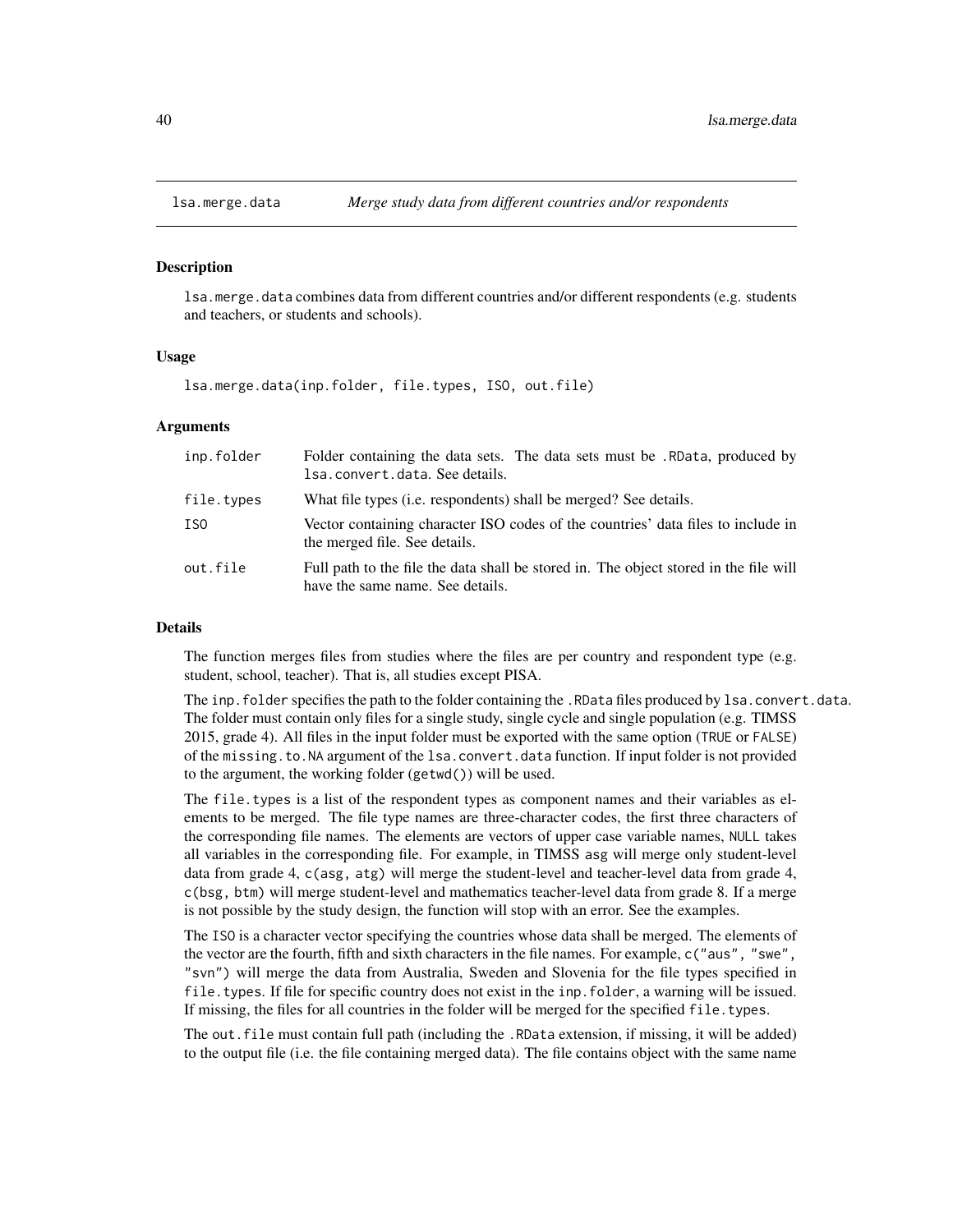## lsa.merge.data — *Merge study data from different countries and/or respondents*

### Description

`lsa.merge.data` combines data from different countries and/or different respondents (e.g. students and teachers, or students and schools).

### Usage

```
lsa.merge.data(inp.folder, file.types, ISO, out.file)
```

### Arguments

| | |
|---|---|
| `inp.folder` | Folder containing the data sets. The data sets must be `.RData`, produced by `lsa.convert.data`. See details. |
| `file.types` | What file types (i.e. respondents) shall be merged? See details. |
| `ISO` | Vector containing character ISO codes of the countries' data files to include in the merged file. See details. |
| `out.file` | Full path to the file the data shall be stored in. The object stored in the file will have the same name. See details. |

### Details

The function merges files from studies where the files are per country and respondent type (e.g. student, school, teacher). That is, all studies except PISA.

The `inp.folder` specifies the path to the folder containing the `.RData` files produced by `lsa.convert.data`. The folder must contain only files for a single study, single cycle and single population (e.g. TIMSS 2015, grade 4). All files in the input folder must be exported with the same option (`TRUE` or `FALSE`) of the `missing.to.NA` argument of the `lsa.convert.data` function. If input folder is not provided to the argument, the working folder (`getwd()`) will be used.

The `file.types` is a list of the respondent types as component names and their variables as elements to be merged. The file type names are three-character codes, the first three characters of the corresponding file names. The elements are vectors of upper case variable names, `NULL` takes all variables in the corresponding file. For example, in TIMSS `asg` will merge only student-level data from grade 4, `c(asg, atg)` will merge the student-level and teacher-level data from grade 4, `c(bsg, btm)` will merge student-level and mathematics teacher-level data from grade 8. If a merge is not possible by the study design, the function will stop with an error. See the examples.

The `ISO` is a character vector specifying the countries whose data shall be merged. The elements of the vector are the fourth, fifth and sixth characters in the file names. For example, `c("aus", "swe", "svn")` will merge the data from Australia, Sweden and Slovenia for the file types specified in `file.types`. If file for specific country does not exist in the `inp.folder`, a warning will be issued. If missing, the files for all countries in the folder will be merged for the specified `file.types`.

The `out.file` must contain full path (including the `.RData` extension, if missing, it will be added) to the output file (i.e. the file containing merged data). The file contains object with the same name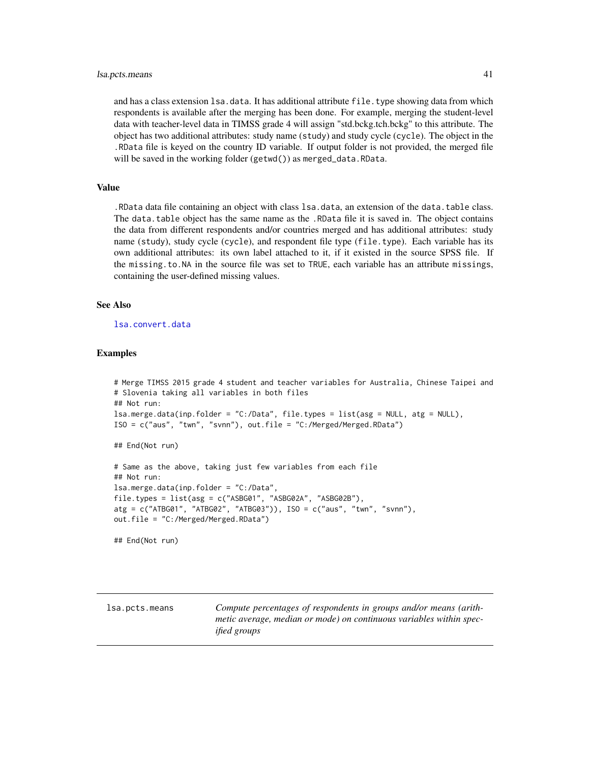and has a class extension `lsa.data`. It has additional attribute `file.type` showing data from which respondents is available after the merging has been done. For example, merging the student-level data with teacher-level data in TIMSS grade 4 will assign "std.bckg.tch.bckg" to this attribute. The object has two additional attributes: study name (`study`) and study cycle (`cycle`). The object in the `.RData` file is keyed on the country ID variable. If output folder is not provided, the merged file will be saved in the working folder (`getwd()`) as `merged_data.RData`.

### Value

`.RData` data file containing an object with class `lsa.data`, an extension of the `data.table` class. The `data.table` object has the same name as the `.RData` file it is saved in. The object contains the data from different respondents and/or countries merged and has additional attributes: study name (`study`), study cycle (`cycle`), and respondent file type (`file.type`). Each variable has its own additional attributes: its own label attached to it, if it existed in the source SPSS file. If the `missing.to.NA` in the source file was set to `TRUE`, each variable has an attribute `missings`, containing the user-defined missing values.

### See Also

`lsa.convert.data`

### Examples

```
# Merge TIMSS 2015 grade 4 student and teacher variables for Australia, Chinese Taipei and
# Slovenia taking all variables in both files
## Not run:
lsa.merge.data(inp.folder = "C:/Data", file.types = list(asg = NULL, atg = NULL),
ISO = c("aus", "twn", "svnn"), out.file = "C:/Merged/Merged.RData")

## End(Not run)

# Same as the above, taking just few variables from each file
## Not run:
lsa.merge.data(inp.folder = "C:/Data",
file.types = list(asg = c("ASBG01", "ASBG02A", "ASBG02B"),
atg = c("ATBG01", "ATBG02", "ATBG03")), ISO = c("aus", "twn", "svnn"),
out.file = "C:/Merged/Merged.RData")

## End(Not run)
```

---

## lsa.pcts.means

*Compute percentages of respondents in groups and/or means (arithmetic average, median or mode) on continuous variables within specified groups*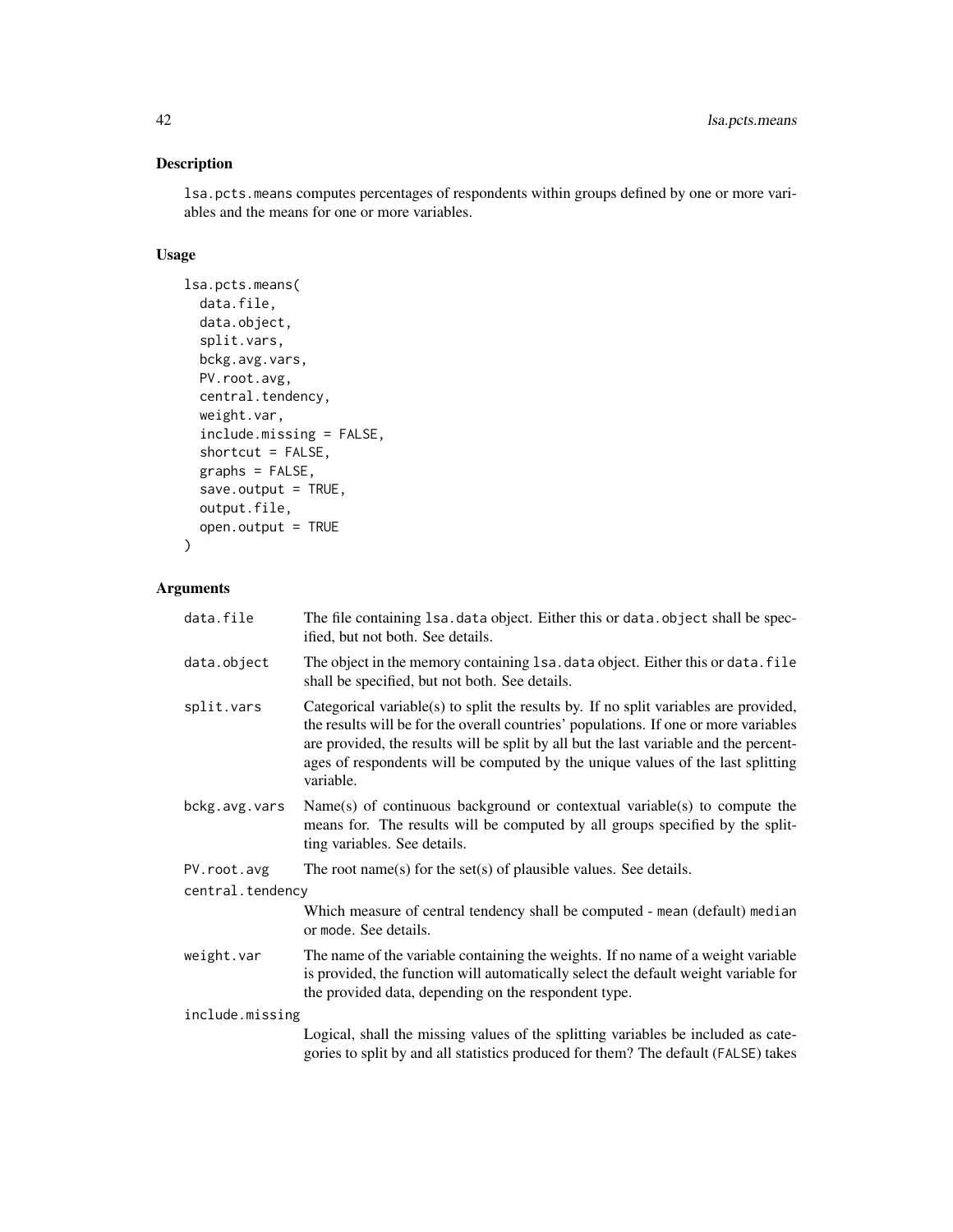## Description

`lsa.pcts.means` computes percentages of respondents within groups defined by one or more variables and the means for one or more variables.

## Usage

```
lsa.pcts.means(
  data.file,
  data.object,
  split.vars,
  bckg.avg.vars,
  PV.root.avg,
  central.tendency,
  weight.var,
  include.missing = FALSE,
  shortcut = FALSE,
  graphs = FALSE,
  save.output = TRUE,
  output.file,
  open.output = TRUE
)
```

## Arguments

| Argument | Description |
|---|---|
| `data.file` | The file containing `lsa.data` object. Either this or `data.object` shall be specified, but not both. See details. |
| `data.object` | The object in the memory containing `lsa.data` object. Either this or `data.file` shall be specified, but not both. See details. |
| `split.vars` | Categorical variable(s) to split the results by. If no split variables are provided, the results will be for the overall countries' populations. If one or more variables are provided, the results will be split by all but the last variable and the percentages of respondents will be computed by the unique values of the last splitting variable. |
| `bckg.avg.vars` | Name(s) of continuous background or contextual variable(s) to compute the means for. The results will be computed by all groups specified by the splitting variables. See details. |
| `PV.root.avg` | The root name(s) for the set(s) of plausible values. See details. |
| `central.tendency` | Which measure of central tendency shall be computed - `mean` (default) `median` or `mode`. See details. |
| `weight.var` | The name of the variable containing the weights. If no name of a weight variable is provided, the function will automatically select the default weight variable for the provided data, depending on the respondent type. |
| `include.missing` | Logical, shall the missing values of the splitting variables be included as categories to split by and all statistics produced for them? The default (`FALSE`) takes |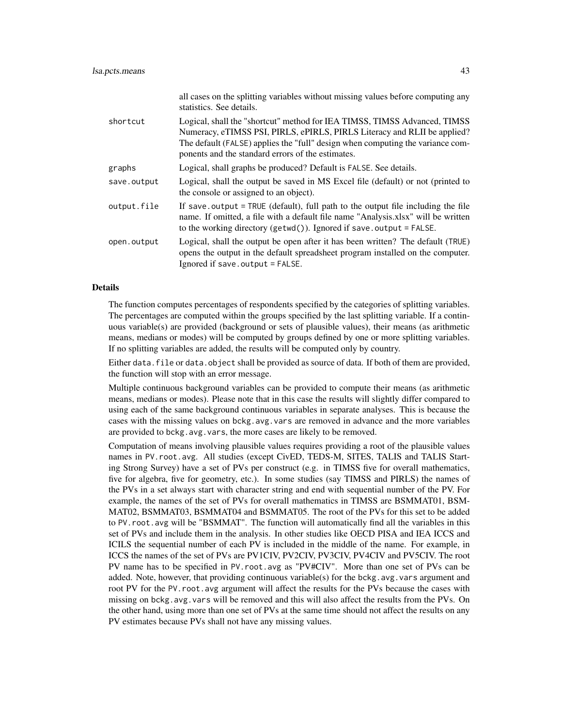| | |
|---|---|
| | all cases on the splitting variables without missing values before computing any statistics. See details. |
| shortcut | Logical, shall the "shortcut" method for IEA TIMSS, TIMSS Advanced, TIMSS Numeracy, eTIMSS PSI, PIRLS, ePIRLS, PIRLS Literacy and RLII be applied? The default (FALSE) applies the "full" design when computing the variance components and the standard errors of the estimates. |
| graphs | Logical, shall graphs be produced? Default is FALSE. See details. |
| save.output | Logical, shall the output be saved in MS Excel file (default) or not (printed to the console or assigned to an object). |
| output.file | If save.output = TRUE (default), full path to the output file including the file name. If omitted, a file with a default file name "Analysis.xlsx" will be written to the working directory (getwd()). Ignored if save.output = FALSE. |
| open.output | Logical, shall the output be open after it has been written? The default (TRUE) opens the output in the default spreadsheet program installed on the computer. Ignored if save.output = FALSE. |

## Details

The function computes percentages of respondents specified by the categories of splitting variables. The percentages are computed within the groups specified by the last splitting variable. If a continuous variable(s) are provided (background or sets of plausible values), their means (as arithmetic means, medians or modes) will be computed by groups defined by one or more splitting variables. If no splitting variables are added, the results will be computed only by country.

Either data.file or data.object shall be provided as source of data. If both of them are provided, the function will stop with an error message.

Multiple continuous background variables can be provided to compute their means (as arithmetic means, medians or modes). Please note that in this case the results will slightly differ compared to using each of the same background continuous variables in separate analyses. This is because the cases with the missing values on bckg.avg.vars are removed in advance and the more variables are provided to bckg.avg.vars, the more cases are likely to be removed.

Computation of means involving plausible values requires providing a root of the plausible values names in PV.root.avg. All studies (except CivED, TEDS-M, SITES, TALIS and TALIS Starting Strong Survey) have a set of PVs per construct (e.g. in TIMSS five for overall mathematics, five for algebra, five for geometry, etc.). In some studies (say TIMSS and PIRLS) the names of the PVs in a set always start with character string and end with sequential number of the PV. For example, the names of the set of PVs for overall mathematics in TIMSS are BSMMAT01, BSMMAT02, BSMMAT03, BSMMAT04 and BSMMAT05. The root of the PVs for this set to be added to PV.root.avg will be "BSMMAT". The function will automatically find all the variables in this set of PVs and include them in the analysis. In other studies like OECD PISA and IEA ICCS and ICILS the sequential number of each PV is included in the middle of the name. For example, in ICCS the names of the set of PVs are PV1CIV, PV2CIV, PV3CIV, PV4CIV and PV5CIV. The root PV name has to be specified in PV.root.avg as "PV#CIV". More than one set of PVs can be added. Note, however, that providing continuous variable(s) for the bckg.avg.vars argument and root PV for the PV.root.avg argument will affect the results for the PVs because the cases with missing on bckg.avg.vars will be removed and this will also affect the results from the PVs. On the other hand, using more than one set of PVs at the same time should not affect the results on any PV estimates because PVs shall not have any missing values.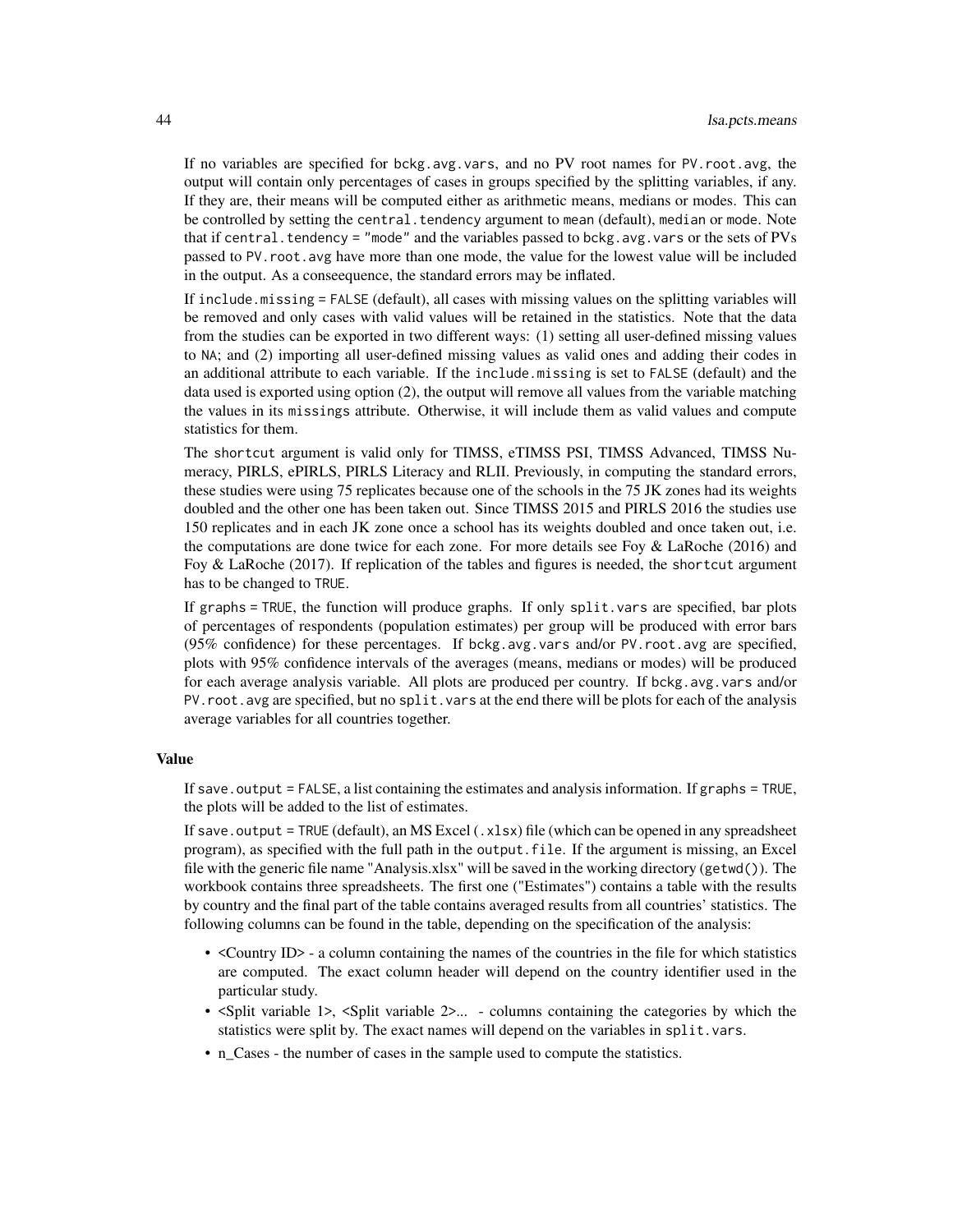If no variables are specified for bckg.avg.vars, and no PV root names for PV.root.avg, the output will contain only percentages of cases in groups specified by the splitting variables, if any. If they are, their means will be computed either as arithmetic means, medians or modes. This can be controlled by setting the central.tendency argument to mean (default), median or mode. Note that if central.tendency = "mode" and the variables passed to bckg.avg.vars or the sets of PVs passed to PV.root.avg have more than one mode, the value for the lowest value will be included in the output. As a conseequence, the standard errors may be inflated.

If include.missing = FALSE (default), all cases with missing values on the splitting variables will be removed and only cases with valid values will be retained in the statistics. Note that the data from the studies can be exported in two different ways: (1) setting all user-defined missing values to NA; and (2) importing all user-defined missing values as valid ones and adding their codes in an additional attribute to each variable. If the include.missing is set to FALSE (default) and the data used is exported using option (2), the output will remove all values from the variable matching the values in its missings attribute. Otherwise, it will include them as valid values and compute statistics for them.

The shortcut argument is valid only for TIMSS, eTIMSS PSI, TIMSS Advanced, TIMSS Numeracy, PIRLS, ePIRLS, PIRLS Literacy and RLII. Previously, in computing the standard errors, these studies were using 75 replicates because one of the schools in the 75 JK zones had its weights doubled and the other one has been taken out. Since TIMSS 2015 and PIRLS 2016 the studies use 150 replicates and in each JK zone once a school has its weights doubled and once taken out, i.e. the computations are done twice for each zone. For more details see Foy & LaRoche (2016) and Foy & LaRoche (2017). If replication of the tables and figures is needed, the shortcut argument has to be changed to TRUE.

If graphs = TRUE, the function will produce graphs. If only split.vars are specified, bar plots of percentages of respondents (population estimates) per group will be produced with error bars (95% confidence) for these percentages. If bckg.avg.vars and/or PV.root.avg are specified, plots with 95% confidence intervals of the averages (means, medians or modes) will be produced for each average analysis variable. All plots are produced per country. If bckg.avg.vars and/or PV.root.avg are specified, but no split.vars at the end there will be plots for each of the analysis average variables for all countries together.

### Value

If save.output = FALSE, a list containing the estimates and analysis information. If graphs = TRUE, the plots will be added to the list of estimates.

If save.output = TRUE (default), an MS Excel (.xlsx) file (which can be opened in any spreadsheet program), as specified with the full path in the output.file. If the argument is missing, an Excel file with the generic file name "Analysis.xlsx" will be saved in the working directory (getwd()). The workbook contains three spreadsheets. The first one ("Estimates") contains a table with the results by country and the final part of the table contains averaged results from all countries' statistics. The following columns can be found in the table, depending on the specification of the analysis:

- <Country ID> - a column containing the names of the countries in the file for which statistics are computed. The exact column header will depend on the country identifier used in the particular study.
- <Split variable 1>, <Split variable 2>... - columns containing the categories by which the statistics were split by. The exact names will depend on the variables in split.vars.
- n_Cases - the number of cases in the sample used to compute the statistics.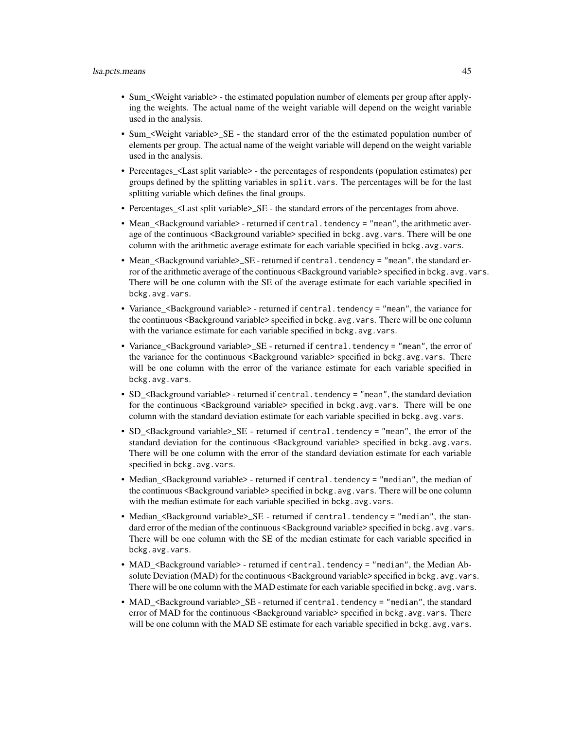- Sum_<Weight variable> - the estimated population number of elements per group after applying the weights. The actual name of the weight variable will depend on the weight variable used in the analysis.
- Sum_<Weight variable>_SE - the standard error of the the estimated population number of elements per group. The actual name of the weight variable will depend on the weight variable used in the analysis.
- Percentages_<Last split variable> - the percentages of respondents (population estimates) per groups defined by the splitting variables in `split.vars`. The percentages will be for the last splitting variable which defines the final groups.
- Percentages_<Last split variable>_SE - the standard errors of the percentages from above.
- Mean_<Background variable> - returned if `central.tendency = "mean"`, the arithmetic average of the continuous <Background variable> specified in `bckg.avg.vars`. There will be one column with the arithmetic average estimate for each variable specified in `bckg.avg.vars`.
- Mean_<Background variable>_SE - returned if `central.tendency = "mean"`, the standard error of the arithmetic average of the continuous <Background variable> specified in `bckg.avg.vars`. There will be one column with the SE of the average estimate for each variable specified in `bckg.avg.vars`.
- Variance_<Background variable> - returned if `central.tendency = "mean"`, the variance for the continuous <Background variable> specified in `bckg.avg.vars`. There will be one column with the variance estimate for each variable specified in `bckg.avg.vars`.
- Variance_<Background variable>_SE - returned if `central.tendency = "mean"`, the error of the variance for the continuous <Background variable> specified in `bckg.avg.vars`. There will be one column with the error of the variance estimate for each variable specified in `bckg.avg.vars`.
- SD_<Background variable> - returned if `central.tendency = "mean"`, the standard deviation for the continuous <Background variable> specified in `bckg.avg.vars`. There will be one column with the standard deviation estimate for each variable specified in `bckg.avg.vars`.
- SD_<Background variable>_SE - returned if `central.tendency = "mean"`, the error of the standard deviation for the continuous <Background variable> specified in `bckg.avg.vars`. There will be one column with the error of the standard deviation estimate for each variable specified in `bckg.avg.vars`.
- Median_<Background variable> - returned if `central.tendency = "median"`, the median of the continuous <Background variable> specified in `bckg.avg.vars`. There will be one column with the median estimate for each variable specified in `bckg.avg.vars`.
- Median_<Background variable>_SE - returned if `central.tendency = "median"`, the standard error of the median of the continuous <Background variable> specified in `bckg.avg.vars`. There will be one column with the SE of the median estimate for each variable specified in `bckg.avg.vars`.
- MAD_<Background variable> - returned if `central.tendency = "median"`, the Median Absolute Deviation (MAD) for the continuous <Background variable> specified in `bckg.avg.vars`. There will be one column with the MAD estimate for each variable specified in `bckg.avg.vars`.
- MAD_<Background variable>_SE - returned if `central.tendency = "median"`, the standard error of MAD for the continuous <Background variable> specified in `bckg.avg.vars`. There will be one column with the MAD SE estimate for each variable specified in `bckg.avg.vars`.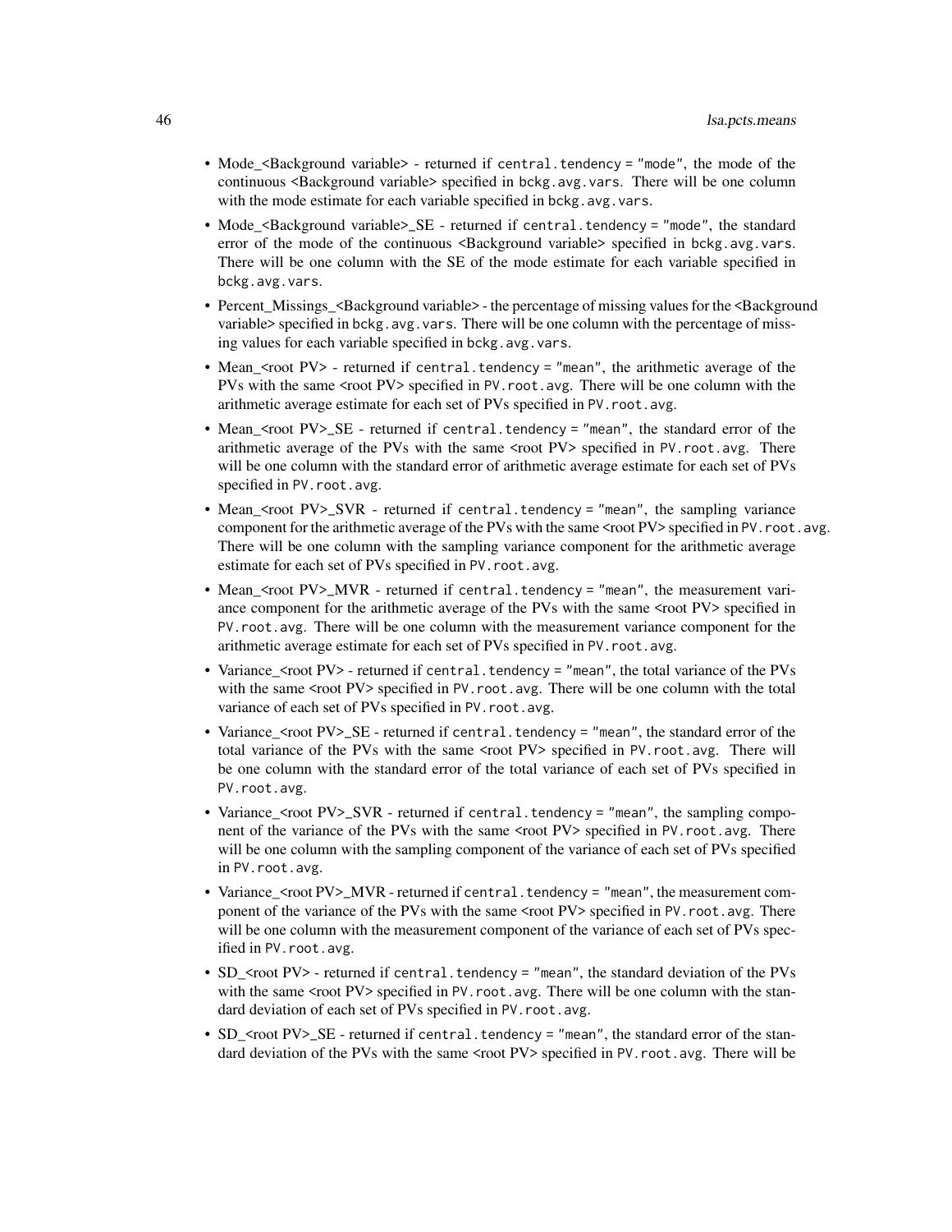- Mode_<Background variable> - returned if `central.tendency = "mode"`, the mode of the continuous <Background variable> specified in `bckg.avg.vars`. There will be one column with the mode estimate for each variable specified in `bckg.avg.vars`.
- Mode_<Background variable>_SE - returned if `central.tendency = "mode"`, the standard error of the mode of the continuous <Background variable> specified in `bckg.avg.vars`. There will be one column with the SE of the mode estimate for each variable specified in `bckg.avg.vars`.
- Percent_Missings_<Background variable> - the percentage of missing values for the <Background variable> specified in `bckg.avg.vars`. There will be one column with the percentage of missing values for each variable specified in `bckg.avg.vars`.
- Mean_<root PV> - returned if `central.tendency = "mean"`, the arithmetic average of the PVs with the same <root PV> specified in `PV.root.avg`. There will be one column with the arithmetic average estimate for each set of PVs specified in `PV.root.avg`.
- Mean_<root PV>_SE - returned if `central.tendency = "mean"`, the standard error of the arithmetic average of the PVs with the same <root PV> specified in `PV.root.avg`. There will be one column with the standard error of arithmetic average estimate for each set of PVs specified in `PV.root.avg`.
- Mean_<root PV>_SVR - returned if `central.tendency = "mean"`, the sampling variance component for the arithmetic average of the PVs with the same <root PV> specified in `PV.root.avg`. There will be one column with the sampling variance component for the arithmetic average estimate for each set of PVs specified in `PV.root.avg`.
- Mean_<root PV>_MVR - returned if `central.tendency = "mean"`, the measurement variance component for the arithmetic average of the PVs with the same <root PV> specified in `PV.root.avg`. There will be one column with the measurement variance component for the arithmetic average estimate for each set of PVs specified in `PV.root.avg`.
- Variance_<root PV> - returned if `central.tendency = "mean"`, the total variance of the PVs with the same <root PV> specified in `PV.root.avg`. There will be one column with the total variance of each set of PVs specified in `PV.root.avg`.
- Variance_<root PV>_SE - returned if `central.tendency = "mean"`, the standard error of the total variance of the PVs with the same <root PV> specified in `PV.root.avg`. There will be one column with the standard error of the total variance of each set of PVs specified in `PV.root.avg`.
- Variance_<root PV>_SVR - returned if `central.tendency = "mean"`, the sampling component of the variance of the PVs with the same <root PV> specified in `PV.root.avg`. There will be one column with the sampling component of the variance of each set of PVs specified in `PV.root.avg`.
- Variance_<root PV>_MVR - returned if `central.tendency = "mean"`, the measurement component of the variance of the PVs with the same <root PV> specified in `PV.root.avg`. There will be one column with the measurement component of the variance of each set of PVs specified in `PV.root.avg`.
- SD_<root PV> - returned if `central.tendency = "mean"`, the standard deviation of the PVs with the same <root PV> specified in `PV.root.avg`. There will be one column with the standard deviation of each set of PVs specified in `PV.root.avg`.
- SD_<root PV>_SE - returned if `central.tendency = "mean"`, the standard error of the standard deviation of the PVs with the same <root PV> specified in `PV.root.avg`. There will be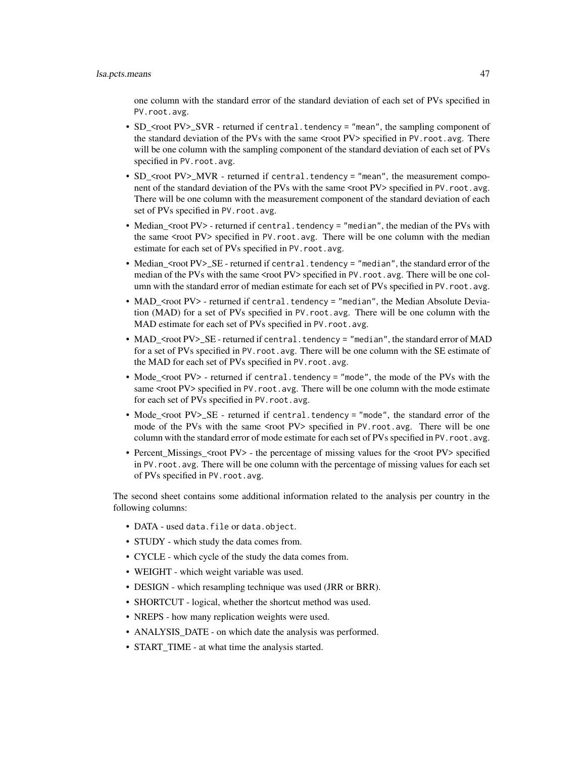one column with the standard error of the standard deviation of each set of PVs specified in `PV.root.avg`.

- SD_<root PV>_SVR - returned if `central.tendency = "mean"`, the sampling component of the standard deviation of the PVs with the same <root PV> specified in `PV.root.avg`. There will be one column with the sampling component of the standard deviation of each set of PVs specified in `PV.root.avg`.
- SD_<root PV>_MVR - returned if `central.tendency = "mean"`, the measurement component of the standard deviation of the PVs with the same <root PV> specified in `PV.root.avg`. There will be one column with the measurement component of the standard deviation of each set of PVs specified in `PV.root.avg`.
- Median_<root PV> - returned if `central.tendency = "median"`, the median of the PVs with the same <root PV> specified in `PV.root.avg`. There will be one column with the median estimate for each set of PVs specified in `PV.root.avg`.
- Median_<root PV>_SE - returned if `central.tendency = "median"`, the standard error of the median of the PVs with the same <root PV> specified in `PV.root.avg`. There will be one column with the standard error of median estimate for each set of PVs specified in `PV.root.avg`.
- MAD_<root PV> - returned if `central.tendency = "median"`, the Median Absolute Deviation (MAD) for a set of PVs specified in `PV.root.avg`. There will be one column with the MAD estimate for each set of PVs specified in `PV.root.avg`.
- MAD_<root PV>_SE - returned if `central.tendency = "median"`, the standard error of MAD for a set of PVs specified in `PV.root.avg`. There will be one column with the SE estimate of the MAD for each set of PVs specified in `PV.root.avg`.
- Mode_<root PV> - returned if `central.tendency = "mode"`, the mode of the PVs with the same <root PV> specified in `PV.root.avg`. There will be one column with the mode estimate for each set of PVs specified in `PV.root.avg`.
- Mode_<root PV>_SE - returned if `central.tendency = "mode"`, the standard error of the mode of the PVs with the same <root PV> specified in `PV.root.avg`. There will be one column with the standard error of mode estimate for each set of PVs specified in `PV.root.avg`.
- Percent_Missings_<root PV> - the percentage of missing values for the <root PV> specified in `PV.root.avg`. There will be one column with the percentage of missing values for each set of PVs specified in `PV.root.avg`.

The second sheet contains some additional information related to the analysis per country in the following columns:

- DATA - used `data.file` or `data.object`.
- STUDY - which study the data comes from.
- CYCLE - which cycle of the study the data comes from.
- WEIGHT - which weight variable was used.
- DESIGN - which resampling technique was used (JRR or BRR).
- SHORTCUT - logical, whether the shortcut method was used.
- NREPS - how many replication weights were used.
- ANALYSIS_DATE - on which date the analysis was performed.
- START_TIME - at what time the analysis started.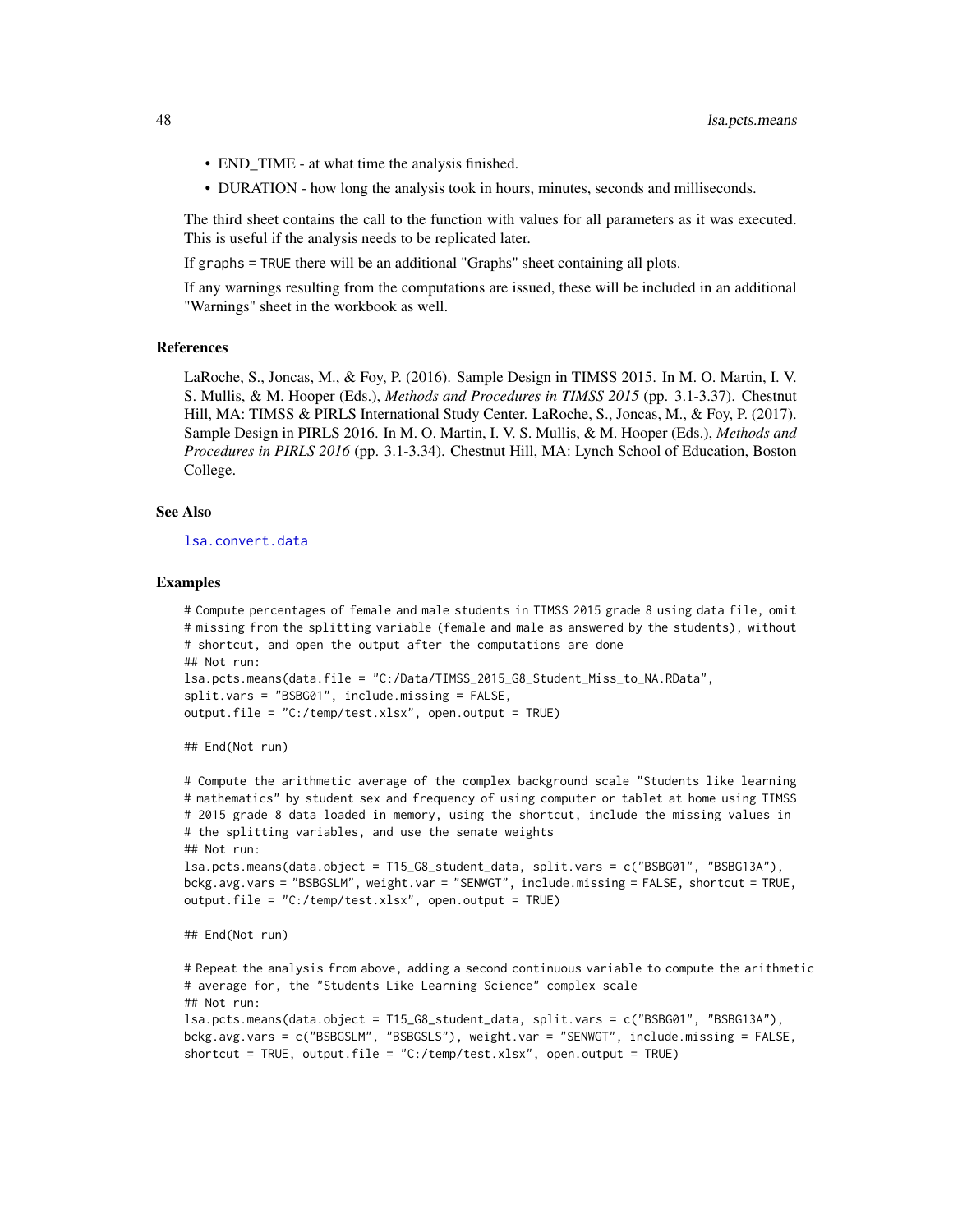- END_TIME - at what time the analysis finished.
- DURATION - how long the analysis took in hours, minutes, seconds and milliseconds.

The third sheet contains the call to the function with values for all parameters as it was executed. This is useful if the analysis needs to be replicated later.

If `graphs = TRUE` there will be an additional "Graphs" sheet containing all plots.

If any warnings resulting from the computations are issued, these will be included in an additional "Warnings" sheet in the workbook as well.

### References

LaRoche, S., Joncas, M., & Foy, P. (2016). Sample Design in TIMSS 2015. In M. O. Martin, I. V. S. Mullis, & M. Hooper (Eds.), *Methods and Procedures in TIMSS 2015* (pp. 3.1-3.37). Chestnut Hill, MA: TIMSS & PIRLS International Study Center. LaRoche, S., Joncas, M., & Foy, P. (2017). Sample Design in PIRLS 2016. In M. O. Martin, I. V. S. Mullis, & M. Hooper (Eds.), *Methods and Procedures in PIRLS 2016* (pp. 3.1-3.34). Chestnut Hill, MA: Lynch School of Education, Boston College.

### See Also

lsa.convert.data

### Examples

```
# Compute percentages of female and male students in TIMSS 2015 grade 8 using data file, omit
# missing from the splitting variable (female and male as answered by the students), without
# shortcut, and open the output after the computations are done
## Not run:
lsa.pcts.means(data.file = "C:/Data/TIMSS_2015_G8_Student_Miss_to_NA.RData",
split.vars = "BSBG01", include.missing = FALSE,
output.file = "C:/temp/test.xlsx", open.output = TRUE)

## End(Not run)

# Compute the arithmetic average of the complex background scale "Students like learning
# mathematics" by student sex and frequency of using computer or tablet at home using TIMSS
# 2015 grade 8 data loaded in memory, using the shortcut, include the missing values in
# the splitting variables, and use the senate weights
## Not run:
lsa.pcts.means(data.object = T15_G8_student_data, split.vars = c("BSBG01", "BSBG13A"),
bckg.avg.vars = "BSBGSLM", weight.var = "SENWGT", include.missing = FALSE, shortcut = TRUE,
output.file = "C:/temp/test.xlsx", open.output = TRUE)

## End(Not run)

# Repeat the analysis from above, adding a second continuous variable to compute the arithmetic
# average for, the "Students Like Learning Science" complex scale
## Not run:
lsa.pcts.means(data.object = T15_G8_student_data, split.vars = c("BSBG01", "BSBG13A"),
bckg.avg.vars = c("BSBGSLM", "BSBGSLS"), weight.var = "SENWGT", include.missing = FALSE,
shortcut = TRUE, output.file = "C:/temp/test.xlsx", open.output = TRUE)
```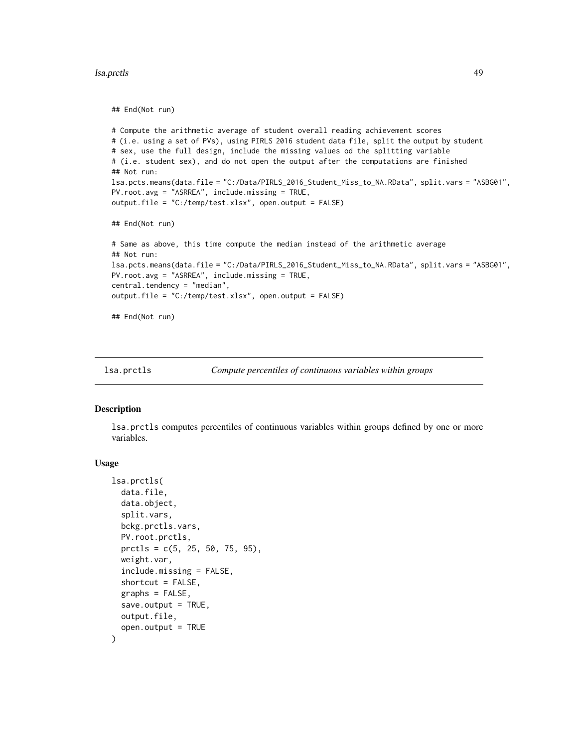```
## End(Not run)

# Compute the arithmetic average of student overall reading achievement scores
# (i.e. using a set of PVs), using PIRLS 2016 student data file, split the output by student
# sex, use the full design, include the missing values od the splitting variable
# (i.e. student sex), and do not open the output after the computations are finished
## Not run:
lsa.pcts.means(data.file = "C:/Data/PIRLS_2016_Student_Miss_to_NA.RData", split.vars = "ASBG01",
PV.root.avg = "ASRREA", include.missing = TRUE,
output.file = "C:/temp/test.xlsx", open.output = FALSE)

## End(Not run)

# Same as above, this time compute the median instead of the arithmetic average
## Not run:
lsa.pcts.means(data.file = "C:/Data/PIRLS_2016_Student_Miss_to_NA.RData", split.vars = "ASBG01",
PV.root.avg = "ASRREA", include.missing = TRUE,
central.tendency = "median",
output.file = "C:/temp/test.xlsx", open.output = FALSE)

## End(Not run)
```

---

## lsa.prctls — *Compute percentiles of continuous variables within groups*

### Description

`lsa.prctls` computes percentiles of continuous variables within groups defined by one or more variables.

### Usage

```
lsa.prctls(
  data.file,
  data.object,
  split.vars,
  bckg.prctls.vars,
  PV.root.prctls,
  prctls = c(5, 25, 50, 75, 95),
  weight.var,
  include.missing = FALSE,
  shortcut = FALSE,
  graphs = FALSE,
  save.output = TRUE,
  output.file,
  open.output = TRUE
)
```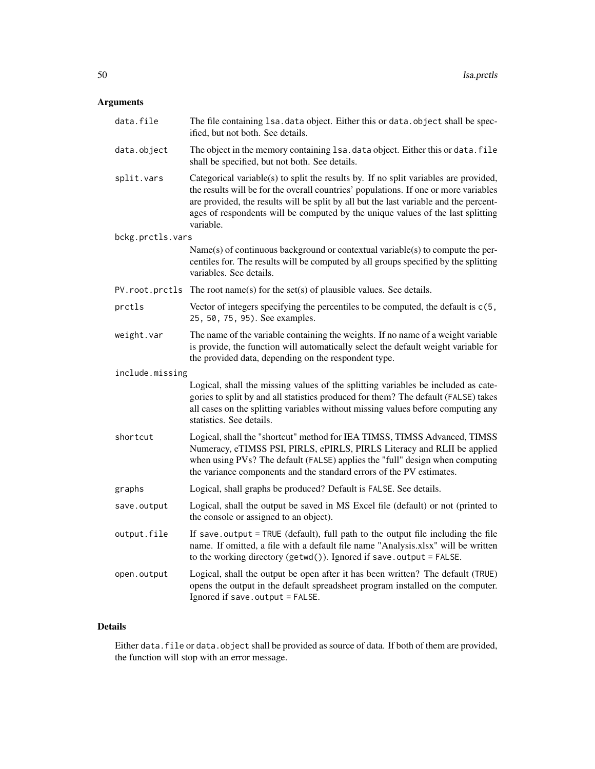## Arguments

| | |
|---|---|
| `data.file` | The file containing `lsa.data` object. Either this or `data.object` shall be specified, but not both. See details. |
| `data.object` | The object in the memory containing `lsa.data` object. Either this or `data.file` shall be specified, but not both. See details. |
| `split.vars` | Categorical variable(s) to split the results by. If no split variables are provided, the results will be for the overall countries' populations. If one or more variables are provided, the results will be split by all but the last variable and the percentages of respondents will be computed by the unique values of the last splitting variable. |
| `bckg.prctls.vars` | Name(s) of continuous background or contextual variable(s) to compute the percentiles for. The results will be computed by all groups specified by the splitting variables. See details. |
| `PV.root.prctls` | The root name(s) for the set(s) of plausible values. See details. |
| `prctls` | Vector of integers specifying the percentiles to be computed, the default is `c(5, 25, 50, 75, 95)`. See examples. |
| `weight.var` | The name of the variable containing the weights. If no name of a weight variable is provide, the function will automatically select the default weight variable for the provided data, depending on the respondent type. |
| `include.missing` | Logical, shall the missing values of the splitting variables be included as categories to split by and all statistics produced for them? The default (`FALSE`) takes all cases on the splitting variables without missing values before computing any statistics. See details. |
| `shortcut` | Logical, shall the "shortcut" method for IEA TIMSS, TIMSS Advanced, TIMSS Numeracy, eTIMSS PSI, PIRLS, ePIRLS, PIRLS Literacy and RLII be applied when using PVs? The default (`FALSE`) applies the "full" design when computing the variance components and the standard errors of the PV estimates. |
| `graphs` | Logical, shall graphs be produced? Default is `FALSE`. See details. |
| `save.output` | Logical, shall the output be saved in MS Excel file (default) or not (printed to the console or assigned to an object). |
| `output.file` | If `save.output = TRUE` (default), full path to the output file including the file name. If omitted, a file with a default file name "Analysis.xlsx" will be written to the working directory (`getwd()`). Ignored if `save.output = FALSE`. |
| `open.output` | Logical, shall the output be open after it has been written? The default (`TRUE`) opens the output in the default spreadsheet program installed on the computer. Ignored if `save.output = FALSE`. |

## Details

Either `data.file` or `data.object` shall be provided as source of data. If both of them are provided, the function will stop with an error message.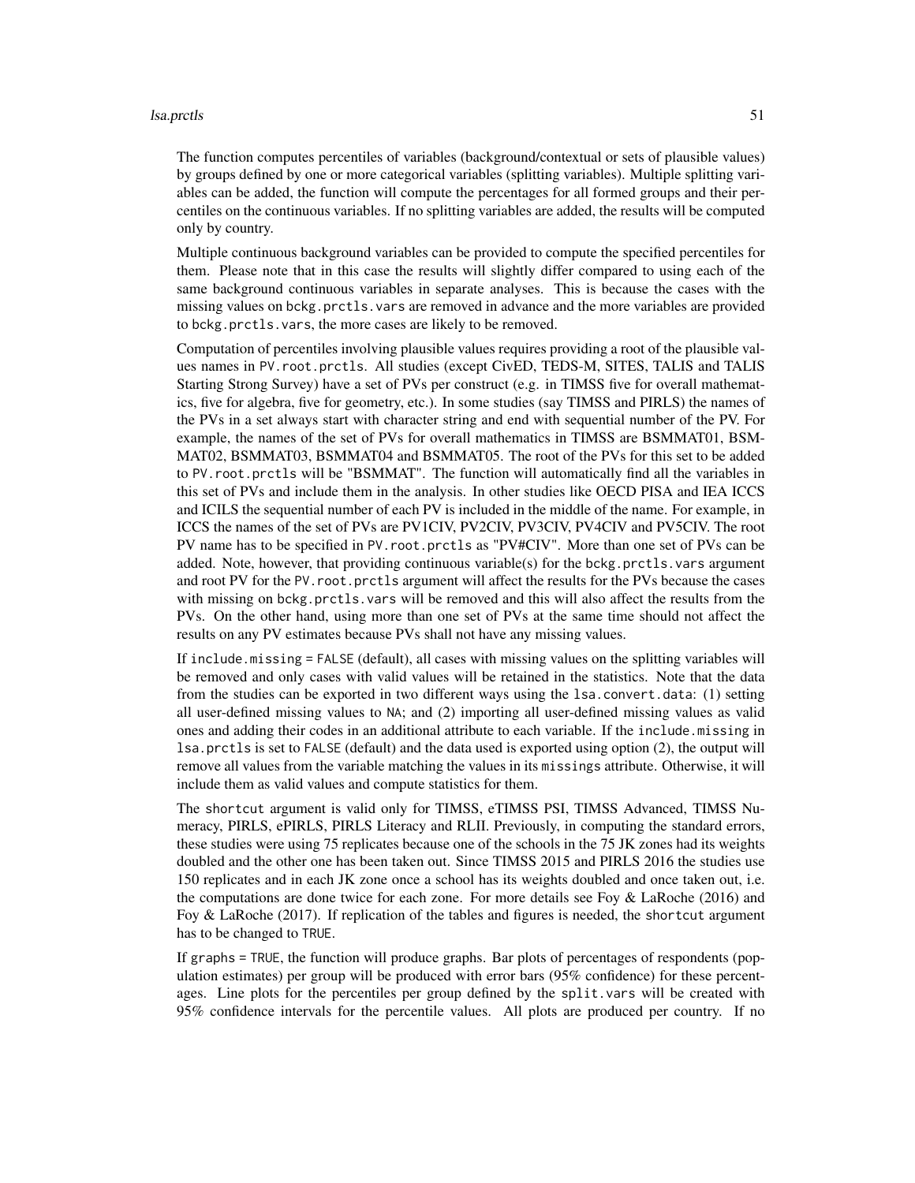The function computes percentiles of variables (background/contextual or sets of plausible values) by groups defined by one or more categorical variables (splitting variables). Multiple splitting variables can be added, the function will compute the percentages for all formed groups and their percentiles on the continuous variables. If no splitting variables are added, the results will be computed only by country.

Multiple continuous background variables can be provided to compute the specified percentiles for them. Please note that in this case the results will slightly differ compared to using each of the same background continuous variables in separate analyses. This is because the cases with the missing values on `bckg.prctls.vars` are removed in advance and the more variables are provided to `bckg.prctls.vars`, the more cases are likely to be removed.

Computation of percentiles involving plausible values requires providing a root of the plausible values names in `PV.root.prctls`. All studies (except CivED, TEDS-M, SITES, TALIS and TALIS Starting Strong Survey) have a set of PVs per construct (e.g. in TIMSS five for overall mathematics, five for algebra, five for geometry, etc.). In some studies (say TIMSS and PIRLS) the names of the PVs in a set always start with character string and end with sequential number of the PV. For example, the names of the set of PVs for overall mathematics in TIMSS are BSMMAT01, BSMMAT02, BSMMAT03, BSMMAT04 and BSMMAT05. The root of the PVs for this set to be added to `PV.root.prctls` will be "BSMMAT". The function will automatically find all the variables in this set of PVs and include them in the analysis. In other studies like OECD PISA and IEA ICCS and ICILS the sequential number of each PV is included in the middle of the name. For example, in ICCS the names of the set of PVs are PV1CIV, PV2CIV, PV3CIV, PV4CIV and PV5CIV. The root PV name has to be specified in `PV.root.prctls` as "PV#CIV". More than one set of PVs can be added. Note, however, that providing continuous variable(s) for the `bckg.prctls.vars` argument and root PV for the `PV.root.prctls` argument will affect the results for the PVs because the cases with missing on `bckg.prctls.vars` will be removed and this will also affect the results from the PVs. On the other hand, using more than one set of PVs at the same time should not affect the results on any PV estimates because PVs shall not have any missing values.

If `include.missing = FALSE` (default), all cases with missing values on the splitting variables will be removed and only cases with valid values will be retained in the statistics. Note that the data from the studies can be exported in two different ways using the `lsa.convert.data`: (1) setting all user-defined missing values to `NA`; and (2) importing all user-defined missing values as valid ones and adding their codes in an additional attribute to each variable. If the `include.missing` in `lsa.prctls` is set to `FALSE` (default) and the data used is exported using option (2), the output will remove all values from the variable matching the values in its `missings` attribute. Otherwise, it will include them as valid values and compute statistics for them.

The `shortcut` argument is valid only for TIMSS, eTIMSS PSI, TIMSS Advanced, TIMSS Numeracy, PIRLS, ePIRLS, PIRLS Literacy and RLII. Previously, in computing the standard errors, these studies were using 75 replicates because one of the schools in the 75 JK zones had its weights doubled and the other one has been taken out. Since TIMSS 2015 and PIRLS 2016 the studies use 150 replicates and in each JK zone once a school has its weights doubled and once taken out, i.e. the computations are done twice for each zone. For more details see Foy & LaRoche (2016) and Foy & LaRoche (2017). If replication of the tables and figures is needed, the `shortcut` argument has to be changed to `TRUE`.

If `graphs = TRUE`, the function will produce graphs. Bar plots of percentages of respondents (population estimates) per group will be produced with error bars (95% confidence) for these percentages. Line plots for the percentiles per group defined by the `split.vars` will be created with 95% confidence intervals for the percentile values. All plots are produced per country. If no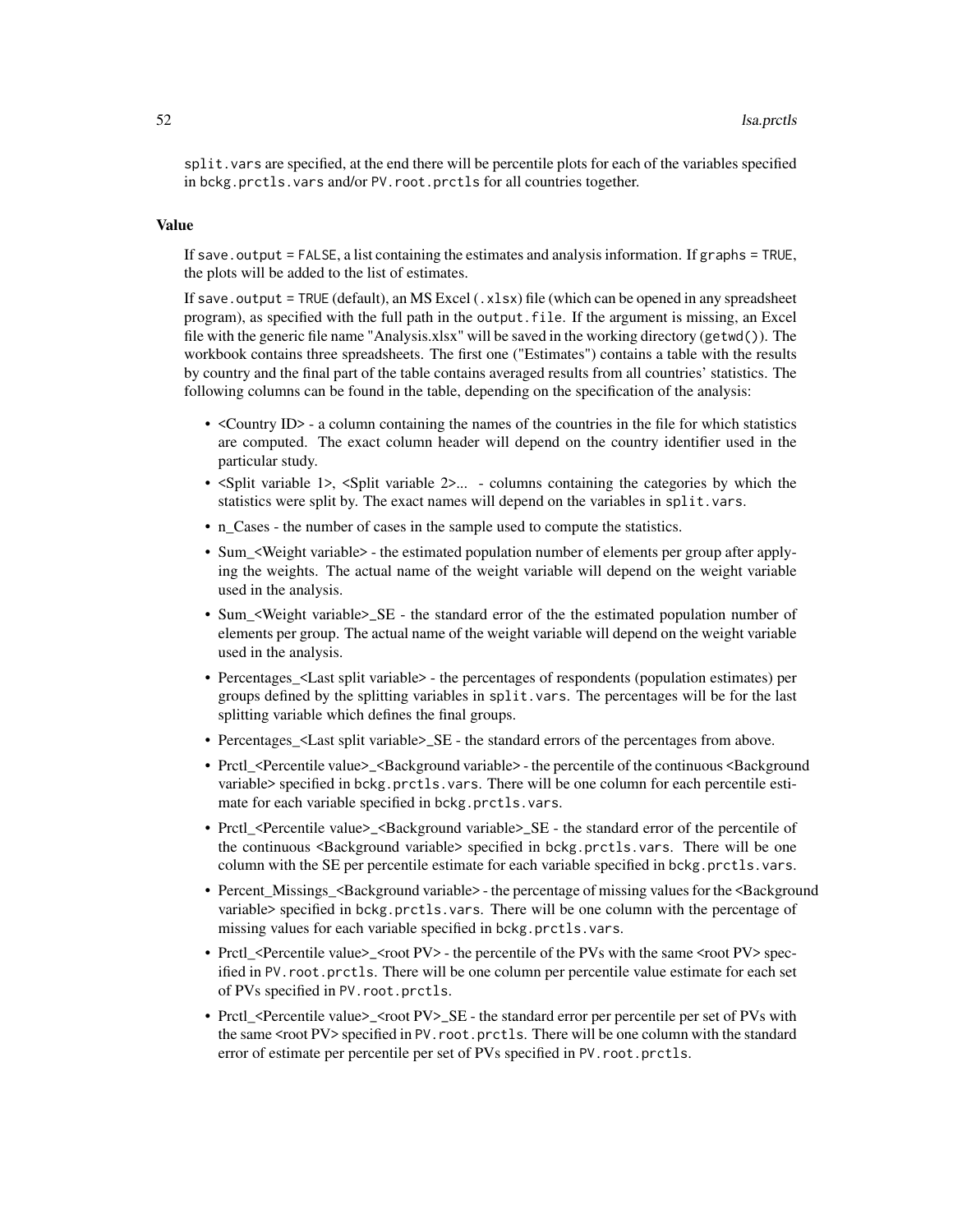split.vars are specified, at the end there will be percentile plots for each of the variables specified in bckg.prctls.vars and/or PV.root.prctls for all countries together.

### Value

If save.output = FALSE, a list containing the estimates and analysis information. If graphs = TRUE, the plots will be added to the list of estimates.

If save.output = TRUE (default), an MS Excel (.xlsx) file (which can be opened in any spreadsheet program), as specified with the full path in the output.file. If the argument is missing, an Excel file with the generic file name "Analysis.xlsx" will be saved in the working directory (getwd()). The workbook contains three spreadsheets. The first one ("Estimates") contains a table with the results by country and the final part of the table contains averaged results from all countries' statistics. The following columns can be found in the table, depending on the specification of the analysis:

- <Country ID> - a column containing the names of the countries in the file for which statistics are computed. The exact column header will depend on the country identifier used in the particular study.
- <Split variable 1>, <Split variable 2>... - columns containing the categories by which the statistics were split by. The exact names will depend on the variables in split.vars.
- n_Cases - the number of cases in the sample used to compute the statistics.
- Sum_<Weight variable> - the estimated population number of elements per group after applying the weights. The actual name of the weight variable will depend on the weight variable used in the analysis.
- Sum_<Weight variable>_SE - the standard error of the the estimated population number of elements per group. The actual name of the weight variable will depend on the weight variable used in the analysis.
- Percentages_<Last split variable> - the percentages of respondents (population estimates) per groups defined by the splitting variables in split.vars. The percentages will be for the last splitting variable which defines the final groups.
- Percentages_<Last split variable>_SE - the standard errors of the percentages from above.
- Prctl_<Percentile value>_<Background variable> - the percentile of the continuous <Background variable> specified in bckg.prctls.vars. There will be one column for each percentile estimate for each variable specified in bckg.prctls.vars.
- Prctl_<Percentile value>_<Background variable>_SE - the standard error of the percentile of the continuous <Background variable> specified in bckg.prctls.vars. There will be one column with the SE per percentile estimate for each variable specified in bckg.prctls.vars.
- Percent_Missings_<Background variable> - the percentage of missing values for the <Background variable> specified in bckg.prctls.vars. There will be one column with the percentage of missing values for each variable specified in bckg.prctls.vars.
- Prctl_<Percentile value>_<root PV> - the percentile of the PVs with the same <root PV> specified in PV.root.prctls. There will be one column per percentile value estimate for each set of PVs specified in PV.root.prctls.
- Prctl_<Percentile value>_<root PV>_SE - the standard error per percentile per set of PVs with the same <root PV> specified in PV.root.prctls. There will be one column with the standard error of estimate per percentile per set of PVs specified in PV.root.prctls.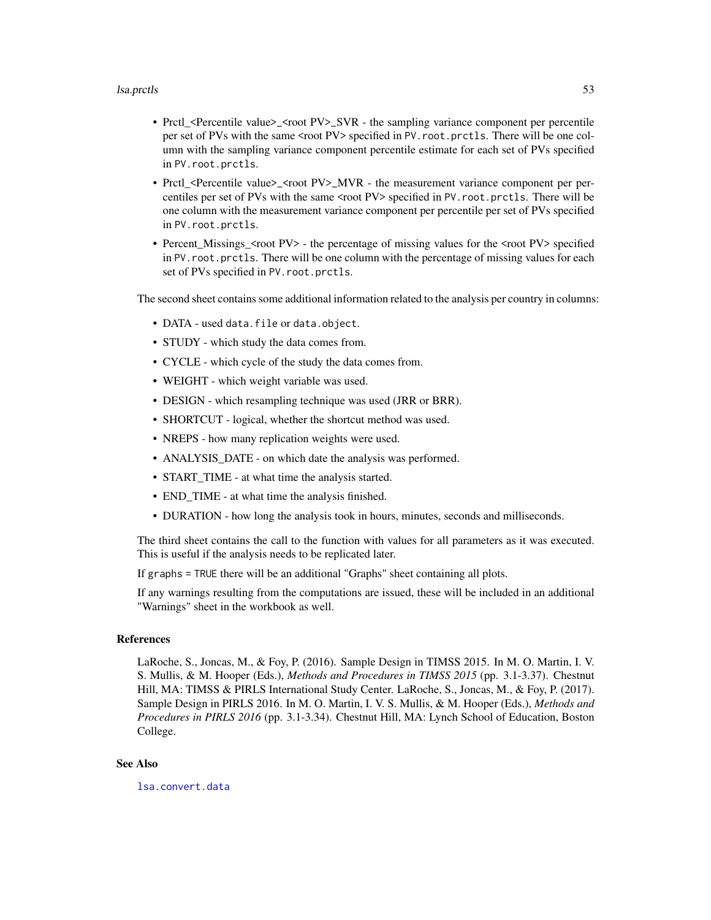- Prctl_<Percentile value>_<root PV>_SVR - the sampling variance component per percentile per set of PVs with the same <root PV> specified in `PV.root.prctls`. There will be one column with the sampling variance component percentile estimate for each set of PVs specified in `PV.root.prctls`.
- Prctl_<Percentile value>_<root PV>_MVR - the measurement variance component per percentiles per set of PVs with the same <root PV> specified in `PV.root.prctls`. There will be one column with the measurement variance component per percentile per set of PVs specified in `PV.root.prctls`.
- Percent_Missings_<root PV> - the percentage of missing values for the <root PV> specified in `PV.root.prctls`. There will be one column with the percentage of missing values for each set of PVs specified in `PV.root.prctls`.

The second sheet contains some additional information related to the analysis per country in columns:

- DATA - used `data.file` or `data.object`.
- STUDY - which study the data comes from.
- CYCLE - which cycle of the study the data comes from.
- WEIGHT - which weight variable was used.
- DESIGN - which resampling technique was used (JRR or BRR).
- SHORTCUT - logical, whether the shortcut method was used.
- NREPS - how many replication weights were used.
- ANALYSIS_DATE - on which date the analysis was performed.
- START_TIME - at what time the analysis started.
- END_TIME - at what time the analysis finished.
- DURATION - how long the analysis took in hours, minutes, seconds and milliseconds.

The third sheet contains the call to the function with values for all parameters as it was executed. This is useful if the analysis needs to be replicated later.

If `graphs = TRUE` there will be an additional "Graphs" sheet containing all plots.

If any warnings resulting from the computations are issued, these will be included in an additional "Warnings" sheet in the workbook as well.

## References

LaRoche, S., Joncas, M., & Foy, P. (2016). Sample Design in TIMSS 2015. In M. O. Martin, I. V. S. Mullis, & M. Hooper (Eds.), *Methods and Procedures in TIMSS 2015* (pp. 3.1-3.37). Chestnut Hill, MA: TIMSS & PIRLS International Study Center. LaRoche, S., Joncas, M., & Foy, P. (2017). Sample Design in PIRLS 2016. In M. O. Martin, I. V. S. Mullis, & M. Hooper (Eds.), *Methods and Procedures in PIRLS 2016* (pp. 3.1-3.34). Chestnut Hill, MA: Lynch School of Education, Boston College.

## See Also

`lsa.convert.data`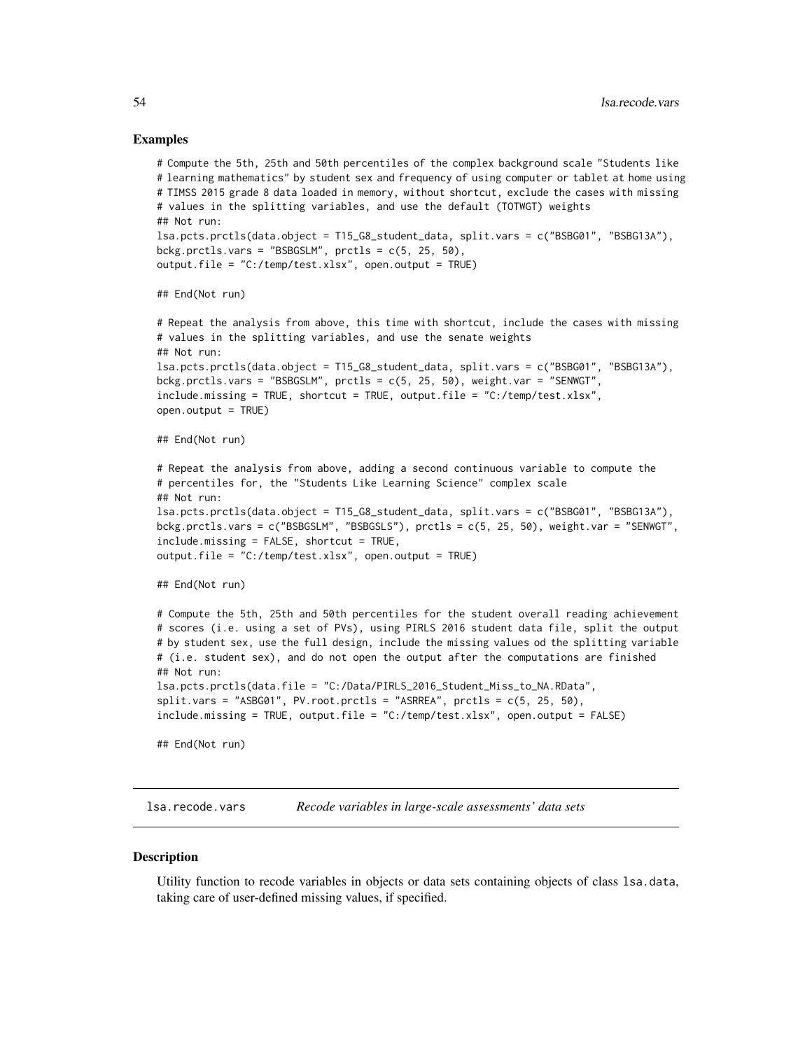### Examples

```
# Compute the 5th, 25th and 50th percentiles of the complex background scale "Students like
# learning mathematics" by student sex and frequency of using computer or tablet at home using
# TIMSS 2015 grade 8 data loaded in memory, without shortcut, exclude the cases with missing
# values in the splitting variables, and use the default (TOTWGT) weights
## Not run:
lsa.pcts.prctls(data.object = T15_G8_student_data, split.vars = c("BSBG01", "BSBG13A"),
bckg.prctls.vars = "BSBGSLM", prctls = c(5, 25, 50),
output.file = "C:/temp/test.xlsx", open.output = TRUE)

## End(Not run)

# Repeat the analysis from above, this time with shortcut, include the cases with missing
# values in the splitting variables, and use the senate weights
## Not run:
lsa.pcts.prctls(data.object = T15_G8_student_data, split.vars = c("BSBG01", "BSBG13A"),
bckg.prctls.vars = "BSBGSLM", prctls = c(5, 25, 50), weight.var = "SENWGT",
include.missing = TRUE, shortcut = TRUE, output.file = "C:/temp/test.xlsx",
open.output = TRUE)

## End(Not run)

# Repeat the analysis from above, adding a second continuous variable to compute the
# percentiles for, the "Students Like Learning Science" complex scale
## Not run:
lsa.pcts.prctls(data.object = T15_G8_student_data, split.vars = c("BSBG01", "BSBG13A"),
bckg.prctls.vars = c("BSBGSLM", "BSBGSLS"), prctls = c(5, 25, 50), weight.var = "SENWGT",
include.missing = FALSE, shortcut = TRUE,
output.file = "C:/temp/test.xlsx", open.output = TRUE)

## End(Not run)

# Compute the 5th, 25th and 50th percentiles for the student overall reading achievement
# scores (i.e. using a set of PVs), using PIRLS 2016 student data file, split the output
# by student sex, use the full design, include the missing values od the splitting variable
# (i.e. student sex), and do not open the output after the computations are finished
## Not run:
lsa.pcts.prctls(data.file = "C:/Data/PIRLS_2016_Student_Miss_to_NA.RData",
split.vars = "ASBG01", PV.root.prctls = "ASRREA", prctls = c(5, 25, 50),
include.missing = TRUE, output.file = "C:/temp/test.xlsx", open.output = FALSE)

## End(Not run)
```

---

## lsa.recode.vars — *Recode variables in large-scale assessments' data sets*

### Description

Utility function to recode variables in objects or data sets containing objects of class lsa.data, taking care of user-defined missing values, if specified.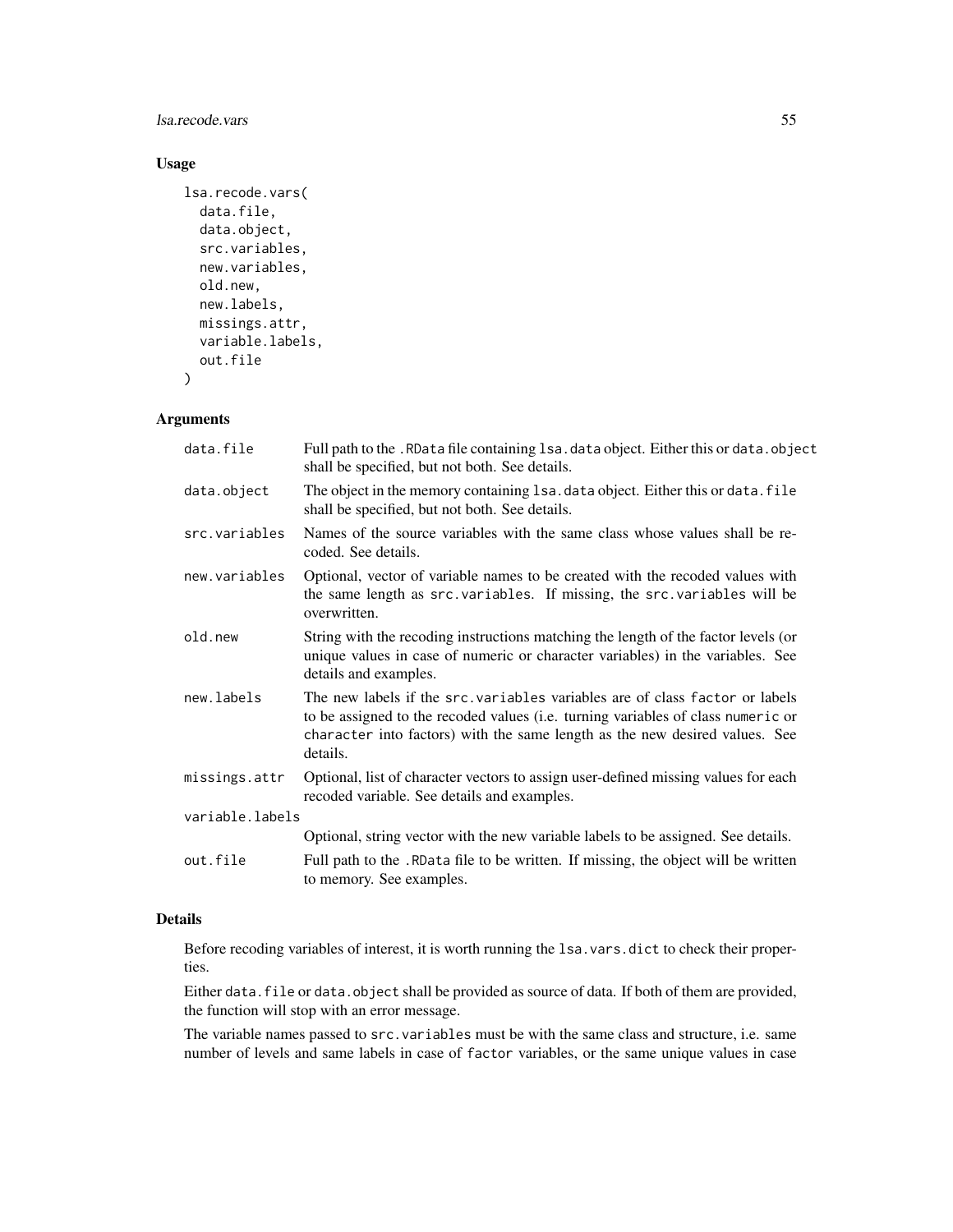## Usage

```
lsa.recode.vars(
  data.file,
  data.object,
  src.variables,
  new.variables,
  old.new,
  new.labels,
  missings.attr,
  variable.labels,
  out.file
)
```

## Arguments

| Argument | Description |
|---|---|
| data.file | Full path to the .RData file containing lsa.data object. Either this or data.object shall be specified, but not both. See details. |
| data.object | The object in the memory containing lsa.data object. Either this or data.file shall be specified, but not both. See details. |
| src.variables | Names of the source variables with the same class whose values shall be recoded. See details. |
| new.variables | Optional, vector of variable names to be created with the recoded values with the same length as src.variables. If missing, the src.variables will be overwritten. |
| old.new | String with the recoding instructions matching the length of the factor levels (or unique values in case of numeric or character variables) in the variables. See details and examples. |
| new.labels | The new labels if the src.variables variables are of class factor or labels to be assigned to the recoded values (i.e. turning variables of class numeric or character into factors) with the same length as the new desired values. See details. |
| missings.attr | Optional, list of character vectors to assign user-defined missing values for each recoded variable. See details and examples. |
| variable.labels | Optional, string vector with the new variable labels to be assigned. See details. |
| out.file | Full path to the .RData file to be written. If missing, the object will be written to memory. See examples. |

## Details

Before recoding variables of interest, it is worth running the lsa.vars.dict to check their properties.

Either data.file or data.object shall be provided as source of data. If both of them are provided, the function will stop with an error message.

The variable names passed to src.variables must be with the same class and structure, i.e. same number of levels and same labels in case of factor variables, or the same unique values in case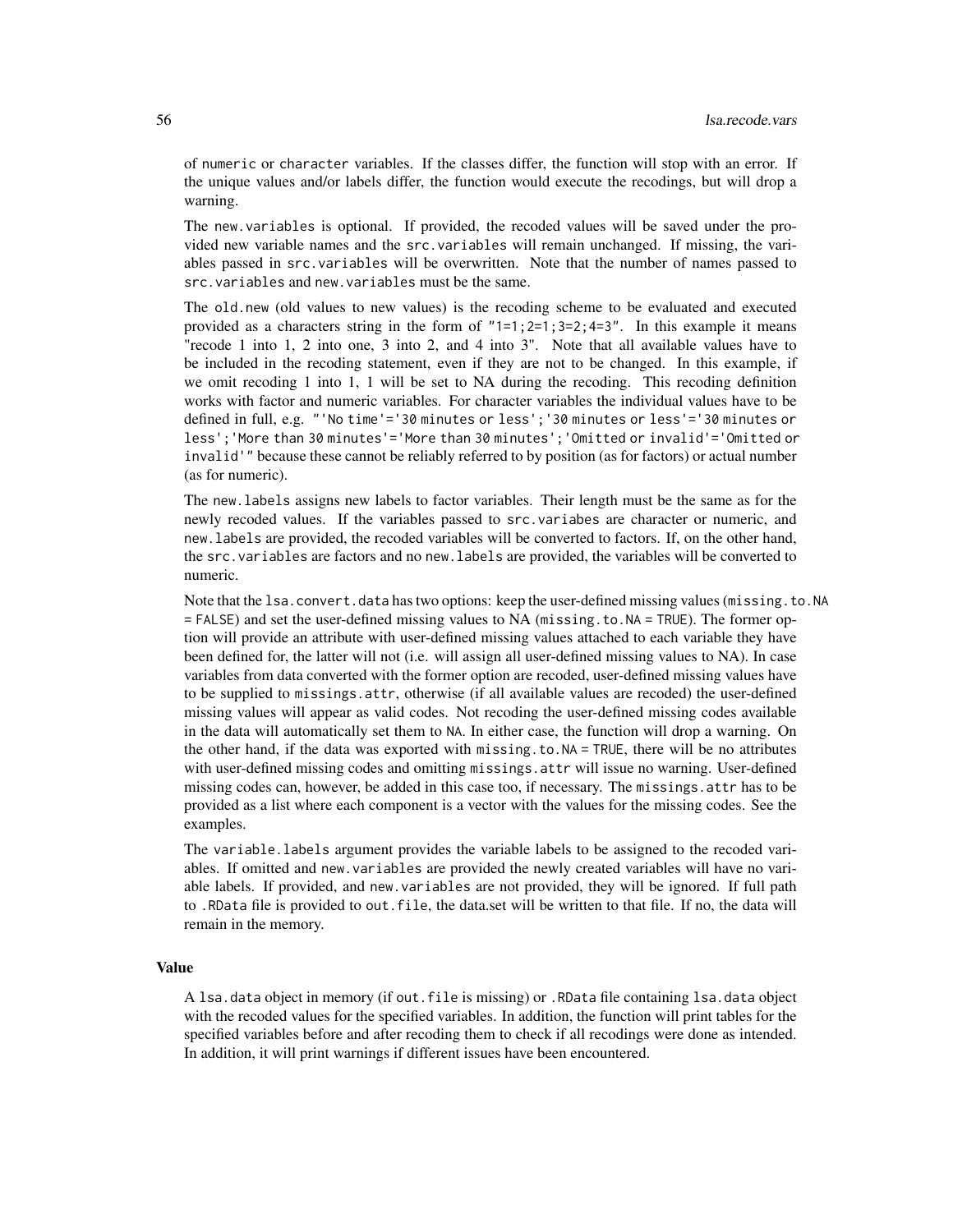of numeric or character variables. If the classes differ, the function will stop with an error. If the unique values and/or labels differ, the function would execute the recodings, but will drop a warning.

The `new.variables` is optional. If provided, the recoded values will be saved under the provided new variable names and the `src.variables` will remain unchanged. If missing, the variables passed in `src.variables` will be overwritten. Note that the number of names passed to `src.variables` and `new.variables` must be the same.

The `old.new` (old values to new values) is the recoding scheme to be evaluated and executed provided as a characters string in the form of `"1=1;2=1;3=2;4=3"`. In this example it means "recode 1 into 1, 2 into one, 3 into 2, and 4 into 3". Note that all available values have to be included in the recoding statement, even if they are not to be changed. In this example, if we omit recoding 1 into 1, 1 will be set to NA during the recoding. This recoding definition works with factor and numeric variables. For character variables the individual values have to be defined in full, e.g. `"'No time'='30 minutes or less';'30 minutes or less'='30 minutes or less';'More than 30 minutes'='More than 30 minutes';'Omitted or invalid'='Omitted or invalid'"` because these cannot be reliably referred to by position (as for factors) or actual number (as for numeric).

The `new.labels` assigns new labels to factor variables. Their length must be the same as for the newly recoded values. If the variables passed to `src.variabes` are character or numeric, and `new.labels` are provided, the recoded variables will be converted to factors. If, on the other hand, the `src.variables` are factors and no `new.labels` are provided, the variables will be converted to numeric.

Note that the `lsa.convert.data` has two options: keep the user-defined missing values (`missing.to.NA = FALSE`) and set the user-defined missing values to NA (`missing.to.NA = TRUE`). The former option will provide an attribute with user-defined missing values attached to each variable they have been defined for, the latter will not (i.e. will assign all user-defined missing values to NA). In case variables from data converted with the former option are recoded, user-defined missing values have to be supplied to `missings.attr`, otherwise (if all available values are recoded) the user-defined missing values will appear as valid codes. Not recoding the user-defined missing codes available in the data will automatically set them to `NA`. In either case, the function will drop a warning. On the other hand, if the data was exported with `missing.to.NA = TRUE`, there will be no attributes with user-defined missing codes and omitting `missings.attr` will issue no warning. User-defined missing codes can, however, be added in this case too, if necessary. The `missings.attr` has to be provided as a list where each component is a vector with the values for the missing codes. See the examples.

The `variable.labels` argument provides the variable labels to be assigned to the recoded variables. If omitted and `new.variables` are provided the newly created variables will have no variable labels. If provided, and `new.variables` are not provided, they will be ignored. If full path to `.RData` file is provided to `out.file`, the data.set will be written to that file. If no, the data will remain in the memory.

### Value

A `lsa.data` object in memory (if `out.file` is missing) or `.RData` file containing `lsa.data` object with the recoded values for the specified variables. In addition, the function will print tables for the specified variables before and after recoding them to check if all recodings were done as intended. In addition, it will print warnings if different issues have been encountered.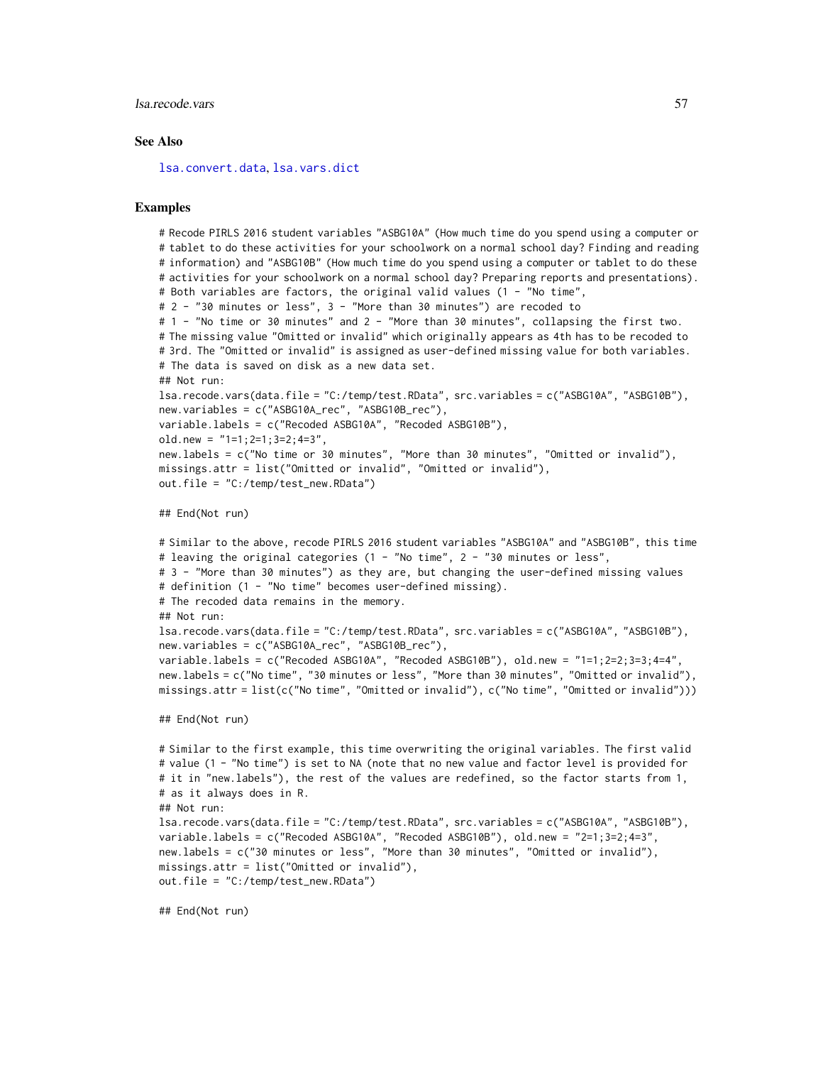### See Also

lsa.convert.data, lsa.vars.dict

### Examples

```
# Recode PIRLS 2016 student variables "ASBG10A" (How much time do you spend using a computer or
# tablet to do these activities for your schoolwork on a normal school day? Finding and reading
# information) and "ASBG10B" (How much time do you spend using a computer or tablet to do these
# activities for your schoolwork on a normal school day? Preparing reports and presentations).
# Both variables are factors, the original valid values (1 - "No time",
# 2 - "30 minutes or less", 3 - "More than 30 minutes") are recoded to
# 1 - "No time or 30 minutes" and 2 - "More than 30 minutes", collapsing the first two.
# The missing value "Omitted or invalid" which originally appears as 4th has to be recoded to
# 3rd. The "Omitted or invalid" is assigned as user-defined missing value for both variables.
# The data is saved on disk as a new data set.
## Not run:
lsa.recode.vars(data.file = "C:/temp/test.RData", src.variables = c("ASBG10A", "ASBG10B"),
new.variables = c("ASBG10A_rec", "ASBG10B_rec"),
variable.labels = c("Recoded ASBG10A", "Recoded ASBG10B"),
old.new = "1=1;2=1;3=2;4=3",
new.labels = c("No time or 30 minutes", "More than 30 minutes", "Omitted or invalid"),
missings.attr = list("Omitted or invalid", "Omitted or invalid"),
out.file = "C:/temp/test_new.RData")

## End(Not run)

# Similar to the above, recode PIRLS 2016 student variables "ASBG10A" and "ASBG10B", this time
# leaving the original categories (1 - "No time", 2 - "30 minutes or less",
# 3 - "More than 30 minutes") as they are, but changing the user-defined missing values
# definition (1 - "No time" becomes user-defined missing).
# The recoded data remains in the memory.
## Not run:
lsa.recode.vars(data.file = "C:/temp/test.RData", src.variables = c("ASBG10A", "ASBG10B"),
new.variables = c("ASBG10A_rec", "ASBG10B_rec"),
variable.labels = c("Recoded ASBG10A", "Recoded ASBG10B"), old.new = "1=1;2=2;3=3;4=4",
new.labels = c("No time", "30 minutes or less", "More than 30 minutes", "Omitted or invalid"),
missings.attr = list(c("No time", "Omitted or invalid"), c("No time", "Omitted or invalid")))

## End(Not run)

# Similar to the first example, this time overwriting the original variables. The first valid
# value (1 - "No time") is set to NA (note that no new value and factor level is provided for
# it in "new.labels"), the rest of the values are redefined, so the factor starts from 1,
# as it always does in R.
## Not run:
lsa.recode.vars(data.file = "C:/temp/test.RData", src.variables = c("ASBG10A", "ASBG10B"),
variable.labels = c("Recoded ASBG10A", "Recoded ASBG10B"), old.new = "2=1;3=2;4=3",
new.labels = c("30 minutes or less", "More than 30 minutes", "Omitted or invalid"),
missings.attr = list("Omitted or invalid"),
out.file = "C:/temp/test_new.RData")

## End(Not run)
```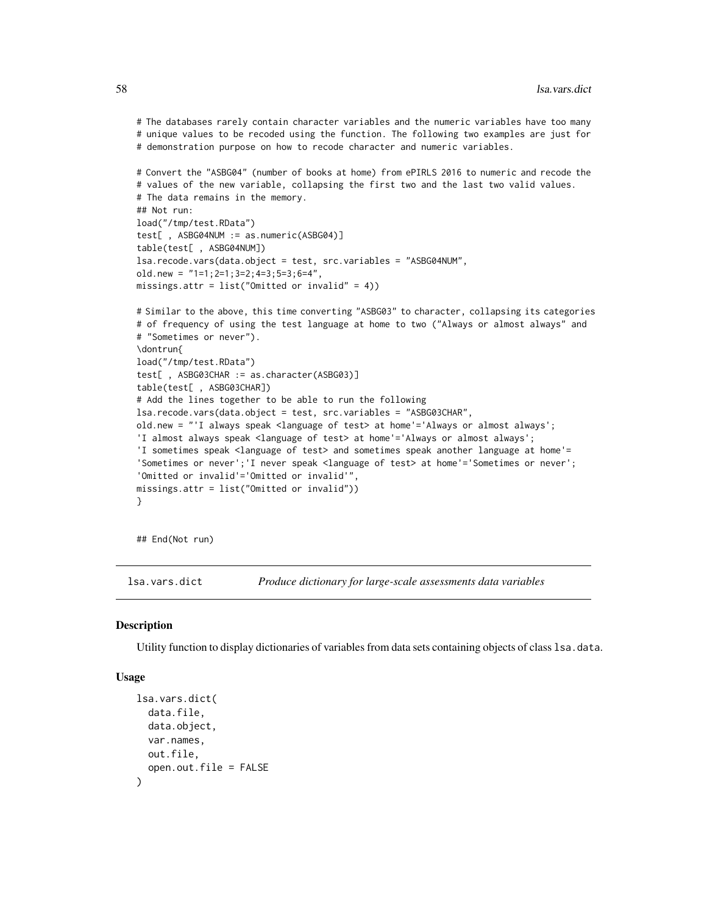```
# The databases rarely contain character variables and the numeric variables have too many
# unique values to be recoded using the function. The following two examples are just for
# demonstration purpose on how to recode character and numeric variables.

# Convert the "ASBG04" (number of books at home) from ePIRLS 2016 to numeric and recode the
# values of the new variable, collapsing the first two and the last two valid values.
# The data remains in the memory.
## Not run:
load("/tmp/test.RData")
test[ , ASBG04NUM := as.numeric(ASBG04)]
table(test[ , ASBG04NUM])
lsa.recode.vars(data.object = test, src.variables = "ASBG04NUM",
old.new = "1=1;2=1;3=2;4=3;5=3;6=4",
missings.attr = list("Omitted or invalid" = 4))

# Similar to the above, this time converting "ASBG03" to character, collapsing its categories
# of frequency of using the test language at home to two ("Always or almost always" and
# "Sometimes or never").
\dontrun{
load("/tmp/test.RData")
test[ , ASBG03CHAR := as.character(ASBG03)]
table(test[ , ASBG03CHAR])
# Add the lines together to be able to run the following
lsa.recode.vars(data.object = test, src.variables = "ASBG03CHAR",
old.new = "'I always speak <language of test> at home'='Always or almost always';
'I almost always speak <language of test> at home'='Always or almost always';
'I sometimes speak <language of test> and sometimes speak another language at home'=
'Sometimes or never';'I never speak <language of test> at home'='Sometimes or never';
'Omitted or invalid'='Omitted or invalid'",
missings.attr = list("Omitted or invalid"))
}

## End(Not run)
```

## lsa.vars.dict — *Produce dictionary for large-scale assessments data variables*

### Description

Utility function to display dictionaries of variables from data sets containing objects of class `lsa.data`.

### Usage

```
lsa.vars.dict(
  data.file,
  data.object,
  var.names,
  out.file,
  open.out.file = FALSE
)
```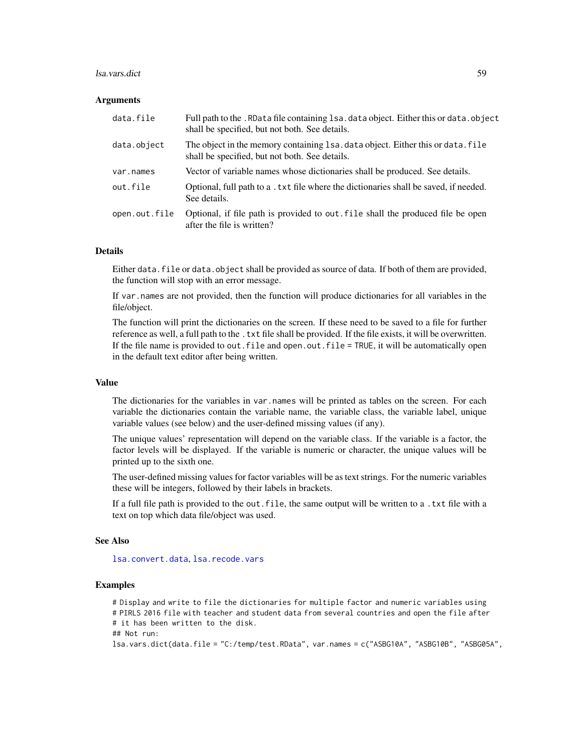### Arguments

| | |
|---|---|
| `data.file` | Full path to the `.RData` file containing `lsa.data` object. Either this or `data.object` shall be specified, but not both. See details. |
| `data.object` | The object in the memory containing `lsa.data` object. Either this or `data.file` shall be specified, but not both. See details. |
| `var.names` | Vector of variable names whose dictionaries shall be produced. See details. |
| `out.file` | Optional, full path to a `.txt` file where the dictionaries shall be saved, if needed. See details. |
| `open.out.file` | Optional, if file path is provided to `out.file` shall the produced file be open after the file is written? |

### Details

Either `data.file` or `data.object` shall be provided as source of data. If both of them are provided, the function will stop with an error message.

If `var.names` are not provided, then the function will produce dictionaries for all variables in the file/object.

The function will print the dictionaries on the screen. If these need to be saved to a file for further reference as well, a full path to the `.txt` file shall be provided. If the file exists, it will be overwritten. If the file name is provided to `out.file` and `open.out.file = TRUE`, it will be automatically open in the default text editor after being written.

### Value

The dictionaries for the variables in `var.names` will be printed as tables on the screen. For each variable the dictionaries contain the variable name, the variable class, the variable label, unique variable values (see below) and the user-defined missing values (if any).

The unique values' representation will depend on the variable class. If the variable is a factor, the factor levels will be displayed. If the variable is numeric or character, the unique values will be printed up to the sixth one.

The user-defined missing values for factor variables will be as text strings. For the numeric variables these will be integers, followed by their labels in brackets.

If a full file path is provided to the `out.file`, the same output will be written to a `.txt` file with a text on top which data file/object was used.

### See Also

`lsa.convert.data`, `lsa.recode.vars`

### Examples

```
# Display and write to file the dictionaries for multiple factor and numeric variables using
# PIRLS 2016 file with teacher and student data from several countries and open the file after
# it has been written to the disk.
## Not run:
lsa.vars.dict(data.file = "C:/temp/test.RData", var.names = c("ASBG10A", "ASBG10B", "ASBG05A",
```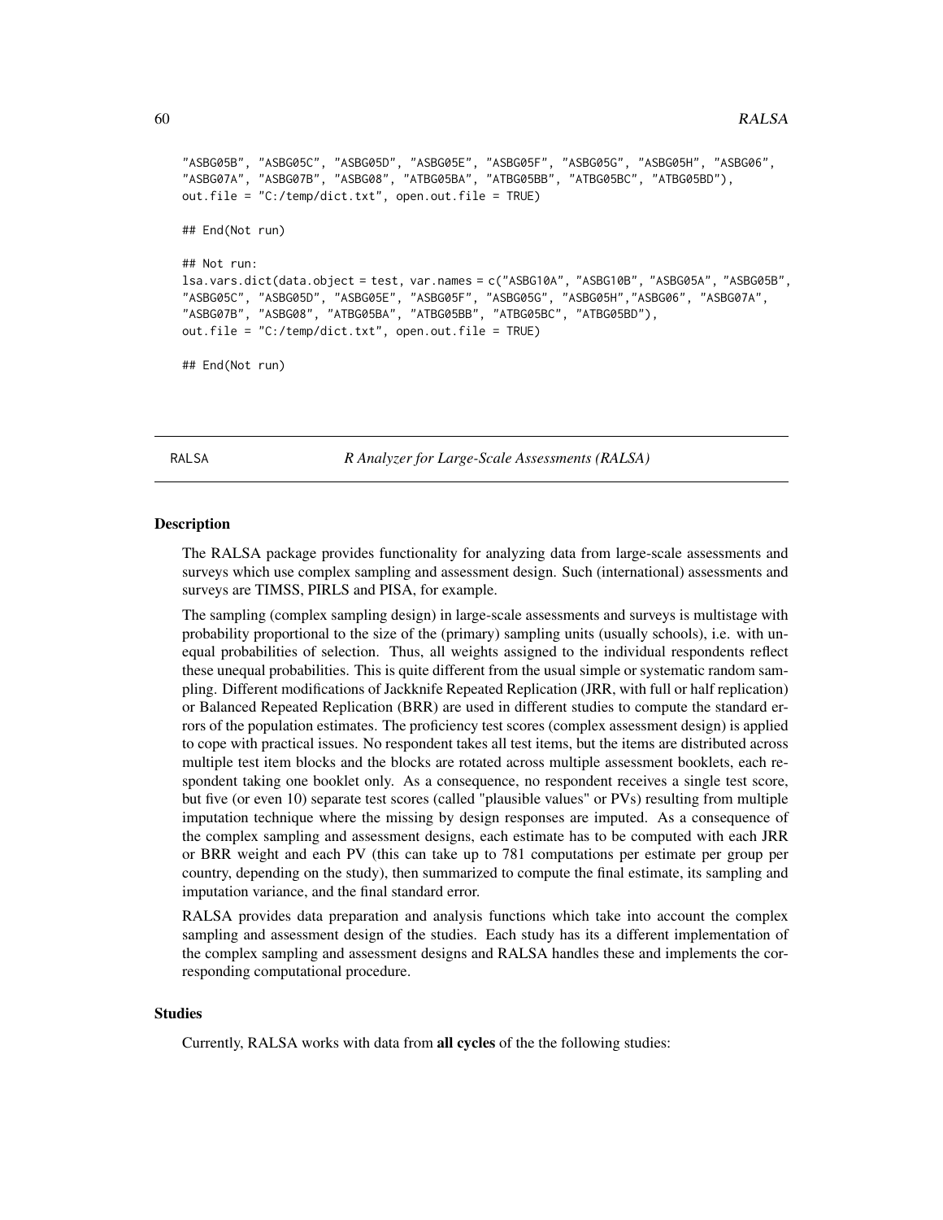```
"ASBG05B", "ASBG05C", "ASBG05D", "ASBG05E", "ASBG05F", "ASBG05G", "ASBG05H", "ASBG06",
"ASBG07A", "ASBG07B", "ASBG08", "ATBG05BA", "ATBG05BB", "ATBG05BC", "ATBG05BD"),
out.file = "C:/temp/dict.txt", open.out.file = TRUE)

## End(Not run)

## Not run:
lsa.vars.dict(data.object = test, var.names = c("ASBG10A", "ASBG10B", "ASBG05A", "ASBG05B",
"ASBG05C", "ASBG05D", "ASBG05E", "ASBG05F", "ASBG05G", "ASBG05H","ASBG06", "ASBG07A",
"ASBG07B", "ASBG08", "ATBG05BA", "ATBG05BB", "ATBG05BC", "ATBG05BD"),
out.file = "C:/temp/dict.txt", open.out.file = TRUE)

## End(Not run)
```

---

## RALSA — *R Analyzer for Large-Scale Assessments (RALSA)*

### Description

The RALSA package provides functionality for analyzing data from large-scale assessments and surveys which use complex sampling and assessment design. Such (international) assessments and surveys are TIMSS, PIRLS and PISA, for example.

The sampling (complex sampling design) in large-scale assessments and surveys is multistage with probability proportional to the size of the (primary) sampling units (usually schools), i.e. with unequal probabilities of selection. Thus, all weights assigned to the individual respondents reflect these unequal probabilities. This is quite different from the usual simple or systematic random sampling. Different modifications of Jackknife Repeated Replication (JRR, with full or half replication) or Balanced Repeated Replication (BRR) are used in different studies to compute the standard errors of the population estimates. The proficiency test scores (complex assessment design) is applied to cope with practical issues. No respondent takes all test items, but the items are distributed across multiple test item blocks and the blocks are rotated across multiple assessment booklets, each respondent taking one booklet only. As a consequence, no respondent receives a single test score, but five (or even 10) separate test scores (called "plausible values" or PVs) resulting from multiple imputation technique where the missing by design responses are imputed. As a consequence of the complex sampling and assessment designs, each estimate has to be computed with each JRR or BRR weight and each PV (this can take up to 781 computations per estimate per group per country, depending on the study), then summarized to compute the final estimate, its sampling and imputation variance, and the final standard error.

RALSA provides data preparation and analysis functions which take into account the complex sampling and assessment design of the studies. Each study has its a different implementation of the complex sampling and assessment designs and RALSA handles these and implements the corresponding computational procedure.

### Studies

Currently, RALSA works with data from **all cycles** of the the following studies: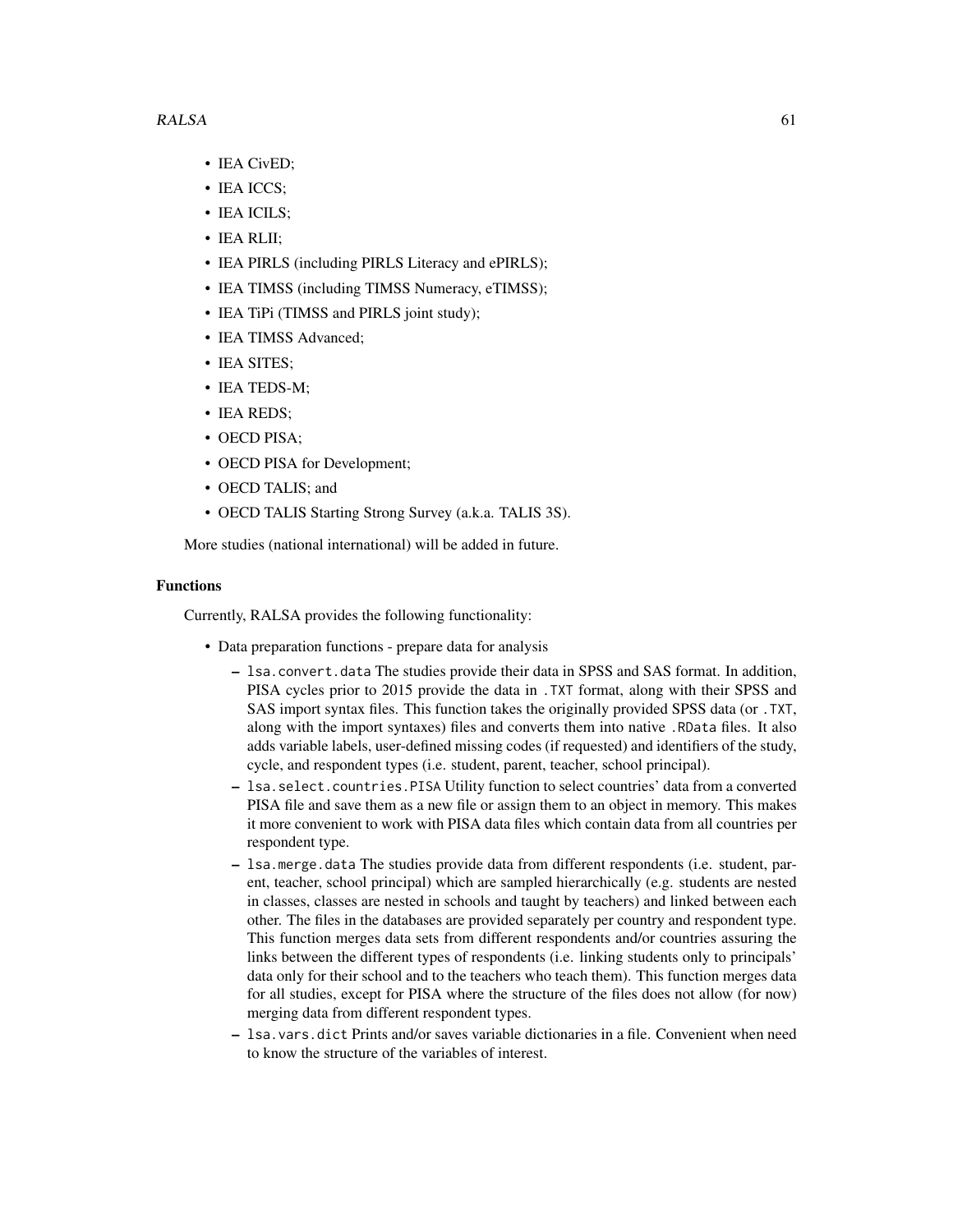- IEA CivED;
- IEA ICCS;
- IEA ICILS;
- IEA RLII;
- IEA PIRLS (including PIRLS Literacy and ePIRLS);
- IEA TIMSS (including TIMSS Numeracy, eTIMSS);
- IEA TiPi (TIMSS and PIRLS joint study);
- IEA TIMSS Advanced;
- IEA SITES;
- IEA TEDS-M;
- IEA REDS;
- OECD PISA;
- OECD PISA for Development;
- OECD TALIS; and
- OECD TALIS Starting Strong Survey (a.k.a. TALIS 3S).

More studies (national international) will be added in future.

## Functions

Currently, RALSA provides the following functionality:

- Data preparation functions - prepare data for analysis
  - `lsa.convert.data` The studies provide their data in SPSS and SAS format. In addition, PISA cycles prior to 2015 provide the data in `.TXT` format, along with their SPSS and SAS import syntax files. This function takes the originally provided SPSS data (or `.TXT`, along with the import syntaxes) files and converts them into native `.RData` files. It also adds variable labels, user-defined missing codes (if requested) and identifiers of the study, cycle, and respondent types (i.e. student, parent, teacher, school principal).
  - `lsa.select.countries.PISA` Utility function to select countries' data from a converted PISA file and save them as a new file or assign them to an object in memory. This makes it more convenient to work with PISA data files which contain data from all countries per respondent type.
  - `lsa.merge.data` The studies provide data from different respondents (i.e. student, parent, teacher, school principal) which are sampled hierarchically (e.g. students are nested in classes, classes are nested in schools and taught by teachers) and linked between each other. The files in the databases are provided separately per country and respondent type. This function merges data sets from different respondents and/or countries assuring the links between the different types of respondents (i.e. linking students only to principals' data only for their school and to the teachers who teach them). This function merges data for all studies, except for PISA where the structure of the files does not allow (for now) merging data from different respondent types.
  - `lsa.vars.dict` Prints and/or saves variable dictionaries in a file. Convenient when need to know the structure of the variables of interest.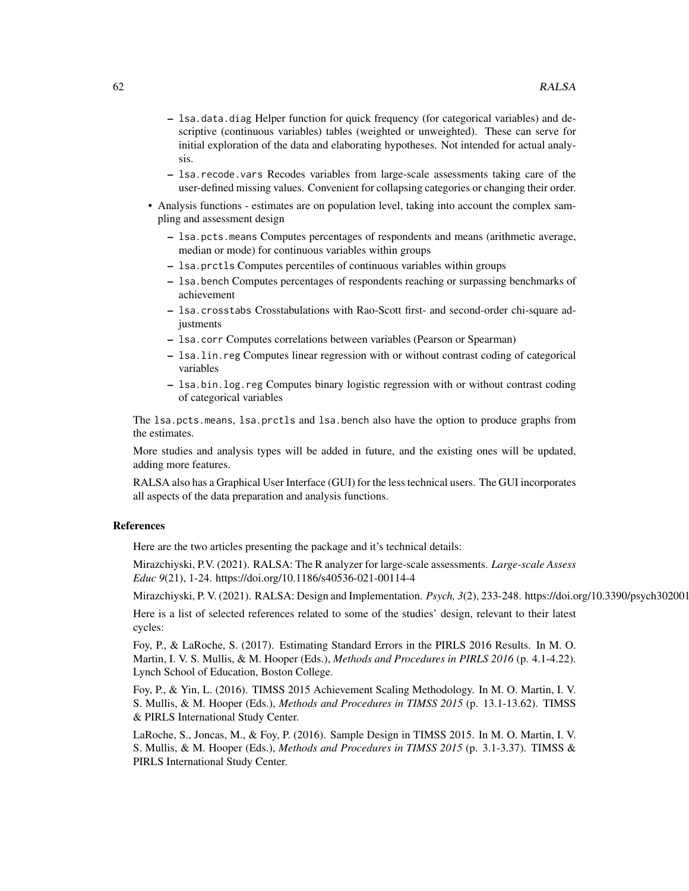- `lsa.data.diag` Helper function for quick frequency (for categorical variables) and descriptive (continuous variables) tables (weighted or unweighted). These can serve for initial exploration of the data and elaborating hypotheses. Not intended for actual analysis.
  - `lsa.recode.vars` Recodes variables from large-scale assessments taking care of the user-defined missing values. Convenient for collapsing categories or changing their order.

- Analysis functions - estimates are on population level, taking into account the complex sampling and assessment design
  - `lsa.pcts.means` Computes percentages of respondents and means (arithmetic average, median or mode) for continuous variables within groups
  - `lsa.prctls` Computes percentiles of continuous variables within groups
  - `lsa.bench` Computes percentages of respondents reaching or surpassing benchmarks of achievement
  - `lsa.crosstabs` Crosstabulations with Rao-Scott first- and second-order chi-square adjustments
  - `lsa.corr` Computes correlations between variables (Pearson or Spearman)
  - `lsa.lin.reg` Computes linear regression with or without contrast coding of categorical variables
  - `lsa.bin.log.reg` Computes binary logistic regression with or without contrast coding of categorical variables

The `lsa.pcts.means`, `lsa.prctls` and `lsa.bench` also have the option to produce graphs from the estimates.

More studies and analysis types will be added in future, and the existing ones will be updated, adding more features.

RALSA also has a Graphical User Interface (GUI) for the less technical users. The GUI incorporates all aspects of the data preparation and analysis functions.

### References

Here are the two articles presenting the package and it's technical details:

Mirazchiyski, P.V. (2021). RALSA: The R analyzer for large-scale assessments. *Large-scale Assess Educ 9*(21), 1-24. https://doi.org/10.1186/s40536-021-00114-4

Mirazchiyski, P. V. (2021). RALSA: Design and Implementation. *Psych, 3*(2), 233-248. https://doi.org/10.3390/psych302001

Here is a list of selected references related to some of the studies' design, relevant to their latest cycles:

Foy, P., & LaRoche, S. (2017). Estimating Standard Errors in the PIRLS 2016 Results. In M. O. Martin, I. V. S. Mullis, & M. Hooper (Eds.), *Methods and Procedures in PIRLS 2016* (p. 4.1-4.22). Lynch School of Education, Boston College.

Foy, P., & Yin, L. (2016). TIMSS 2015 Achievement Scaling Methodology. In M. O. Martin, I. V. S. Mullis, & M. Hooper (Eds.), *Methods and Procedures in TIMSS 2015* (p. 13.1-13.62). TIMSS & PIRLS International Study Center.

LaRoche, S., Joncas, M., & Foy, P. (2016). Sample Design in TIMSS 2015. In M. O. Martin, I. V. S. Mullis, & M. Hooper (Eds.), *Methods and Procedures in TIMSS 2015* (p. 3.1-3.37). TIMSS & PIRLS International Study Center.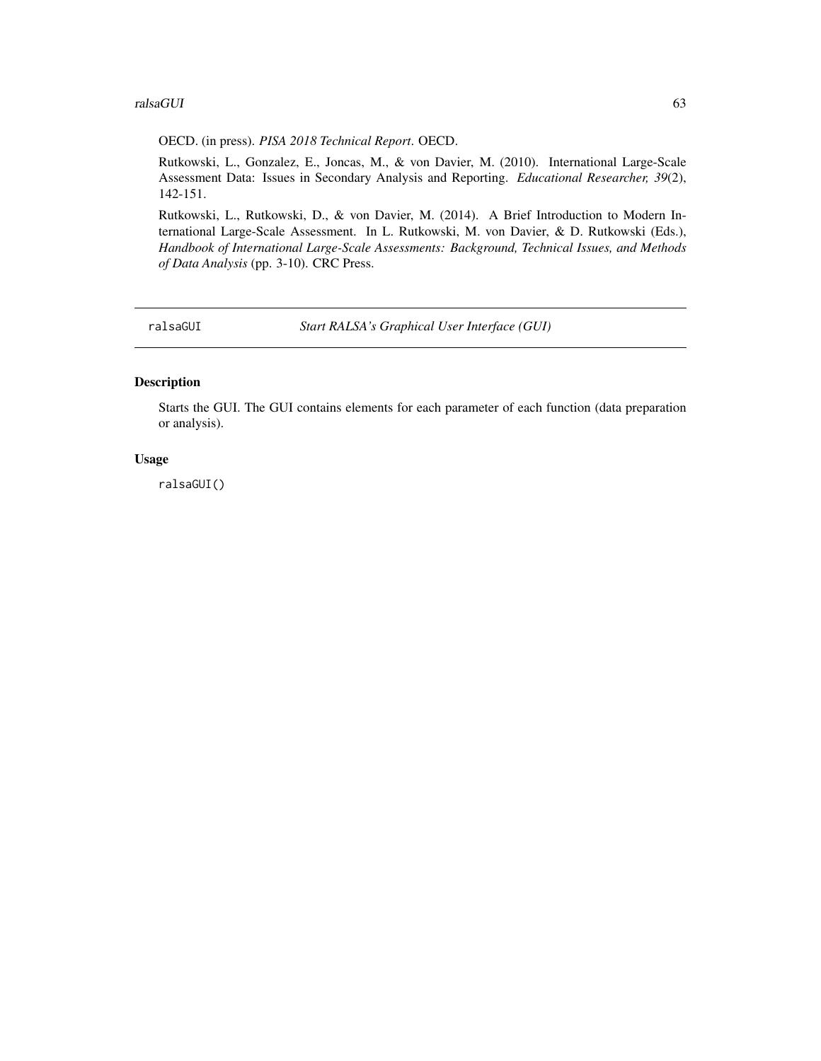OECD. (in press). *PISA 2018 Technical Report*. OECD.

Rutkowski, L., Gonzalez, E., Joncas, M., & von Davier, M. (2010). International Large-Scale Assessment Data: Issues in Secondary Analysis and Reporting. *Educational Researcher, 39*(2), 142-151.

Rutkowski, L., Rutkowski, D., & von Davier, M. (2014). A Brief Introduction to Modern International Large-Scale Assessment. In L. Rutkowski, M. von Davier, & D. Rutkowski (Eds.), *Handbook of International Large-Scale Assessments: Background, Technical Issues, and Methods of Data Analysis* (pp. 3-10). CRC Press.

---

## ralsaGUI — *Start RALSA's Graphical User Interface (GUI)*

---

### Description

Starts the GUI. The GUI contains elements for each parameter of each function (data preparation or analysis).

### Usage

```
ralsaGUI()
```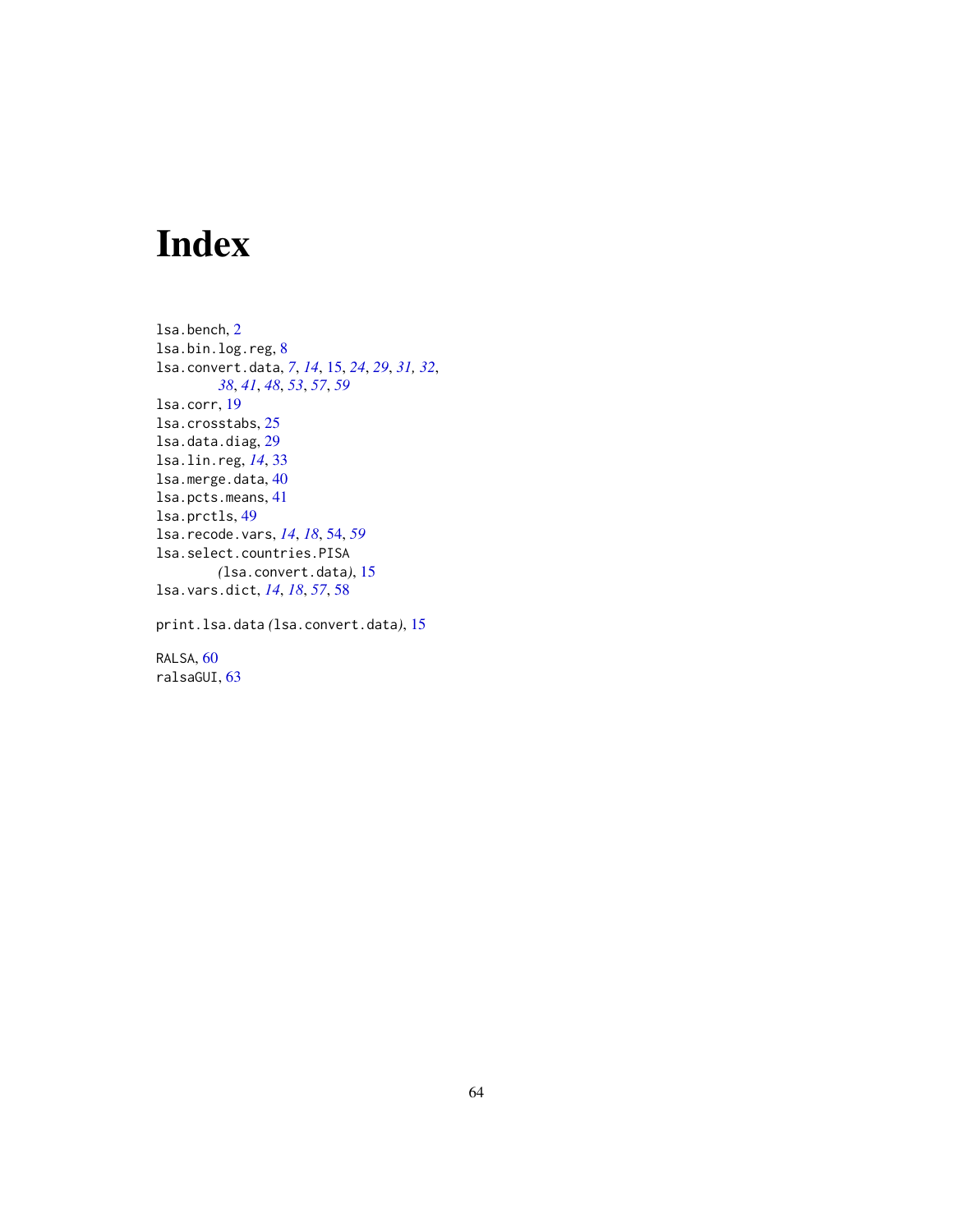# Index

lsa.bench, 2
lsa.bin.log.reg, 8
lsa.convert.data, *7*, *14*, 15, *24*, *29*, *31*, *32*, *38*, *41*, *48*, *53*, *57*, *59*
lsa.corr, 19
lsa.crosstabs, 25
lsa.data.diag, 29
lsa.lin.reg, *14*, 33
lsa.merge.data, 40
lsa.pcts.means, 41
lsa.prctls, 49
lsa.recode.vars, *14*, *18*, 54, *59*
lsa.select.countries.PISA (lsa.convert.data), 15
lsa.vars.dict, *14*, *18*, *57*, 58

print.lsa.data (lsa.convert.data), 15

RALSA, 60
ralsaGUI, 63